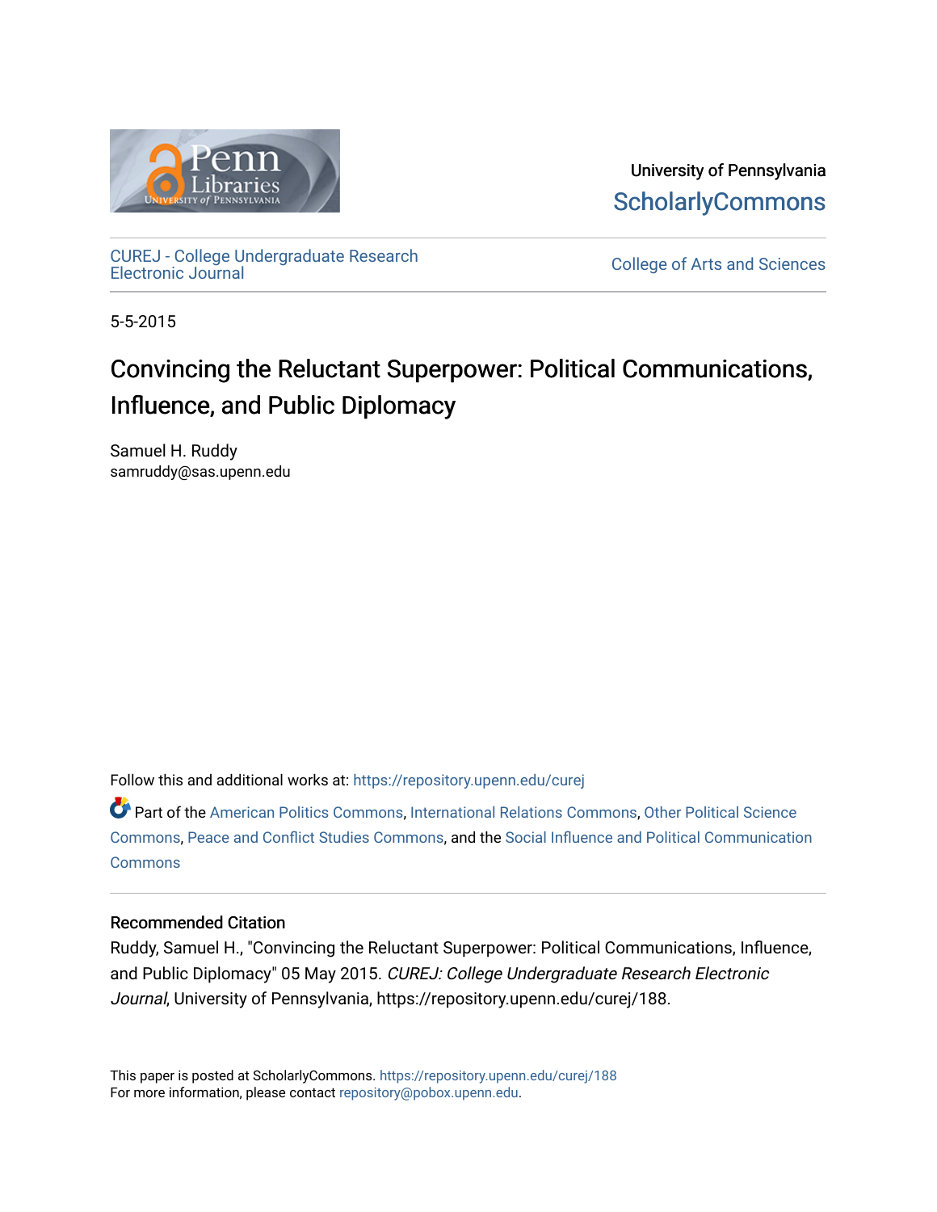University of Pennsylvania
ScholarlyCommons

CUREJ - College Undergraduate Research Electronic Journal

College of Arts and Sciences

5-5-2015

# Convincing the Reluctant Superpower: Political Communications, Influence, and Public Diplomacy

Samuel H. Ruddy
samruddy@sas.upenn.edu

Follow this and additional works at: https://repository.upenn.edu/curej

Part of the American Politics Commons, International Relations Commons, Other Political Science Commons, Peace and Conflict Studies Commons, and the Social Influence and Political Communication Commons

## Recommended Citation

Ruddy, Samuel H., "Convincing the Reluctant Superpower: Political Communications, Influence, and Public Diplomacy" 05 May 2015. *CUREJ: College Undergraduate Research Electronic Journal*, University of Pennsylvania, https://repository.upenn.edu/curej/188.

This paper is posted at ScholarlyCommons. https://repository.upenn.edu/curej/188
For more information, please contact repository@pobox.upenn.edu.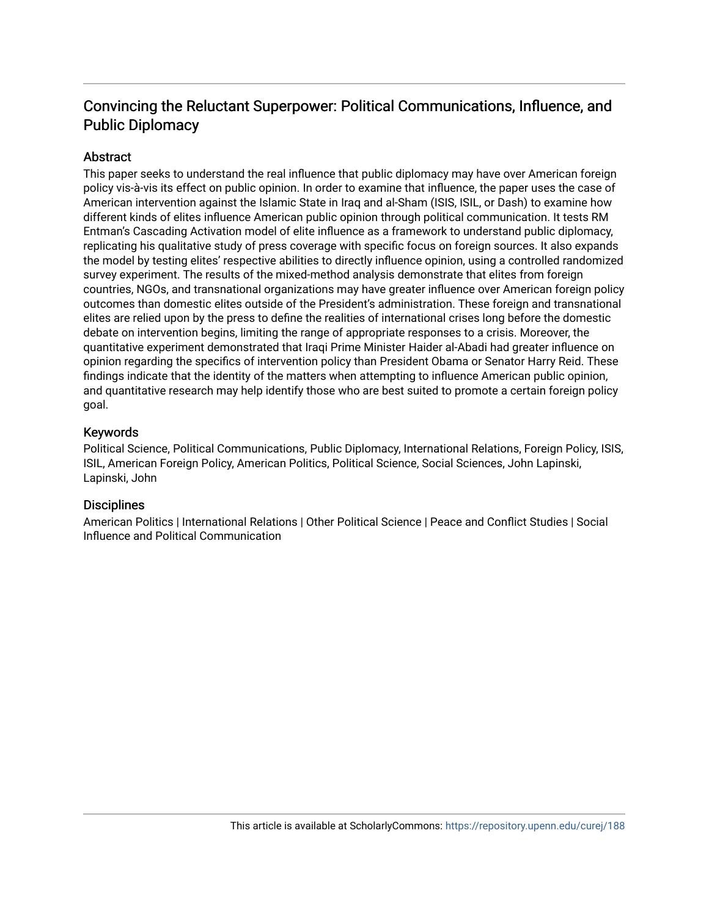# Convincing the Reluctant Superpower: Political Communications, Influence, and Public Diplomacy

## Abstract

This paper seeks to understand the real influence that public diplomacy may have over American foreign policy vis-à-vis its effect on public opinion. In order to examine that influence, the paper uses the case of American intervention against the Islamic State in Iraq and al-Sham (ISIS, ISIL, or Dash) to examine how different kinds of elites influence American public opinion through political communication. It tests RM Entman's Cascading Activation model of elite influence as a framework to understand public diplomacy, replicating his qualitative study of press coverage with specific focus on foreign sources. It also expands the model by testing elites' respective abilities to directly influence opinion, using a controlled randomized survey experiment. The results of the mixed-method analysis demonstrate that elites from foreign countries, NGOs, and transnational organizations may have greater influence over American foreign policy outcomes than domestic elites outside of the President's administration. These foreign and transnational elites are relied upon by the press to define the realities of international crises long before the domestic debate on intervention begins, limiting the range of appropriate responses to a crisis. Moreover, the quantitative experiment demonstrated that Iraqi Prime Minister Haider al-Abadi had greater influence on opinion regarding the specifics of intervention policy than President Obama or Senator Harry Reid. These findings indicate that the identity of the matters when attempting to influence American public opinion, and quantitative research may help identify those who are best suited to promote a certain foreign policy goal.

## Keywords

Political Science, Political Communications, Public Diplomacy, International Relations, Foreign Policy, ISIS, ISIL, American Foreign Policy, American Politics, Political Science, Social Sciences, John Lapinski, Lapinski, John

## Disciplines

American Politics | International Relations | Other Political Science | Peace and Conflict Studies | Social Influence and Political Communication

This article is available at ScholarlyCommons: https://repository.upenn.edu/curej/188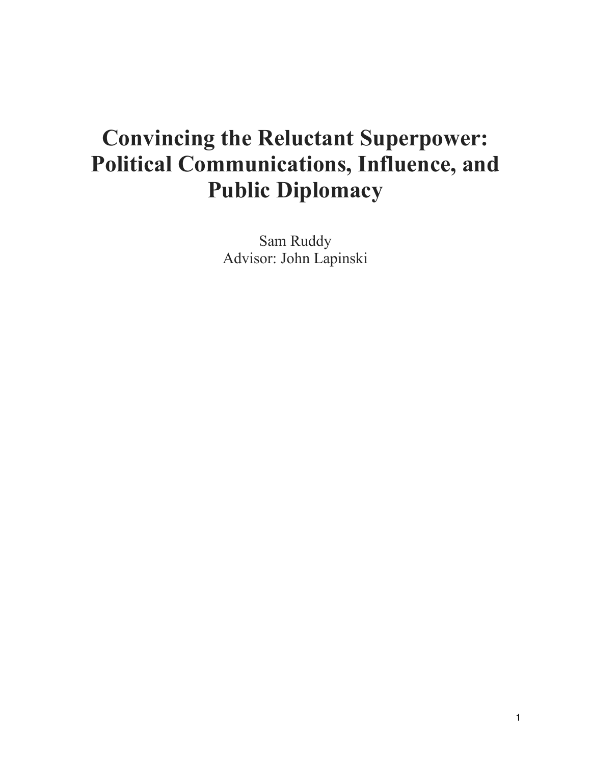# Convincing the Reluctant Superpower: Political Communications, Influence, and Public Diplomacy

Sam Ruddy
Advisor: John Lapinski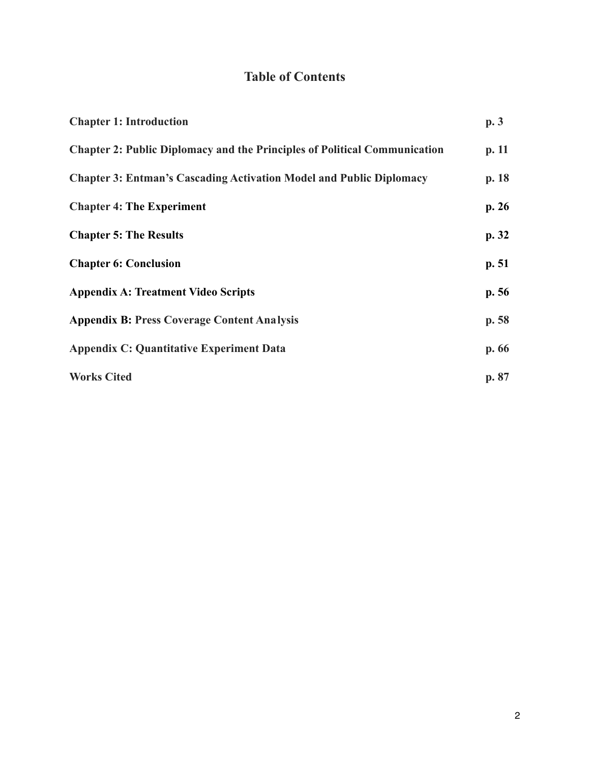# Table of Contents

| | |
|---|---|
| **Chapter 1: Introduction** | **p. 3** |
| **Chapter 2: Public Diplomacy and the Principles of Political Communication** | **p. 11** |
| **Chapter 3: Entman's Cascading Activation Model and Public Diplomacy** | **p. 18** |
| **Chapter 4: The Experiment** | **p. 26** |
| **Chapter 5: The Results** | **p. 32** |
| **Chapter 6: Conclusion** | **p. 51** |
| **Appendix A: Treatment Video Scripts** | **p. 56** |
| **Appendix B: Press Coverage Content Analysis** | **p. 58** |
| **Appendix C: Quantitative Experiment Data** | **p. 66** |
| **Works Cited** | **p. 87** |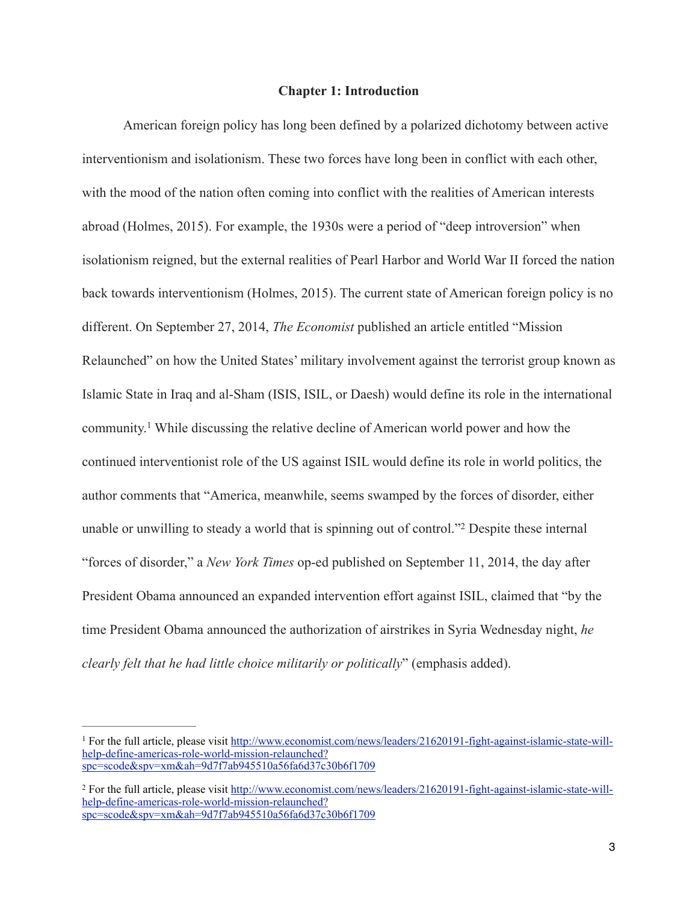# Chapter 1: Introduction

American foreign policy has long been defined by a polarized dichotomy between active interventionism and isolationism. These two forces have long been in conflict with each other, with the mood of the nation often coming into conflict with the realities of American interests abroad (Holmes, 2015). For example, the 1930s were a period of "deep introversion" when isolationism reigned, but the external realities of Pearl Harbor and World War II forced the nation back towards interventionism (Holmes, 2015). The current state of American foreign policy is no different. On September 27, 2014, *The Economist* published an article entitled "Mission Relaunched" on how the United States' military involvement against the terrorist group known as Islamic State in Iraq and al-Sham (ISIS, ISIL, or Daesh) would define its role in the international community.[1] While discussing the relative decline of American world power and how the continued interventionist role of the US against ISIL would define its role in world politics, the author comments that "America, meanwhile, seems swamped by the forces of disorder, either unable or unwilling to steady a world that is spinning out of control."[2] Despite these internal "forces of disorder," a *New York Times* op-ed published on September 11, 2014, the day after President Obama announced an expanded intervention effort against ISIL, claimed that "by the time President Obama announced the authorization of airstrikes in Syria Wednesday night, *he clearly felt that he had little choice militarily or politically*" (emphasis added).

---

[1] For the full article, please visit http://www.economist.com/news/leaders/21620191-fight-against-islamic-state-will-help-define-americas-role-world-mission-relaunched?spc=scode&spv=xm&ah=9d7f7ab945510a56fa6d37c30b6f1709

[2] For the full article, please visit http://www.economist.com/news/leaders/21620191-fight-against-islamic-state-will-help-define-americas-role-world-mission-relaunched?spc=scode&spv=xm&ah=9d7f7ab945510a56fa6d37c30b6f1709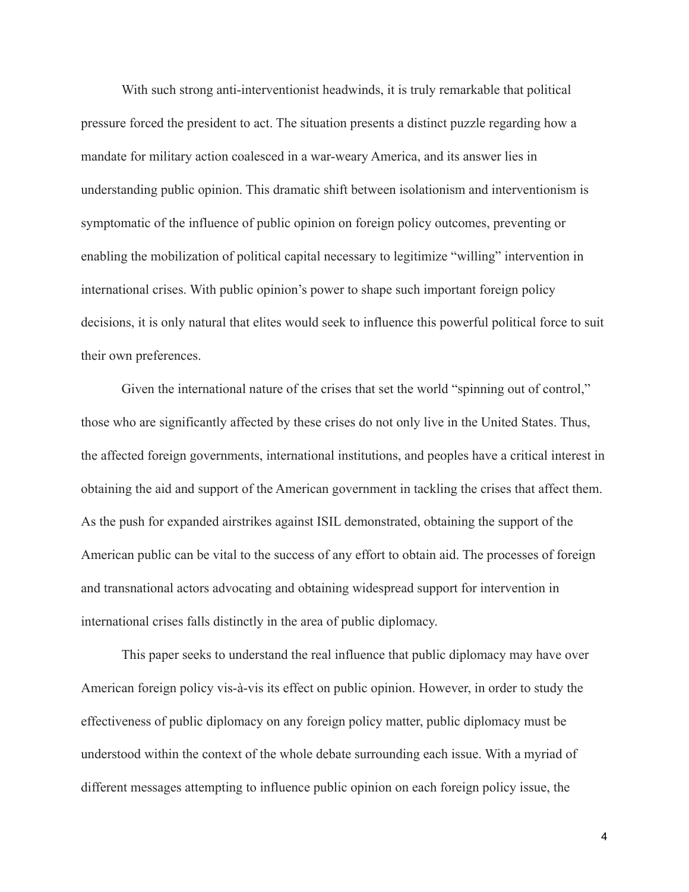With such strong anti-interventionist headwinds, it is truly remarkable that political pressure forced the president to act. The situation presents a distinct puzzle regarding how a mandate for military action coalesced in a war-weary America, and its answer lies in understanding public opinion. This dramatic shift between isolationism and interventionism is symptomatic of the influence of public opinion on foreign policy outcomes, preventing or enabling the mobilization of political capital necessary to legitimize "willing" intervention in international crises. With public opinion's power to shape such important foreign policy decisions, it is only natural that elites would seek to influence this powerful political force to suit their own preferences.

Given the international nature of the crises that set the world "spinning out of control," those who are significantly affected by these crises do not only live in the United States. Thus, the affected foreign governments, international institutions, and peoples have a critical interest in obtaining the aid and support of the American government in tackling the crises that affect them. As the push for expanded airstrikes against ISIL demonstrated, obtaining the support of the American public can be vital to the success of any effort to obtain aid. The processes of foreign and transnational actors advocating and obtaining widespread support for intervention in international crises falls distinctly in the area of public diplomacy.

This paper seeks to understand the real influence that public diplomacy may have over American foreign policy vis-à-vis its effect on public opinion. However, in order to study the effectiveness of public diplomacy on any foreign policy matter, public diplomacy must be understood within the context of the whole debate surrounding each issue. With a myriad of different messages attempting to influence public opinion on each foreign policy issue, the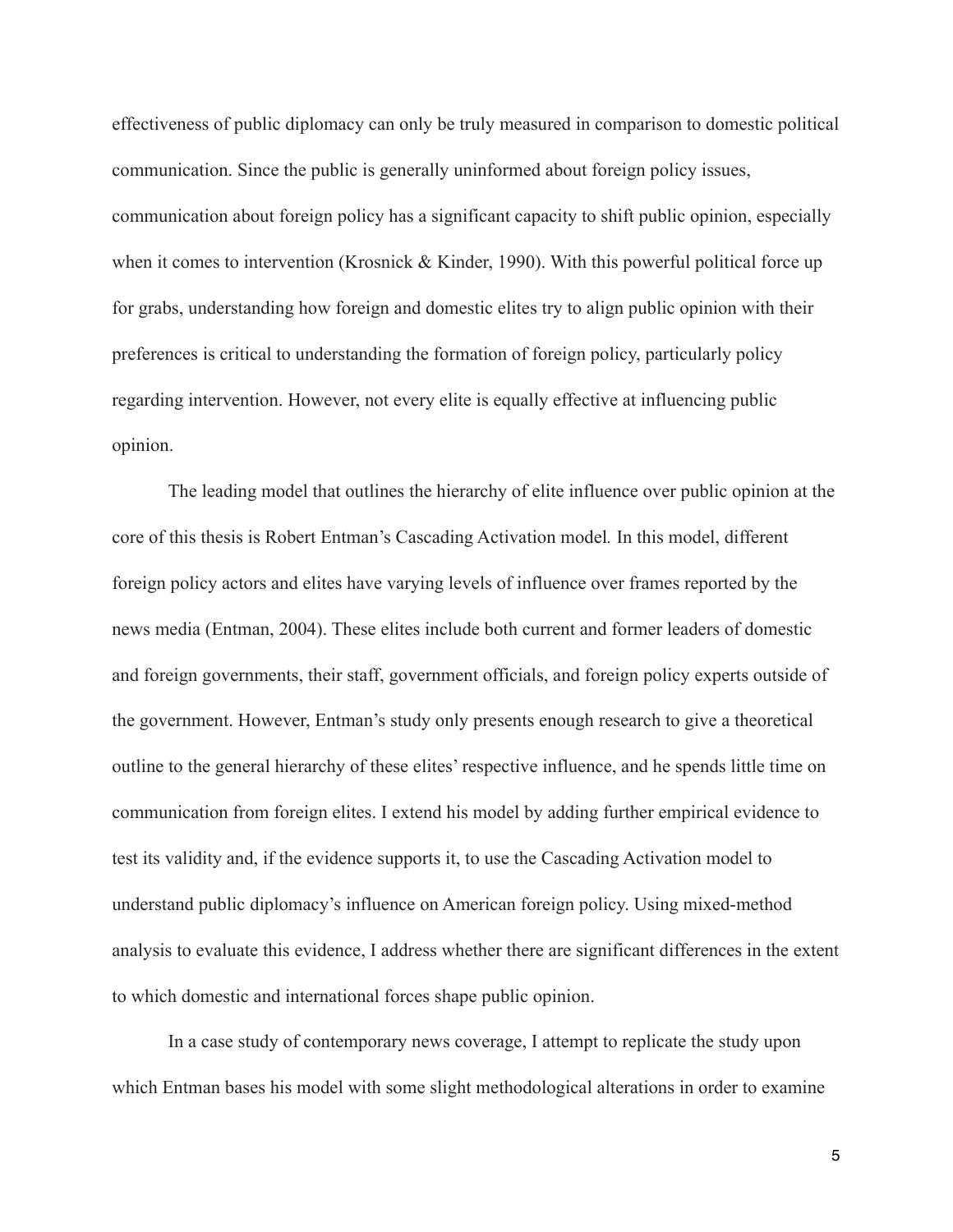effectiveness of public diplomacy can only be truly measured in comparison to domestic political communication. Since the public is generally uninformed about foreign policy issues, communication about foreign policy has a significant capacity to shift public opinion, especially when it comes to intervention (Krosnick & Kinder, 1990). With this powerful political force up for grabs, understanding how foreign and domestic elites try to align public opinion with their preferences is critical to understanding the formation of foreign policy, particularly policy regarding intervention. However, not every elite is equally effective at influencing public opinion.

The leading model that outlines the hierarchy of elite influence over public opinion at the core of this thesis is Robert Entman's Cascading Activation model*.* In this model, different foreign policy actors and elites have varying levels of influence over frames reported by the news media (Entman, 2004). These elites include both current and former leaders of domestic and foreign governments, their staff, government officials, and foreign policy experts outside of the government. However, Entman's study only presents enough research to give a theoretical outline to the general hierarchy of these elites' respective influence, and he spends little time on communication from foreign elites. I extend his model by adding further empirical evidence to test its validity and, if the evidence supports it, to use the Cascading Activation model to understand public diplomacy's influence on American foreign policy. Using mixed-method analysis to evaluate this evidence, I address whether there are significant differences in the extent to which domestic and international forces shape public opinion.

In a case study of contemporary news coverage, I attempt to replicate the study upon which Entman bases his model with some slight methodological alterations in order to examine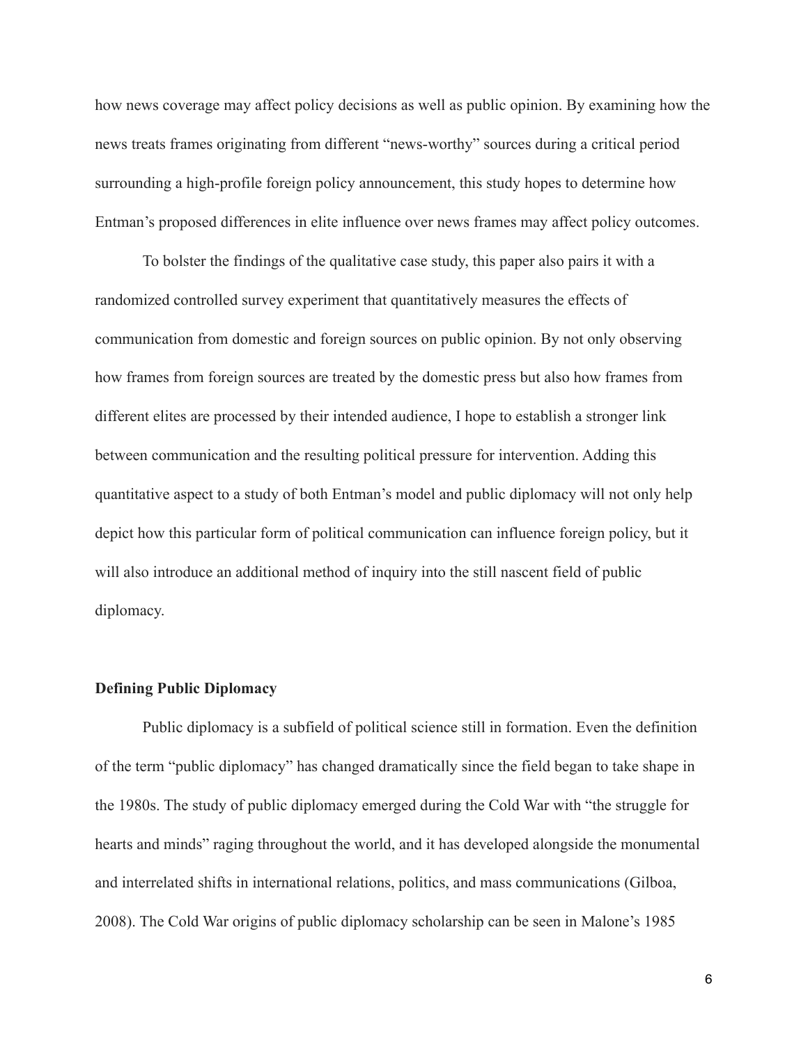how news coverage may affect policy decisions as well as public opinion. By examining how the news treats frames originating from different "news-worthy" sources during a critical period surrounding a high-profile foreign policy announcement, this study hopes to determine how Entman's proposed differences in elite influence over news frames may affect policy outcomes.

To bolster the findings of the qualitative case study, this paper also pairs it with a randomized controlled survey experiment that quantitatively measures the effects of communication from domestic and foreign sources on public opinion. By not only observing how frames from foreign sources are treated by the domestic press but also how frames from different elites are processed by their intended audience, I hope to establish a stronger link between communication and the resulting political pressure for intervention. Adding this quantitative aspect to a study of both Entman's model and public diplomacy will not only help depict how this particular form of political communication can influence foreign policy, but it will also introduce an additional method of inquiry into the still nascent field of public diplomacy.

**Defining Public Diplomacy**

Public diplomacy is a subfield of political science still in formation. Even the definition of the term "public diplomacy" has changed dramatically since the field began to take shape in the 1980s. The study of public diplomacy emerged during the Cold War with "the struggle for hearts and minds" raging throughout the world, and it has developed alongside the monumental and interrelated shifts in international relations, politics, and mass communications (Gilboa, 2008). The Cold War origins of public diplomacy scholarship can be seen in Malone's 1985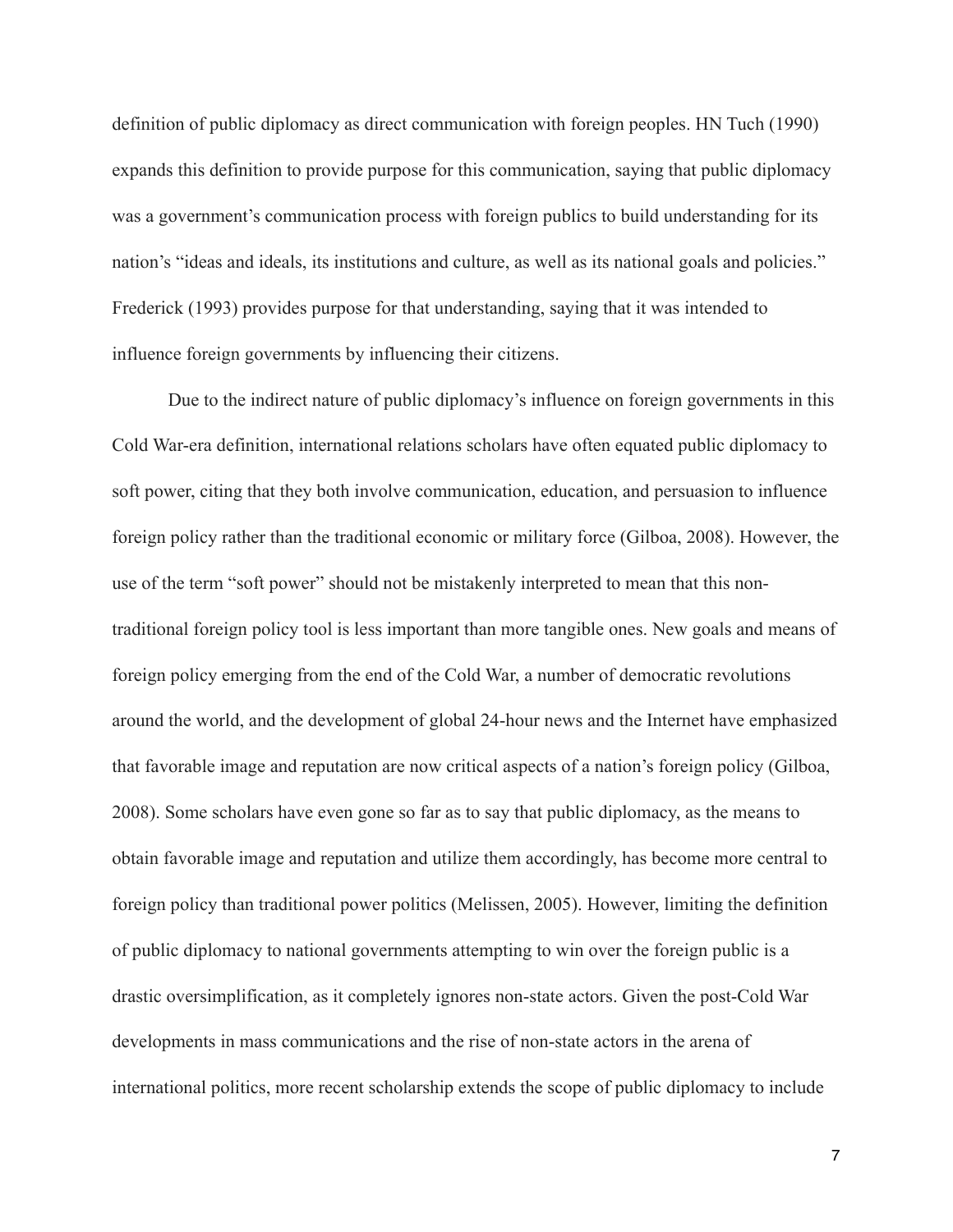definition of public diplomacy as direct communication with foreign peoples. HN Tuch (1990) expands this definition to provide purpose for this communication, saying that public diplomacy was a government's communication process with foreign publics to build understanding for its nation's "ideas and ideals, its institutions and culture, as well as its national goals and policies." Frederick (1993) provides purpose for that understanding, saying that it was intended to influence foreign governments by influencing their citizens.

Due to the indirect nature of public diplomacy's influence on foreign governments in this Cold War-era definition, international relations scholars have often equated public diplomacy to soft power, citing that they both involve communication, education, and persuasion to influence foreign policy rather than the traditional economic or military force (Gilboa, 2008). However, the use of the term "soft power" should not be mistakenly interpreted to mean that this non-traditional foreign policy tool is less important than more tangible ones. New goals and means of foreign policy emerging from the end of the Cold War, a number of democratic revolutions around the world, and the development of global 24-hour news and the Internet have emphasized that favorable image and reputation are now critical aspects of a nation's foreign policy (Gilboa, 2008). Some scholars have even gone so far as to say that public diplomacy, as the means to obtain favorable image and reputation and utilize them accordingly, has become more central to foreign policy than traditional power politics (Melissen, 2005). However, limiting the definition of public diplomacy to national governments attempting to win over the foreign public is a drastic oversimplification, as it completely ignores non-state actors. Given the post-Cold War developments in mass communications and the rise of non-state actors in the arena of international politics, more recent scholarship extends the scope of public diplomacy to include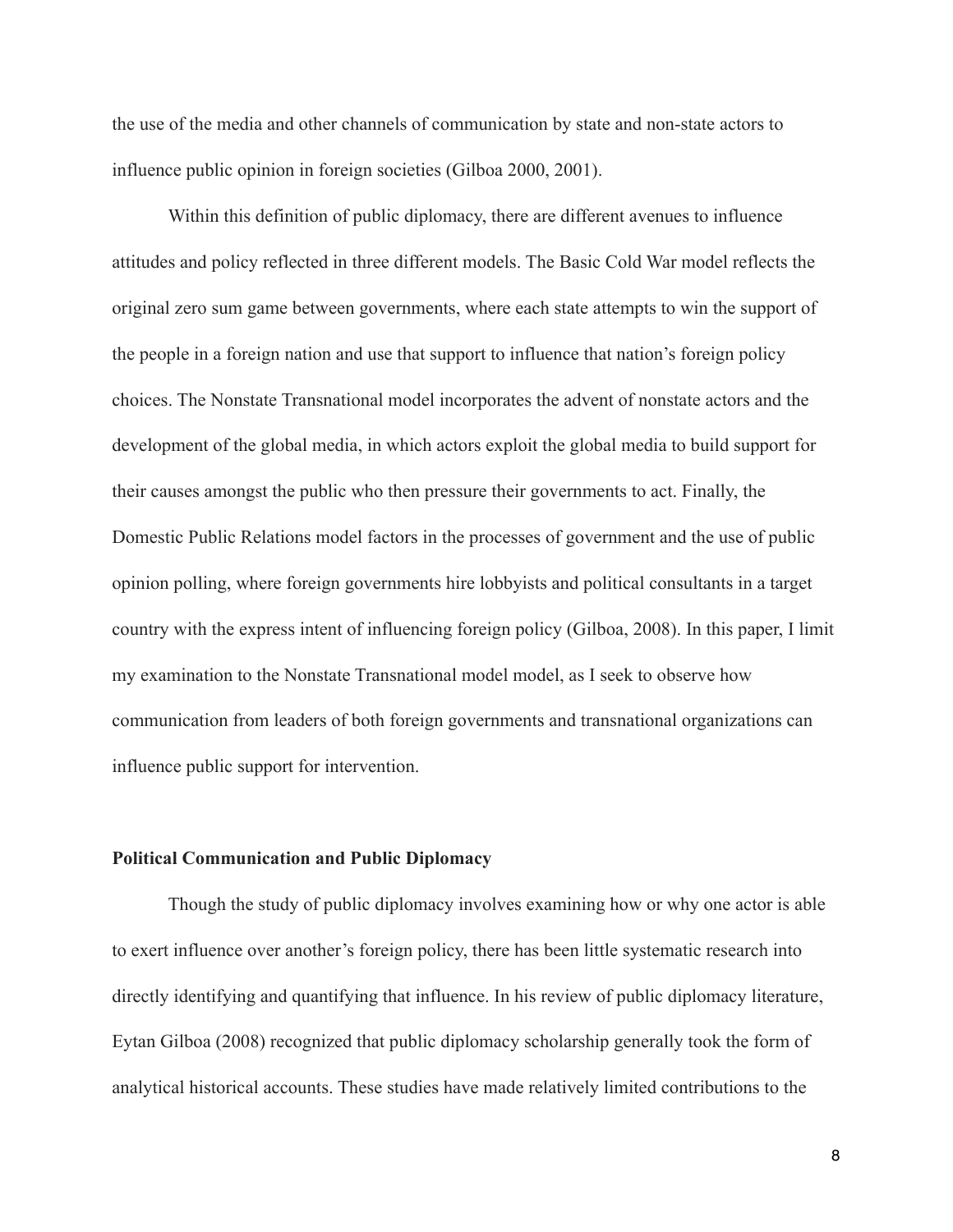the use of the media and other channels of communication by state and non-state actors to influence public opinion in foreign societies (Gilboa 2000, 2001).

Within this definition of public diplomacy, there are different avenues to influence attitudes and policy reflected in three different models. The Basic Cold War model reflects the original zero sum game between governments, where each state attempts to win the support of the people in a foreign nation and use that support to influence that nation's foreign policy choices. The Nonstate Transnational model incorporates the advent of nonstate actors and the development of the global media, in which actors exploit the global media to build support for their causes amongst the public who then pressure their governments to act. Finally, the Domestic Public Relations model factors in the processes of government and the use of public opinion polling, where foreign governments hire lobbyists and political consultants in a target country with the express intent of influencing foreign policy (Gilboa, 2008). In this paper, I limit my examination to the Nonstate Transnational model model, as I seek to observe how communication from leaders of both foreign governments and transnational organizations can influence public support for intervention.

### Political Communication and Public Diplomacy

Though the study of public diplomacy involves examining how or why one actor is able to exert influence over another's foreign policy, there has been little systematic research into directly identifying and quantifying that influence. In his review of public diplomacy literature, Eytan Gilboa (2008) recognized that public diplomacy scholarship generally took the form of analytical historical accounts. These studies have made relatively limited contributions to the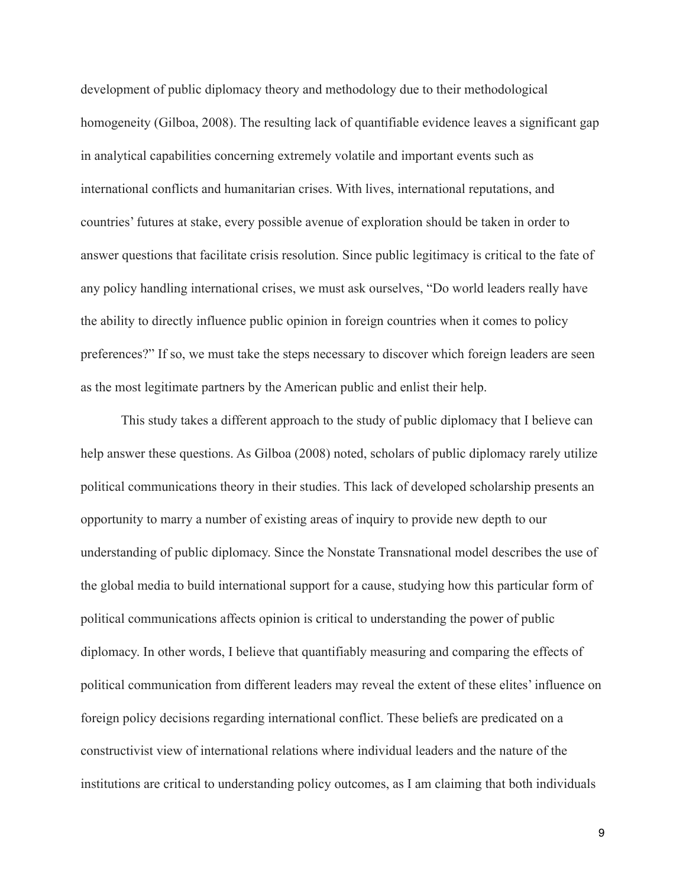development of public diplomacy theory and methodology due to their methodological homogeneity (Gilboa, 2008). The resulting lack of quantifiable evidence leaves a significant gap in analytical capabilities concerning extremely volatile and important events such as international conflicts and humanitarian crises. With lives, international reputations, and countries' futures at stake, every possible avenue of exploration should be taken in order to answer questions that facilitate crisis resolution. Since public legitimacy is critical to the fate of any policy handling international crises, we must ask ourselves, "Do world leaders really have the ability to directly influence public opinion in foreign countries when it comes to policy preferences?" If so, we must take the steps necessary to discover which foreign leaders are seen as the most legitimate partners by the American public and enlist their help.

This study takes a different approach to the study of public diplomacy that I believe can help answer these questions. As Gilboa (2008) noted, scholars of public diplomacy rarely utilize political communications theory in their studies. This lack of developed scholarship presents an opportunity to marry a number of existing areas of inquiry to provide new depth to our understanding of public diplomacy. Since the Nonstate Transnational model describes the use of the global media to build international support for a cause, studying how this particular form of political communications affects opinion is critical to understanding the power of public diplomacy. In other words, I believe that quantifiably measuring and comparing the effects of political communication from different leaders may reveal the extent of these elites' influence on foreign policy decisions regarding international conflict. These beliefs are predicated on a constructivist view of international relations where individual leaders and the nature of the institutions are critical to understanding policy outcomes, as I am claiming that both individuals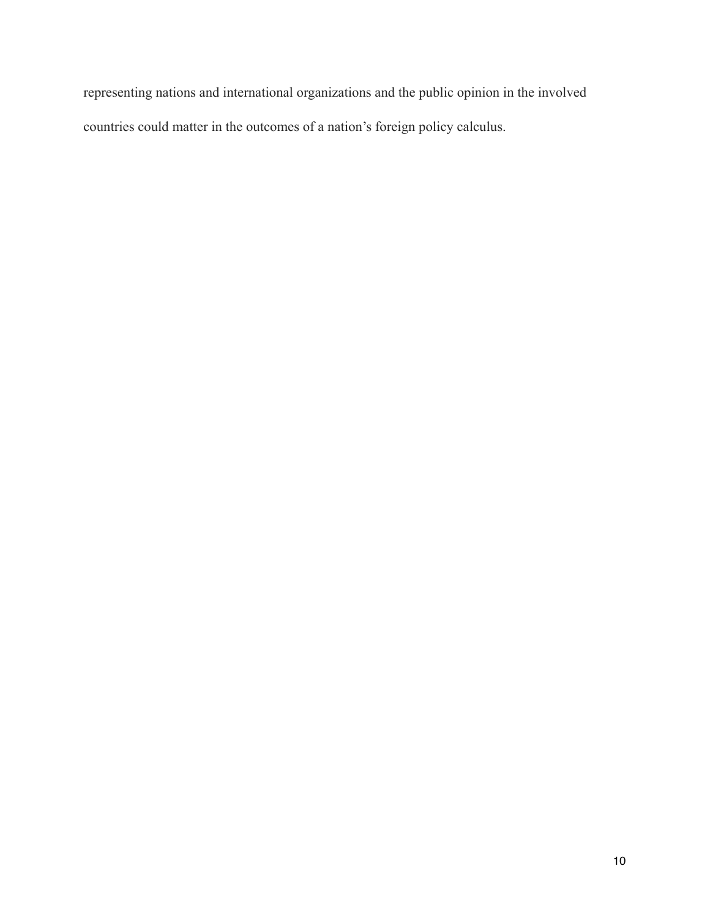representing nations and international organizations and the public opinion in the involved countries could matter in the outcomes of a nation's foreign policy calculus.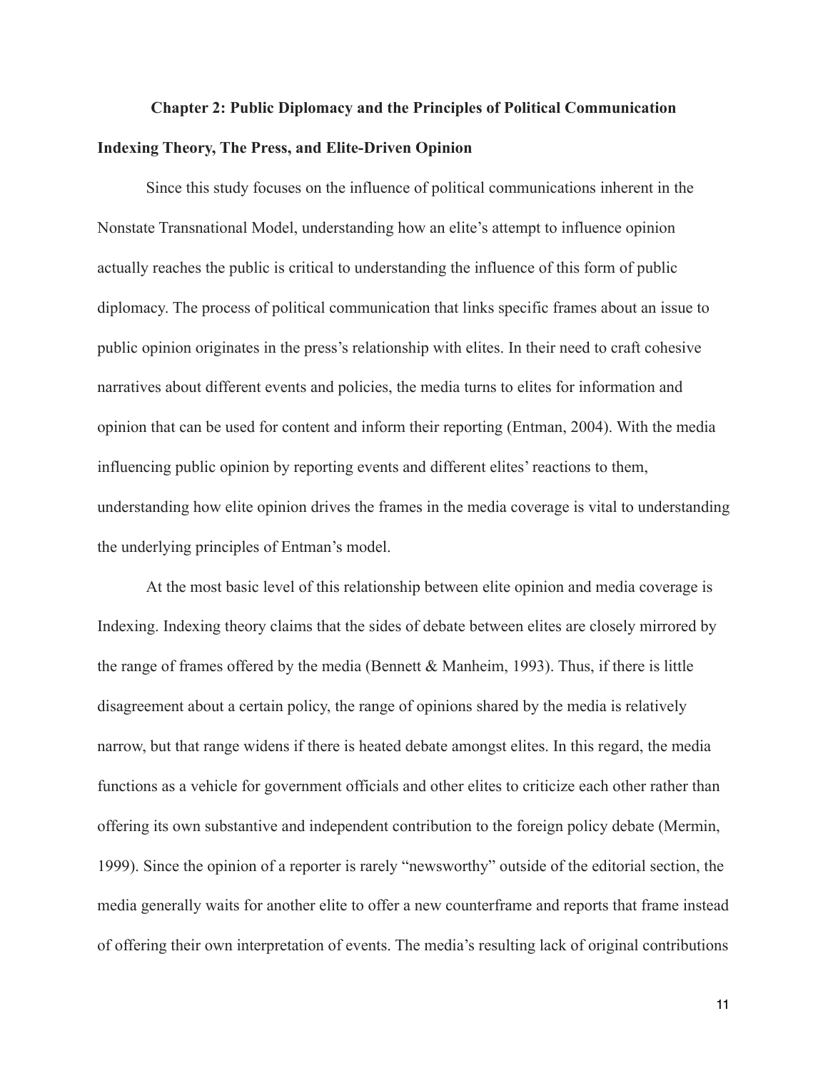## Chapter 2: Public Diplomacy and the Principles of Political Communication

### Indexing Theory, The Press, and Elite-Driven Opinion

Since this study focuses on the influence of political communications inherent in the Nonstate Transnational Model, understanding how an elite's attempt to influence opinion actually reaches the public is critical to understanding the influence of this form of public diplomacy. The process of political communication that links specific frames about an issue to public opinion originates in the press's relationship with elites. In their need to craft cohesive narratives about different events and policies, the media turns to elites for information and opinion that can be used for content and inform their reporting (Entman, 2004). With the media influencing public opinion by reporting events and different elites' reactions to them, understanding how elite opinion drives the frames in the media coverage is vital to understanding the underlying principles of Entman's model.

At the most basic level of this relationship between elite opinion and media coverage is Indexing. Indexing theory claims that the sides of debate between elites are closely mirrored by the range of frames offered by the media (Bennett & Manheim, 1993). Thus, if there is little disagreement about a certain policy, the range of opinions shared by the media is relatively narrow, but that range widens if there is heated debate amongst elites. In this regard, the media functions as a vehicle for government officials and other elites to criticize each other rather than offering its own substantive and independent contribution to the foreign policy debate (Mermin, 1999). Since the opinion of a reporter is rarely "newsworthy" outside of the editorial section, the media generally waits for another elite to offer a new counterframe and reports that frame instead of offering their own interpretation of events. The media's resulting lack of original contributions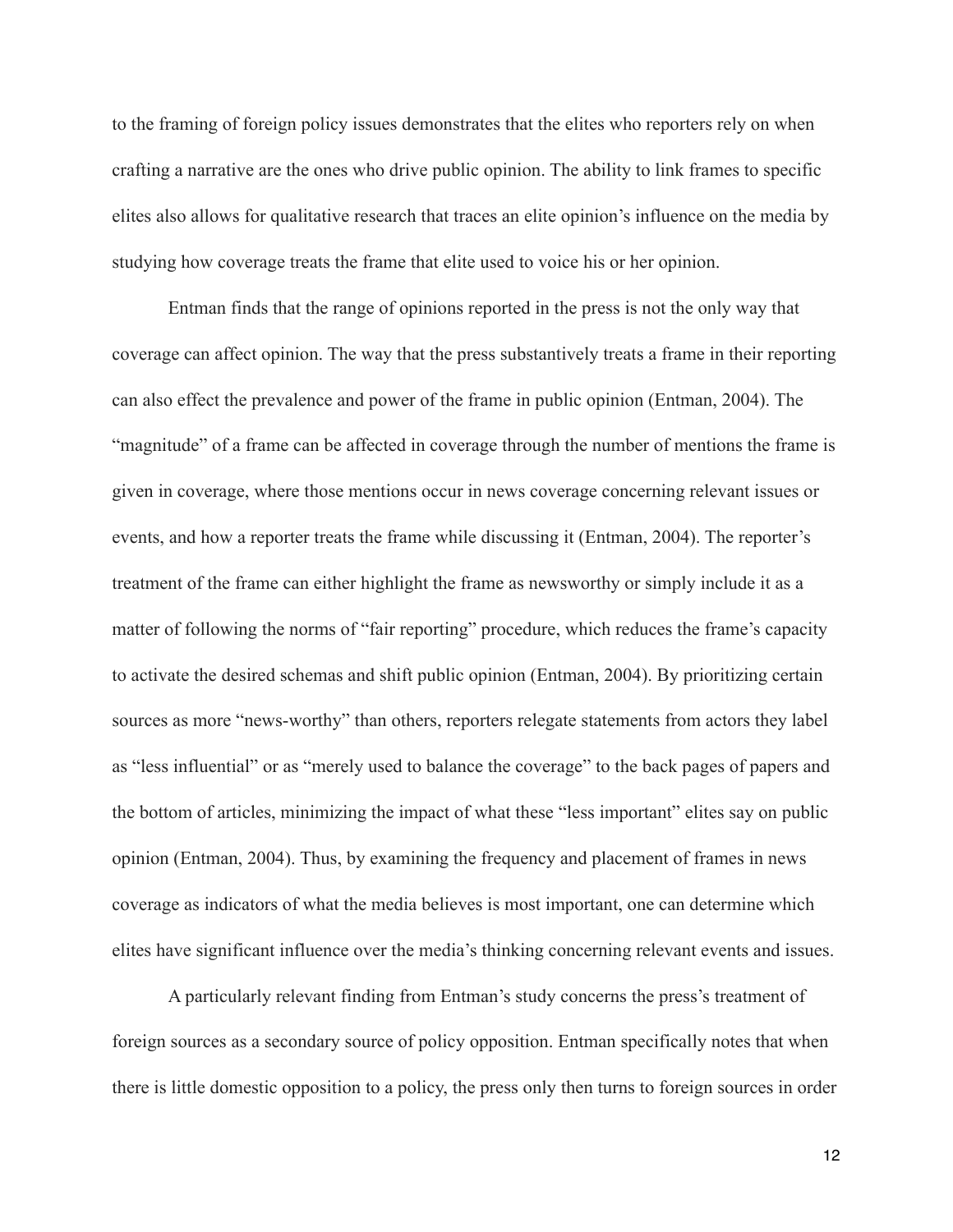to the framing of foreign policy issues demonstrates that the elites who reporters rely on when crafting a narrative are the ones who drive public opinion. The ability to link frames to specific elites also allows for qualitative research that traces an elite opinion's influence on the media by studying how coverage treats the frame that elite used to voice his or her opinion.

Entman finds that the range of opinions reported in the press is not the only way that coverage can affect opinion. The way that the press substantively treats a frame in their reporting can also effect the prevalence and power of the frame in public opinion (Entman, 2004). The "magnitude" of a frame can be affected in coverage through the number of mentions the frame is given in coverage, where those mentions occur in news coverage concerning relevant issues or events, and how a reporter treats the frame while discussing it (Entman, 2004). The reporter's treatment of the frame can either highlight the frame as newsworthy or simply include it as a matter of following the norms of "fair reporting" procedure, which reduces the frame's capacity to activate the desired schemas and shift public opinion (Entman, 2004). By prioritizing certain sources as more "news-worthy" than others, reporters relegate statements from actors they label as "less influential" or as "merely used to balance the coverage" to the back pages of papers and the bottom of articles, minimizing the impact of what these "less important" elites say on public opinion (Entman, 2004). Thus, by examining the frequency and placement of frames in news coverage as indicators of what the media believes is most important, one can determine which elites have significant influence over the media's thinking concerning relevant events and issues.

A particularly relevant finding from Entman's study concerns the press's treatment of foreign sources as a secondary source of policy opposition. Entman specifically notes that when there is little domestic opposition to a policy, the press only then turns to foreign sources in order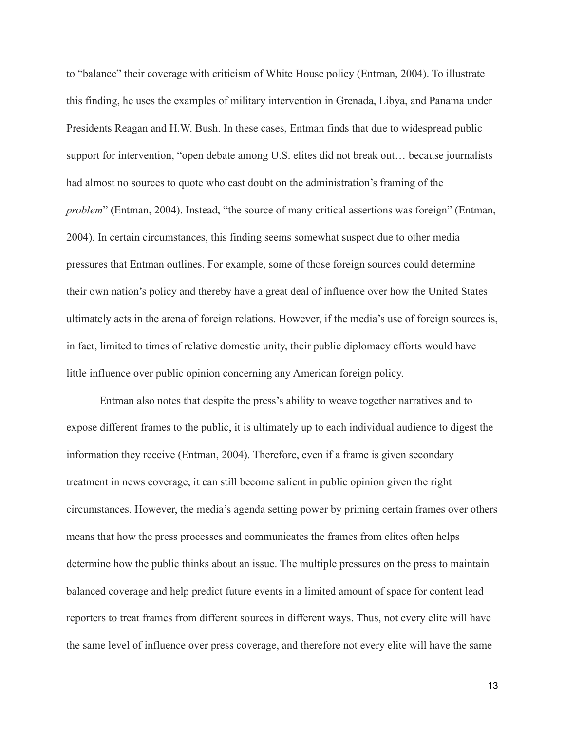to "balance" their coverage with criticism of White House policy (Entman, 2004). To illustrate this finding, he uses the examples of military intervention in Grenada, Libya, and Panama under Presidents Reagan and H.W. Bush. In these cases, Entman finds that due to widespread public support for intervention, "open debate among U.S. elites did not break out… because journalists had almost no sources to quote who cast doubt on the administration's framing of the *problem*" (Entman, 2004). Instead, "the source of many critical assertions was foreign" (Entman, 2004). In certain circumstances, this finding seems somewhat suspect due to other media pressures that Entman outlines. For example, some of those foreign sources could determine their own nation's policy and thereby have a great deal of influence over how the United States ultimately acts in the arena of foreign relations. However, if the media's use of foreign sources is, in fact, limited to times of relative domestic unity, their public diplomacy efforts would have little influence over public opinion concerning any American foreign policy.

Entman also notes that despite the press's ability to weave together narratives and to expose different frames to the public, it is ultimately up to each individual audience to digest the information they receive (Entman, 2004). Therefore, even if a frame is given secondary treatment in news coverage, it can still become salient in public opinion given the right circumstances. However, the media's agenda setting power by priming certain frames over others means that how the press processes and communicates the frames from elites often helps determine how the public thinks about an issue. The multiple pressures on the press to maintain balanced coverage and help predict future events in a limited amount of space for content lead reporters to treat frames from different sources in different ways. Thus, not every elite will have the same level of influence over press coverage, and therefore not every elite will have the same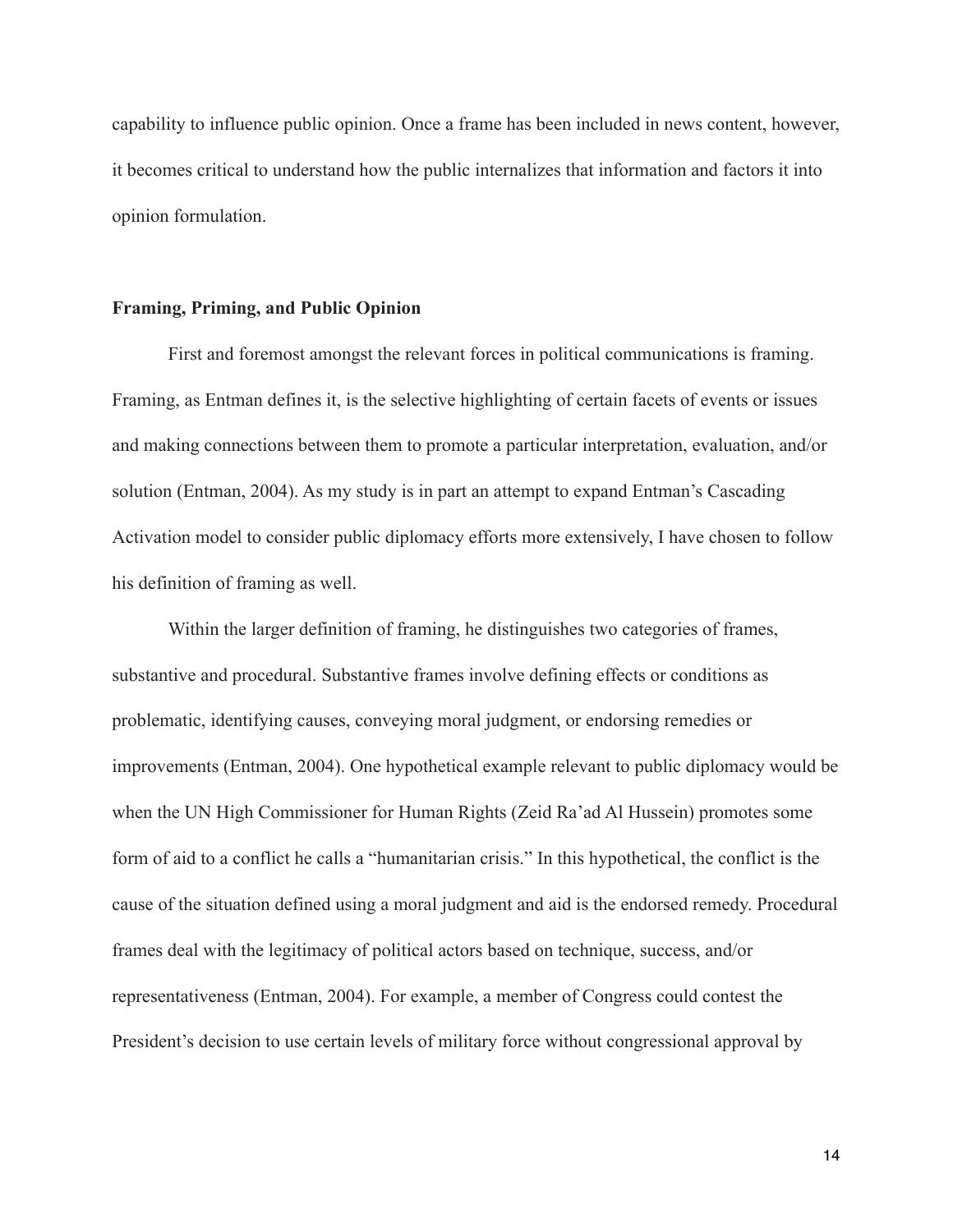capability to influence public opinion. Once a frame has been included in news content, however, it becomes critical to understand how the public internalizes that information and factors it into opinion formulation.

### Framing, Priming, and Public Opinion

First and foremost amongst the relevant forces in political communications is framing. Framing, as Entman defines it, is the selective highlighting of certain facets of events or issues and making connections between them to promote a particular interpretation, evaluation, and/or solution (Entman, 2004). As my study is in part an attempt to expand Entman's Cascading Activation model to consider public diplomacy efforts more extensively, I have chosen to follow his definition of framing as well.

Within the larger definition of framing, he distinguishes two categories of frames, substantive and procedural. Substantive frames involve defining effects or conditions as problematic, identifying causes, conveying moral judgment, or endorsing remedies or improvements (Entman, 2004). One hypothetical example relevant to public diplomacy would be when the UN High Commissioner for Human Rights (Zeid Ra'ad Al Hussein) promotes some form of aid to a conflict he calls a "humanitarian crisis." In this hypothetical, the conflict is the cause of the situation defined using a moral judgment and aid is the endorsed remedy. Procedural frames deal with the legitimacy of political actors based on technique, success, and/or representativeness (Entman, 2004). For example, a member of Congress could contest the President's decision to use certain levels of military force without congressional approval by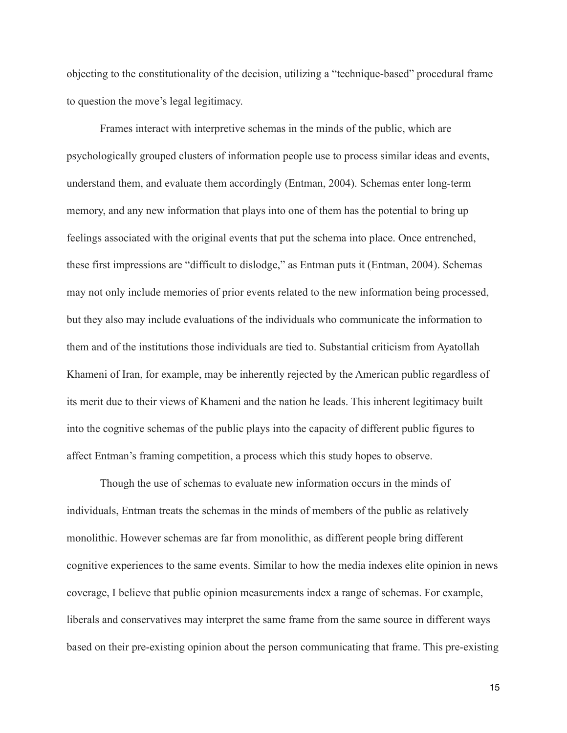objecting to the constitutionality of the decision, utilizing a "technique-based" procedural frame to question the move's legal legitimacy.

Frames interact with interpretive schemas in the minds of the public, which are psychologically grouped clusters of information people use to process similar ideas and events, understand them, and evaluate them accordingly (Entman, 2004). Schemas enter long-term memory, and any new information that plays into one of them has the potential to bring up feelings associated with the original events that put the schema into place. Once entrenched, these first impressions are "difficult to dislodge," as Entman puts it (Entman, 2004). Schemas may not only include memories of prior events related to the new information being processed, but they also may include evaluations of the individuals who communicate the information to them and of the institutions those individuals are tied to. Substantial criticism from Ayatollah Khameni of Iran, for example, may be inherently rejected by the American public regardless of its merit due to their views of Khameni and the nation he leads. This inherent legitimacy built into the cognitive schemas of the public plays into the capacity of different public figures to affect Entman's framing competition, a process which this study hopes to observe.

Though the use of schemas to evaluate new information occurs in the minds of individuals, Entman treats the schemas in the minds of members of the public as relatively monolithic. However schemas are far from monolithic, as different people bring different cognitive experiences to the same events. Similar to how the media indexes elite opinion in news coverage, I believe that public opinion measurements index a range of schemas. For example, liberals and conservatives may interpret the same frame from the same source in different ways based on their pre-existing opinion about the person communicating that frame. This pre-existing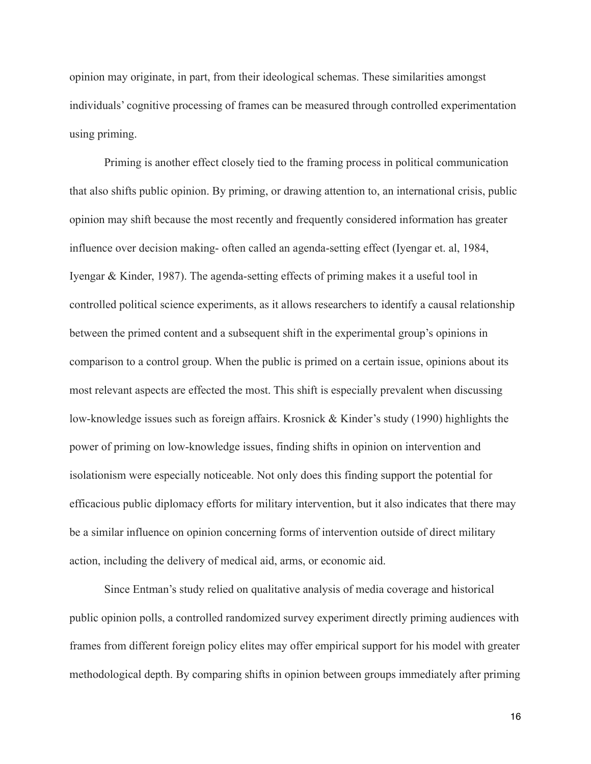opinion may originate, in part, from their ideological schemas. These similarities amongst individuals' cognitive processing of frames can be measured through controlled experimentation using priming.

Priming is another effect closely tied to the framing process in political communication that also shifts public opinion. By priming, or drawing attention to, an international crisis, public opinion may shift because the most recently and frequently considered information has greater influence over decision making- often called an agenda-setting effect (Iyengar et. al, 1984, Iyengar & Kinder, 1987). The agenda-setting effects of priming makes it a useful tool in controlled political science experiments, as it allows researchers to identify a causal relationship between the primed content and a subsequent shift in the experimental group's opinions in comparison to a control group. When the public is primed on a certain issue, opinions about its most relevant aspects are effected the most. This shift is especially prevalent when discussing low-knowledge issues such as foreign affairs. Krosnick & Kinder's study (1990) highlights the power of priming on low-knowledge issues, finding shifts in opinion on intervention and isolationism were especially noticeable. Not only does this finding support the potential for efficacious public diplomacy efforts for military intervention, but it also indicates that there may be a similar influence on opinion concerning forms of intervention outside of direct military action, including the delivery of medical aid, arms, or economic aid.

Since Entman's study relied on qualitative analysis of media coverage and historical public opinion polls, a controlled randomized survey experiment directly priming audiences with frames from different foreign policy elites may offer empirical support for his model with greater methodological depth. By comparing shifts in opinion between groups immediately after priming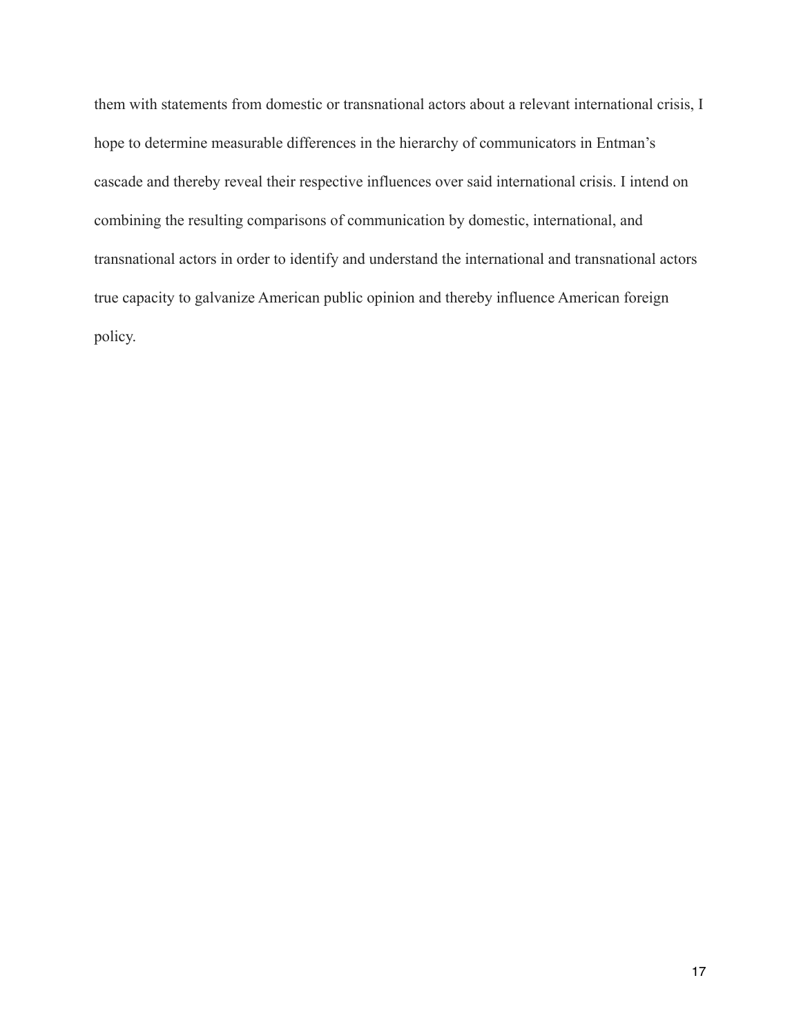them with statements from domestic or transnational actors about a relevant international crisis, I hope to determine measurable differences in the hierarchy of communicators in Entman's cascade and thereby reveal their respective influences over said international crisis. I intend on combining the resulting comparisons of communication by domestic, international, and transnational actors in order to identify and understand the international and transnational actors true capacity to galvanize American public opinion and thereby influence American foreign policy.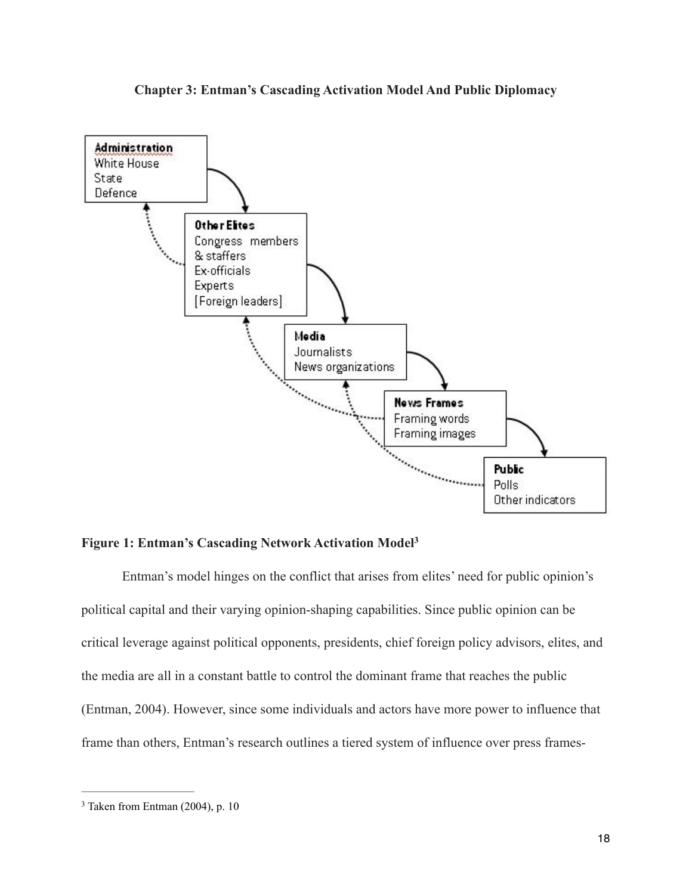## Chapter 3: Entman's Cascading Activation Model And Public Diplomacy

**Figure 1: Entman's Cascading Network Activation Model**[3]

Entman's model hinges on the conflict that arises from elites' need for public opinion's political capital and their varying opinion-shaping capabilities. Since public opinion can be critical leverage against political opponents, presidents, chief foreign policy advisors, elites, and the media are all in a constant battle to control the dominant frame that reaches the public (Entman, 2004). However, since some individuals and actors have more power to influence that frame than others, Entman's research outlines a tiered system of influence over press frames-

---

[3] Taken from Entman (2004), p. 10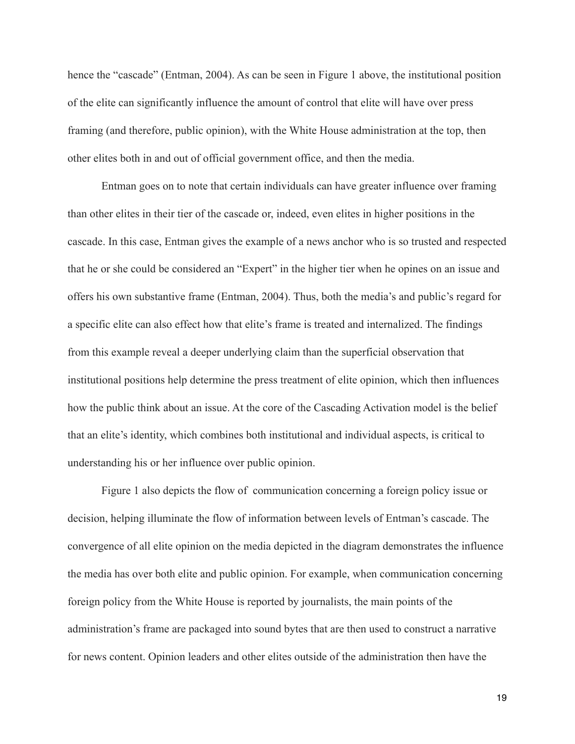hence the "cascade" (Entman, 2004). As can be seen in Figure 1 above, the institutional position of the elite can significantly influence the amount of control that elite will have over press framing (and therefore, public opinion), with the White House administration at the top, then other elites both in and out of official government office, and then the media.

Entman goes on to note that certain individuals can have greater influence over framing than other elites in their tier of the cascade or, indeed, even elites in higher positions in the cascade. In this case, Entman gives the example of a news anchor who is so trusted and respected that he or she could be considered an "Expert" in the higher tier when he opines on an issue and offers his own substantive frame (Entman, 2004). Thus, both the media's and public's regard for a specific elite can also effect how that elite's frame is treated and internalized. The findings from this example reveal a deeper underlying claim than the superficial observation that institutional positions help determine the press treatment of elite opinion, which then influences how the public think about an issue. At the core of the Cascading Activation model is the belief that an elite's identity, which combines both institutional and individual aspects, is critical to understanding his or her influence over public opinion.

Figure 1 also depicts the flow of communication concerning a foreign policy issue or decision, helping illuminate the flow of information between levels of Entman's cascade. The convergence of all elite opinion on the media depicted in the diagram demonstrates the influence the media has over both elite and public opinion. For example, when communication concerning foreign policy from the White House is reported by journalists, the main points of the administration's frame are packaged into sound bytes that are then used to construct a narrative for news content. Opinion leaders and other elites outside of the administration then have the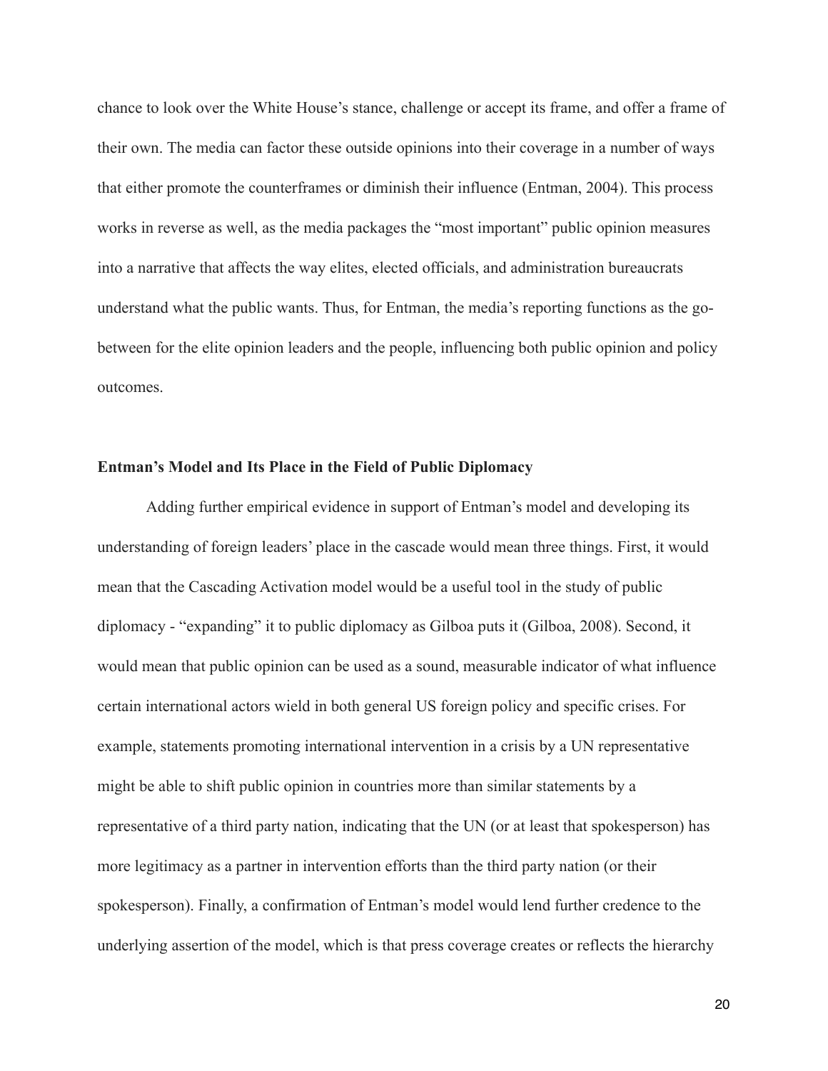chance to look over the White House's stance, challenge or accept its frame, and offer a frame of their own. The media can factor these outside opinions into their coverage in a number of ways that either promote the counterframes or diminish their influence (Entman, 2004). This process works in reverse as well, as the media packages the "most important" public opinion measures into a narrative that affects the way elites, elected officials, and administration bureaucrats understand what the public wants. Thus, for Entman, the media's reporting functions as the go-between for the elite opinion leaders and the people, influencing both public opinion and policy outcomes.

### Entman's Model and Its Place in the Field of Public Diplomacy

Adding further empirical evidence in support of Entman's model and developing its understanding of foreign leaders' place in the cascade would mean three things. First, it would mean that the Cascading Activation model would be a useful tool in the study of public diplomacy - "expanding" it to public diplomacy as Gilboa puts it (Gilboa, 2008). Second, it would mean that public opinion can be used as a sound, measurable indicator of what influence certain international actors wield in both general US foreign policy and specific crises. For example, statements promoting international intervention in a crisis by a UN representative might be able to shift public opinion in countries more than similar statements by a representative of a third party nation, indicating that the UN (or at least that spokesperson) has more legitimacy as a partner in intervention efforts than the third party nation (or their spokesperson). Finally, a confirmation of Entman's model would lend further credence to the underlying assertion of the model, which is that press coverage creates or reflects the hierarchy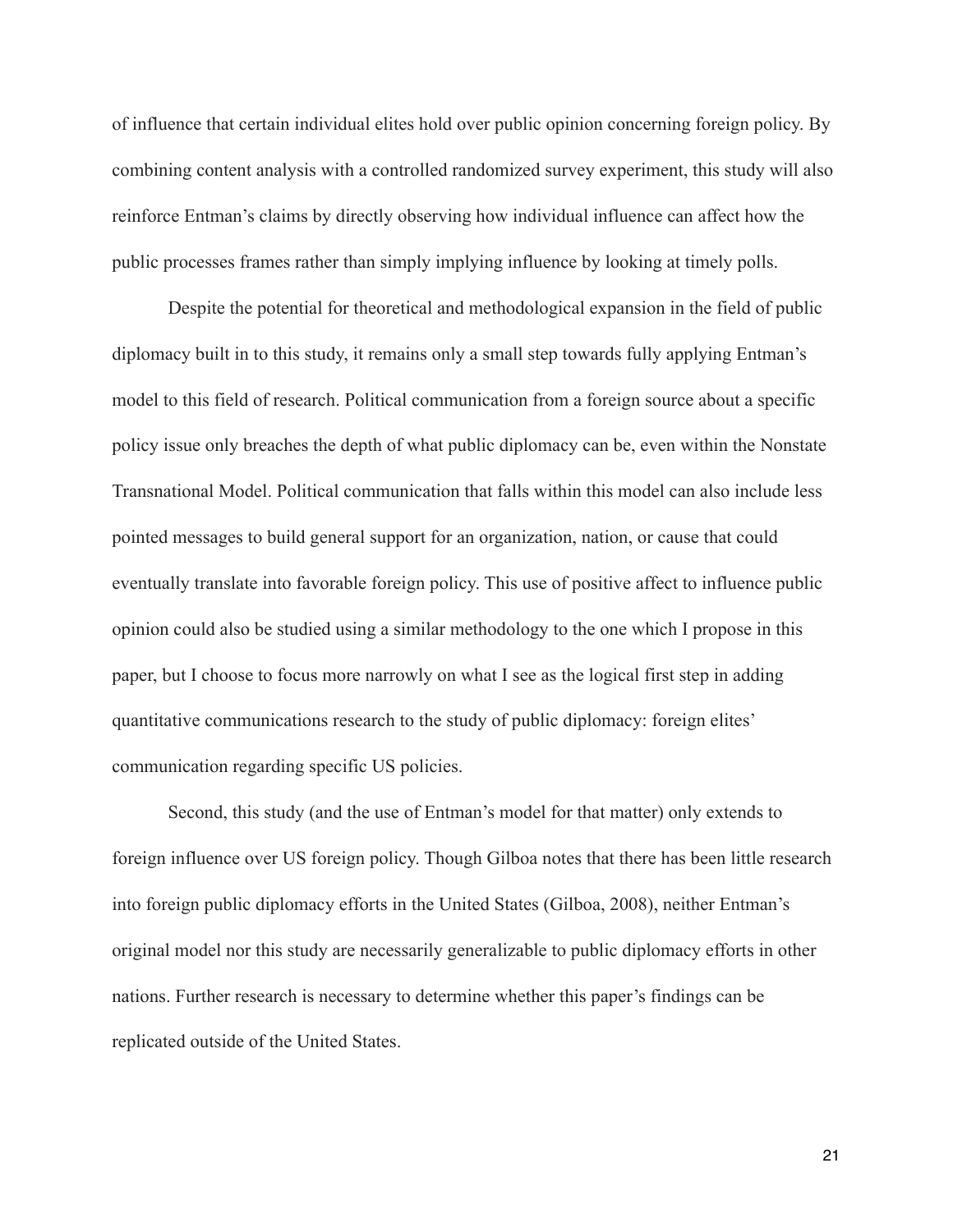of influence that certain individual elites hold over public opinion concerning foreign policy. By combining content analysis with a controlled randomized survey experiment, this study will also reinforce Entman's claims by directly observing how individual influence can affect how the public processes frames rather than simply implying influence by looking at timely polls.

Despite the potential for theoretical and methodological expansion in the field of public diplomacy built in to this study, it remains only a small step towards fully applying Entman's model to this field of research. Political communication from a foreign source about a specific policy issue only breaches the depth of what public diplomacy can be, even within the Nonstate Transnational Model. Political communication that falls within this model can also include less pointed messages to build general support for an organization, nation, or cause that could eventually translate into favorable foreign policy. This use of positive affect to influence public opinion could also be studied using a similar methodology to the one which I propose in this paper, but I choose to focus more narrowly on what I see as the logical first step in adding quantitative communications research to the study of public diplomacy: foreign elites' communication regarding specific US policies.

Second, this study (and the use of Entman's model for that matter) only extends to foreign influence over US foreign policy. Though Gilboa notes that there has been little research into foreign public diplomacy efforts in the United States (Gilboa, 2008), neither Entman's original model nor this study are necessarily generalizable to public diplomacy efforts in other nations. Further research is necessary to determine whether this paper's findings can be replicated outside of the United States.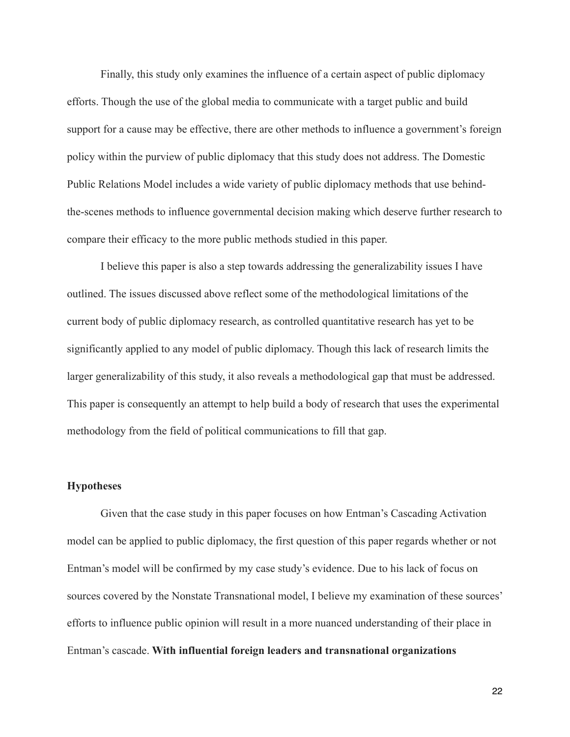Finally, this study only examines the influence of a certain aspect of public diplomacy efforts. Though the use of the global media to communicate with a target public and build support for a cause may be effective, there are other methods to influence a government's foreign policy within the purview of public diplomacy that this study does not address. The Domestic Public Relations Model includes a wide variety of public diplomacy methods that use behind-the-scenes methods to influence governmental decision making which deserve further research to compare their efficacy to the more public methods studied in this paper.

I believe this paper is also a step towards addressing the generalizability issues I have outlined. The issues discussed above reflect some of the methodological limitations of the current body of public diplomacy research, as controlled quantitative research has yet to be significantly applied to any model of public diplomacy. Though this lack of research limits the larger generalizability of this study, it also reveals a methodological gap that must be addressed. This paper is consequently an attempt to help build a body of research that uses the experimental methodology from the field of political communications to fill that gap.

**Hypotheses**

Given that the case study in this paper focuses on how Entman's Cascading Activation model can be applied to public diplomacy, the first question of this paper regards whether or not Entman's model will be confirmed by my case study's evidence. Due to his lack of focus on sources covered by the Nonstate Transnational model, I believe my examination of these sources' efforts to influence public opinion will result in a more nuanced understanding of their place in Entman's cascade. **With influential foreign leaders and transnational organizations**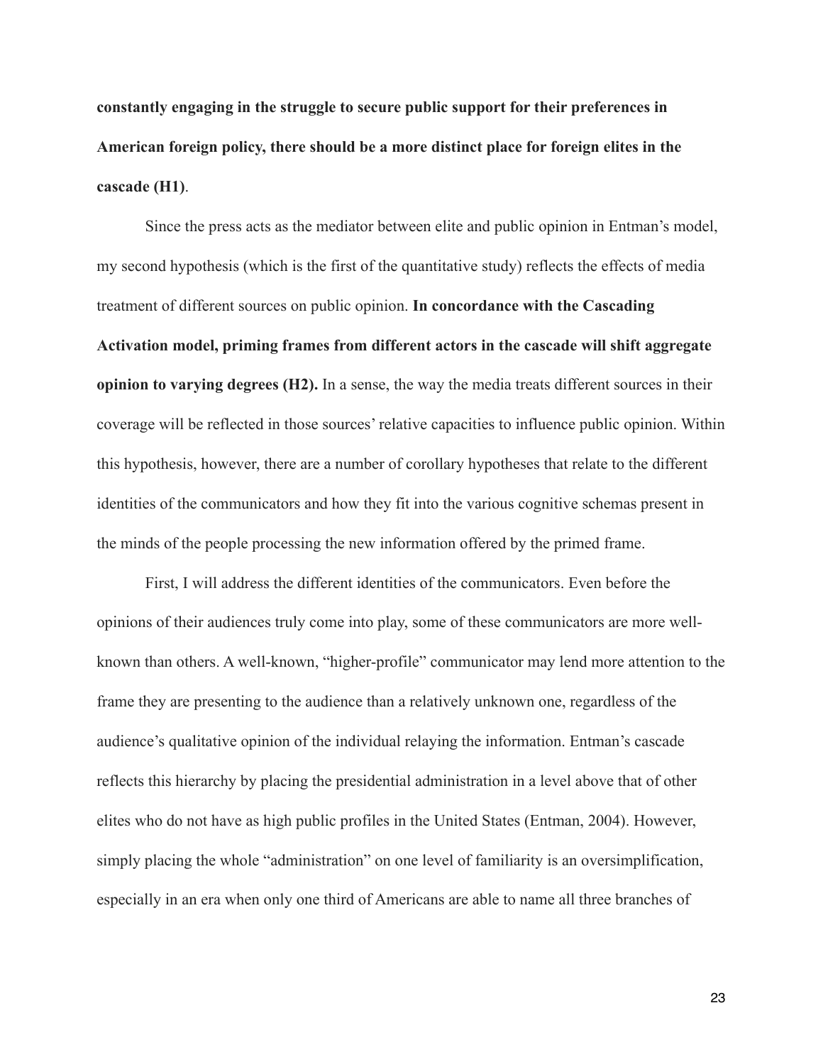**constantly engaging in the struggle to secure public support for their preferences in American foreign policy, there should be a more distinct place for foreign elites in the cascade (H1)**.

Since the press acts as the mediator between elite and public opinion in Entman's model, my second hypothesis (which is the first of the quantitative study) reflects the effects of media treatment of different sources on public opinion. **In concordance with the Cascading Activation model, priming frames from different actors in the cascade will shift aggregate opinion to varying degrees (H2).** In a sense, the way the media treats different sources in their coverage will be reflected in those sources' relative capacities to influence public opinion. Within this hypothesis, however, there are a number of corollary hypotheses that relate to the different identities of the communicators and how they fit into the various cognitive schemas present in the minds of the people processing the new information offered by the primed frame.

First, I will address the different identities of the communicators. Even before the opinions of their audiences truly come into play, some of these communicators are more well-known than others. A well-known, "higher-profile" communicator may lend more attention to the frame they are presenting to the audience than a relatively unknown one, regardless of the audience's qualitative opinion of the individual relaying the information. Entman's cascade reflects this hierarchy by placing the presidential administration in a level above that of other elites who do not have as high public profiles in the United States (Entman, 2004). However, simply placing the whole "administration" on one level of familiarity is an oversimplification, especially in an era when only one third of Americans are able to name all three branches of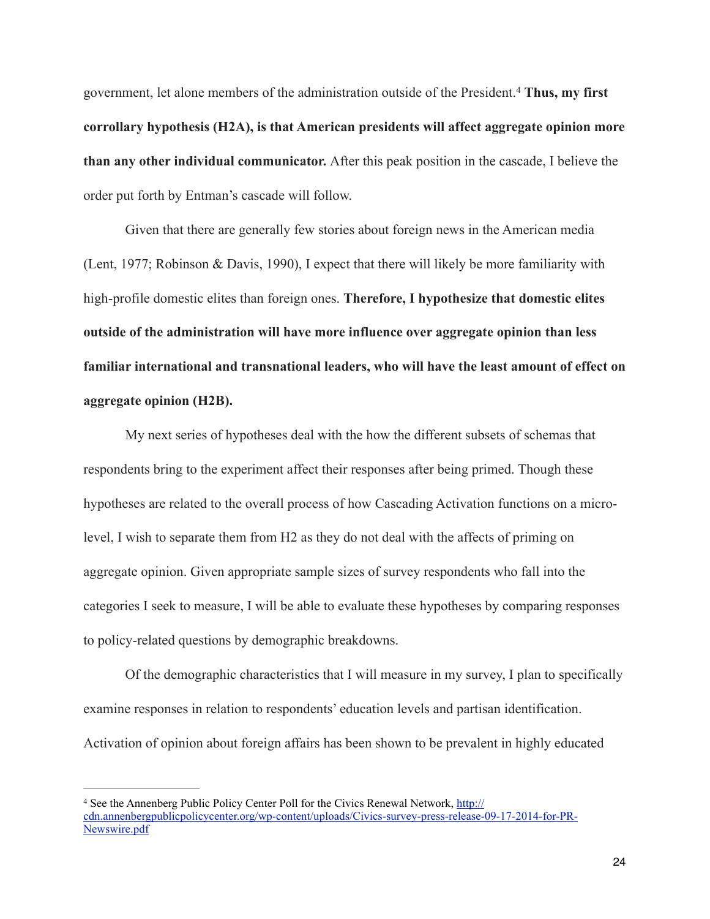government, let alone members of the administration outside of the President.[4] **Thus, my first corollary hypothesis (H2A), is that American presidents will affect aggregate opinion more than any other individual communicator.** After this peak position in the cascade, I believe the order put forth by Entman's cascade will follow.

Given that there are generally few stories about foreign news in the American media (Lent, 1977; Robinson & Davis, 1990), I expect that there will likely be more familiarity with high-profile domestic elites than foreign ones. **Therefore, I hypothesize that domestic elites outside of the administration will have more influence over aggregate opinion than less familiar international and transnational leaders, who will have the least amount of effect on aggregate opinion (H2B).**

My next series of hypotheses deal with the how the different subsets of schemas that respondents bring to the experiment affect their responses after being primed. Though these hypotheses are related to the overall process of how Cascading Activation functions on a micro-level, I wish to separate them from H2 as they do not deal with the affects of priming on aggregate opinion. Given appropriate sample sizes of survey respondents who fall into the categories I seek to measure, I will be able to evaluate these hypotheses by comparing responses to policy-related questions by demographic breakdowns.

Of the demographic characteristics that I will measure in my survey, I plan to specifically examine responses in relation to respondents' education levels and partisan identification. Activation of opinion about foreign affairs has been shown to be prevalent in highly educated

---

[4] See the Annenberg Public Policy Center Poll for the Civics Renewal Network, [http://cdn.annenbergpublicpolicycenter.org/wp-content/uploads/Civics-survey-press-release-09-17-2014-for-PR-Newswire.pdf](http://cdn.annenbergpublicpolicycenter.org/wp-content/uploads/Civics-survey-press-release-09-17-2014-for-PR-Newswire.pdf)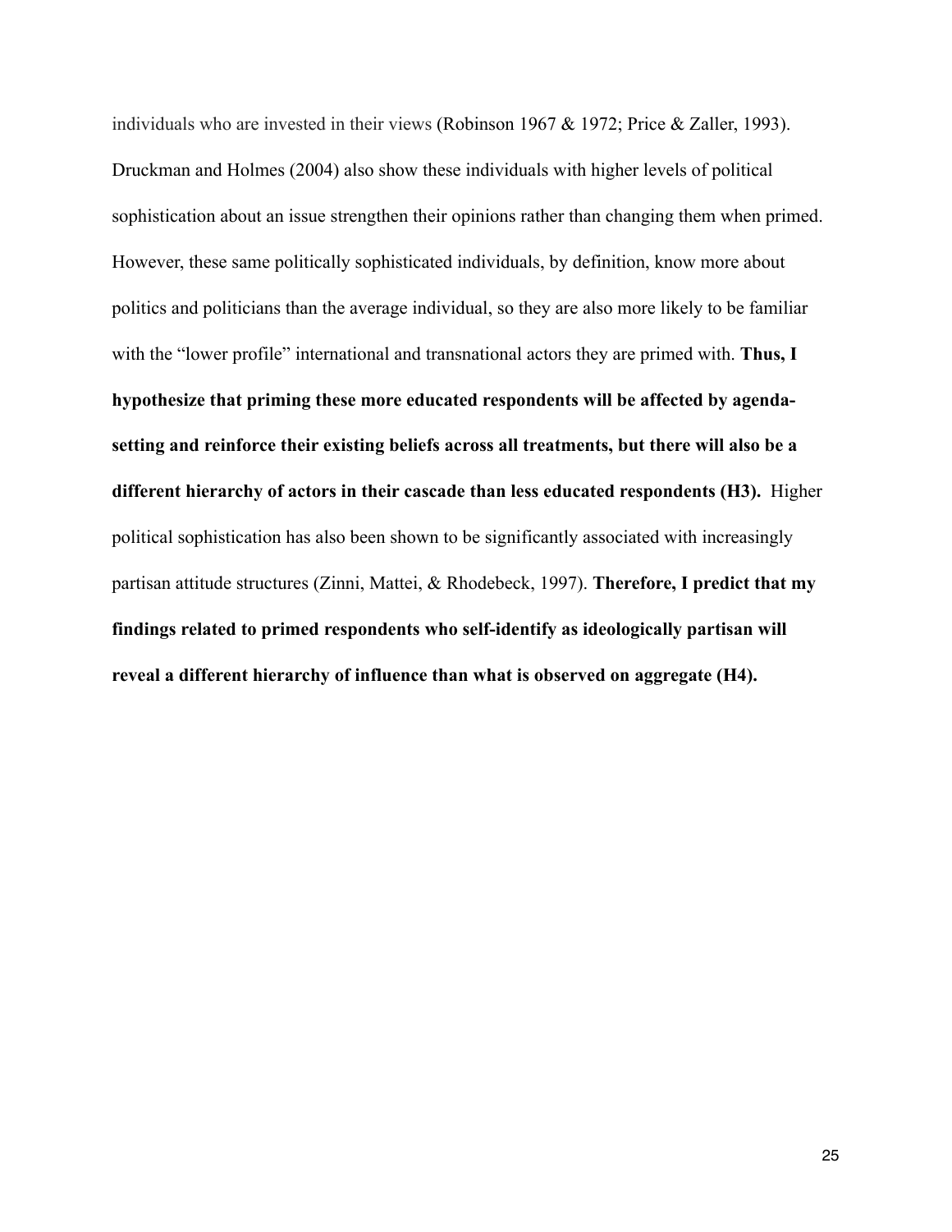individuals who are invested in their views (Robinson 1967 & 1972; Price & Zaller, 1993). Druckman and Holmes (2004) also show these individuals with higher levels of political sophistication about an issue strengthen their opinions rather than changing them when primed. However, these same politically sophisticated individuals, by definition, know more about politics and politicians than the average individual, so they are also more likely to be familiar with the "lower profile" international and transnational actors they are primed with. **Thus, I hypothesize that priming these more educated respondents will be affected by agenda-setting and reinforce their existing beliefs across all treatments, but there will also be a different hierarchy of actors in their cascade than less educated respondents (H3).** Higher political sophistication has also been shown to be significantly associated with increasingly partisan attitude structures (Zinni, Mattei, & Rhodebeck, 1997). **Therefore, I predict that my findings related to primed respondents who self-identify as ideologically partisan will reveal a different hierarchy of influence than what is observed on aggregate (H4).**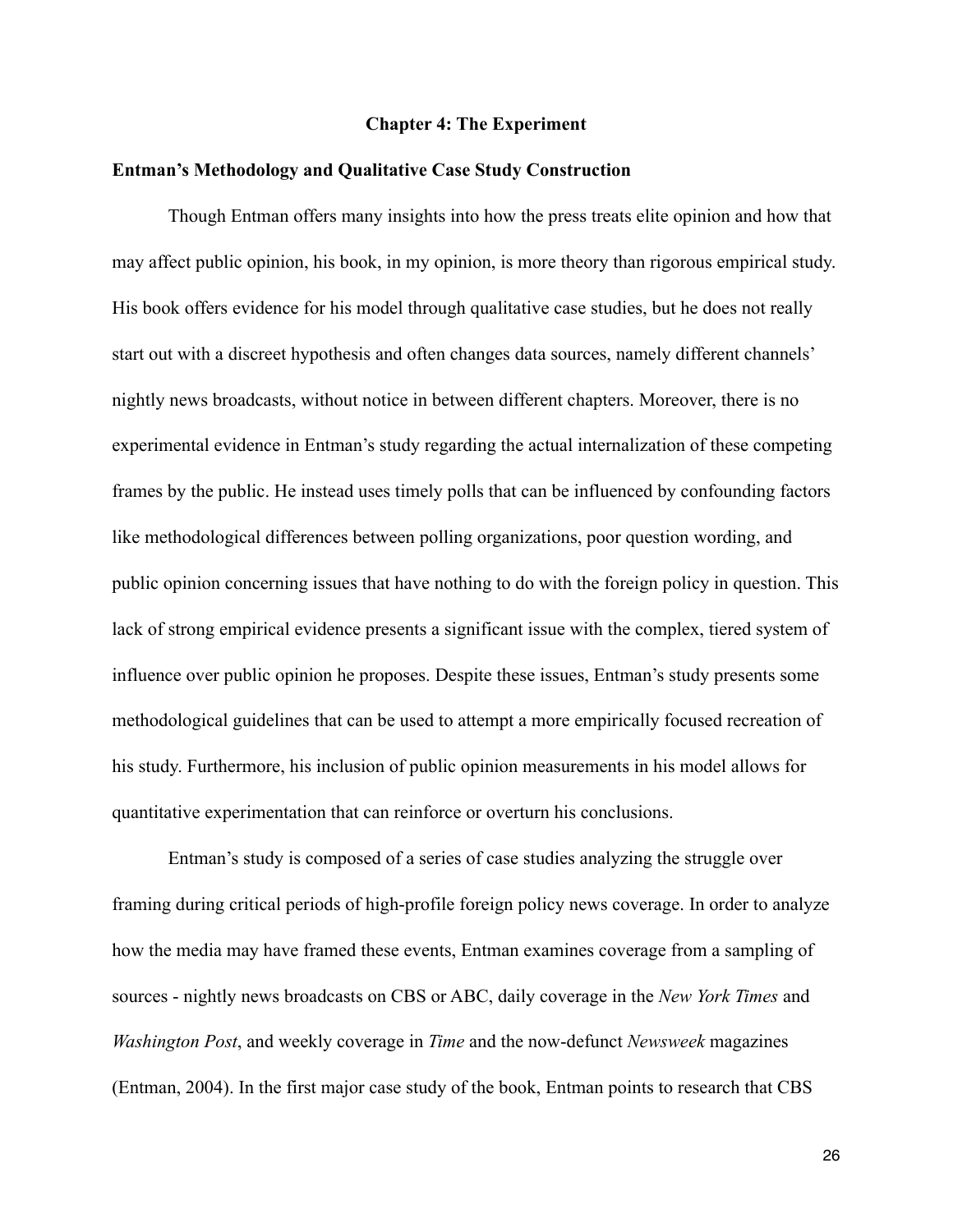# Chapter 4: The Experiment

## Entman's Methodology and Qualitative Case Study Construction

Though Entman offers many insights into how the press treats elite opinion and how that may affect public opinion, his book, in my opinion, is more theory than rigorous empirical study. His book offers evidence for his model through qualitative case studies, but he does not really start out with a discreet hypothesis and often changes data sources, namely different channels' nightly news broadcasts, without notice in between different chapters. Moreover, there is no experimental evidence in Entman's study regarding the actual internalization of these competing frames by the public. He instead uses timely polls that can be influenced by confounding factors like methodological differences between polling organizations, poor question wording, and public opinion concerning issues that have nothing to do with the foreign policy in question. This lack of strong empirical evidence presents a significant issue with the complex, tiered system of influence over public opinion he proposes. Despite these issues, Entman's study presents some methodological guidelines that can be used to attempt a more empirically focused recreation of his study. Furthermore, his inclusion of public opinion measurements in his model allows for quantitative experimentation that can reinforce or overturn his conclusions.

Entman's study is composed of a series of case studies analyzing the struggle over framing during critical periods of high-profile foreign policy news coverage. In order to analyze how the media may have framed these events, Entman examines coverage from a sampling of sources - nightly news broadcasts on CBS or ABC, daily coverage in the *New York Times* and *Washington Post*, and weekly coverage in *Time* and the now-defunct *Newsweek* magazines (Entman, 2004). In the first major case study of the book, Entman points to research that CBS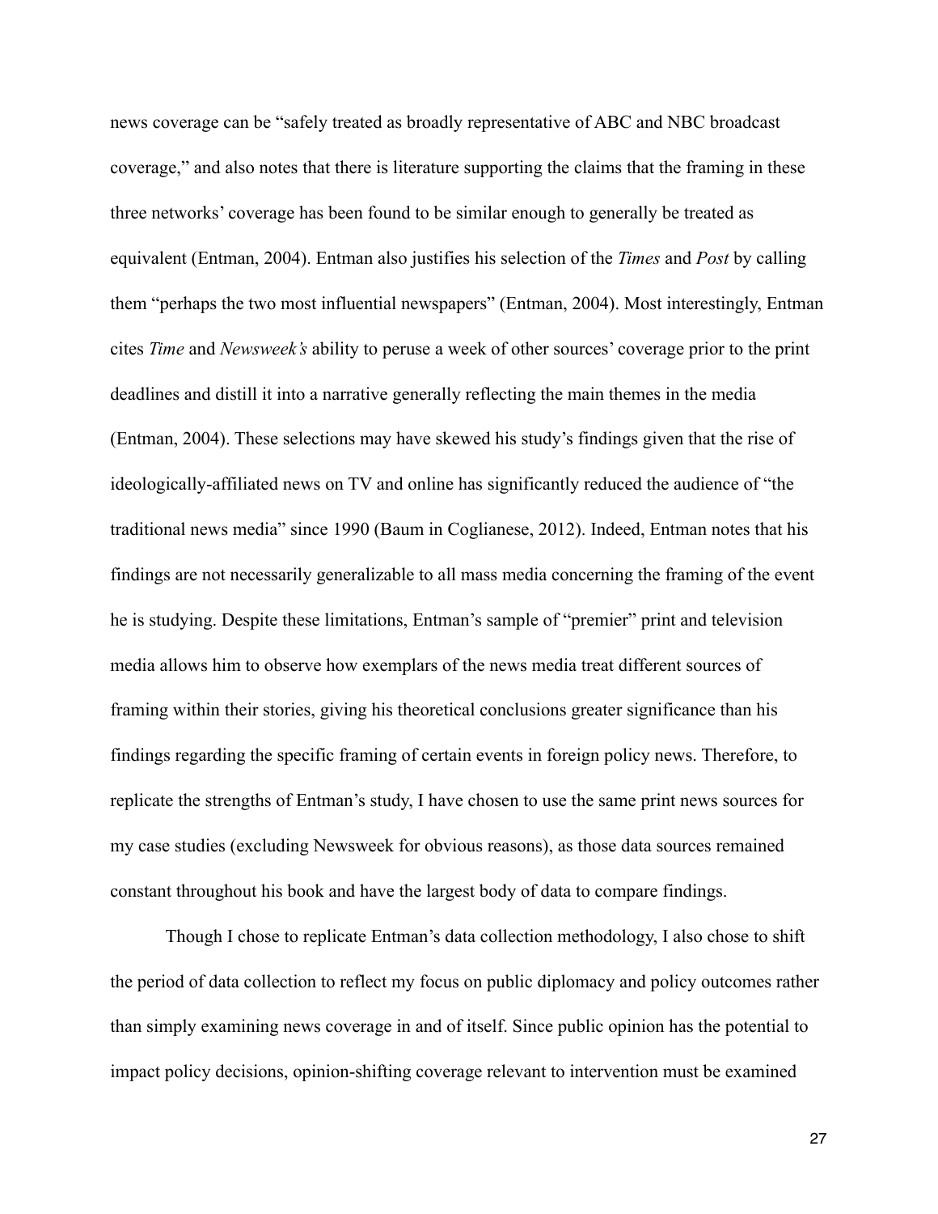news coverage can be “safely treated as broadly representative of ABC and NBC broadcast coverage,” and also notes that there is literature supporting the claims that the framing in these three networks’ coverage has been found to be similar enough to generally be treated as equivalent (Entman, 2004). Entman also justifies his selection of the *Times* and *Post* by calling them “perhaps the two most influential newspapers” (Entman, 2004). Most interestingly, Entman cites *Time* and *Newsweek’s* ability to peruse a week of other sources’ coverage prior to the print deadlines and distill it into a narrative generally reflecting the main themes in the media (Entman, 2004). These selections may have skewed his study’s findings given that the rise of ideologically-affiliated news on TV and online has significantly reduced the audience of “the traditional news media” since 1990 (Baum in Coglianese, 2012). Indeed, Entman notes that his findings are not necessarily generalizable to all mass media concerning the framing of the event he is studying. Despite these limitations, Entman’s sample of “premier” print and television media allows him to observe how exemplars of the news media treat different sources of framing within their stories, giving his theoretical conclusions greater significance than his findings regarding the specific framing of certain events in foreign policy news. Therefore, to replicate the strengths of Entman’s study, I have chosen to use the same print news sources for my case studies (excluding Newsweek for obvious reasons), as those data sources remained constant throughout his book and have the largest body of data to compare findings.

Though I chose to replicate Entman’s data collection methodology, I also chose to shift the period of data collection to reflect my focus on public diplomacy and policy outcomes rather than simply examining news coverage in and of itself. Since public opinion has the potential to impact policy decisions, opinion-shifting coverage relevant to intervention must be examined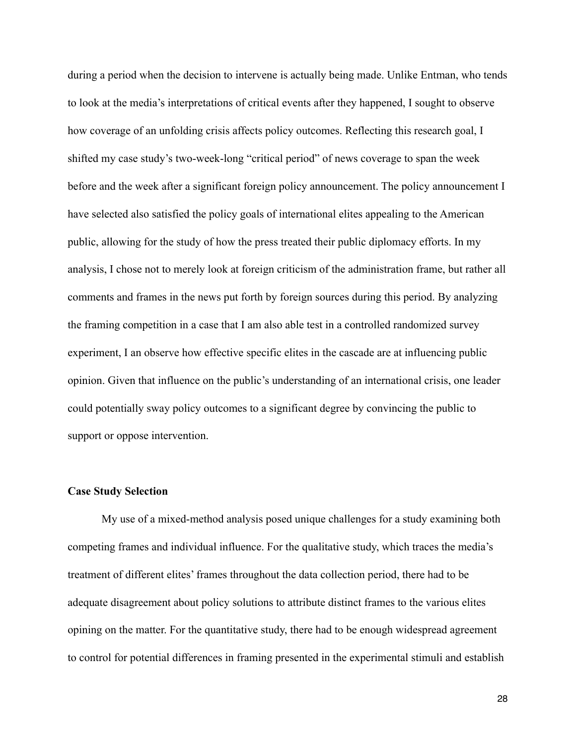during a period when the decision to intervene is actually being made. Unlike Entman, who tends to look at the media's interpretations of critical events after they happened, I sought to observe how coverage of an unfolding crisis affects policy outcomes. Reflecting this research goal, I shifted my case study's two-week-long "critical period" of news coverage to span the week before and the week after a significant foreign policy announcement. The policy announcement I have selected also satisfied the policy goals of international elites appealing to the American public, allowing for the study of how the press treated their public diplomacy efforts. In my analysis, I chose not to merely look at foreign criticism of the administration frame, but rather all comments and frames in the news put forth by foreign sources during this period. By analyzing the framing competition in a case that I am also able test in a controlled randomized survey experiment, I an observe how effective specific elites in the cascade are at influencing public opinion. Given that influence on the public's understanding of an international crisis, one leader could potentially sway policy outcomes to a significant degree by convincing the public to support or oppose intervention.

**Case Study Selection**

My use of a mixed-method analysis posed unique challenges for a study examining both competing frames and individual influence. For the qualitative study, which traces the media's treatment of different elites' frames throughout the data collection period, there had to be adequate disagreement about policy solutions to attribute distinct frames to the various elites opining on the matter. For the quantitative study, there had to be enough widespread agreement to control for potential differences in framing presented in the experimental stimuli and establish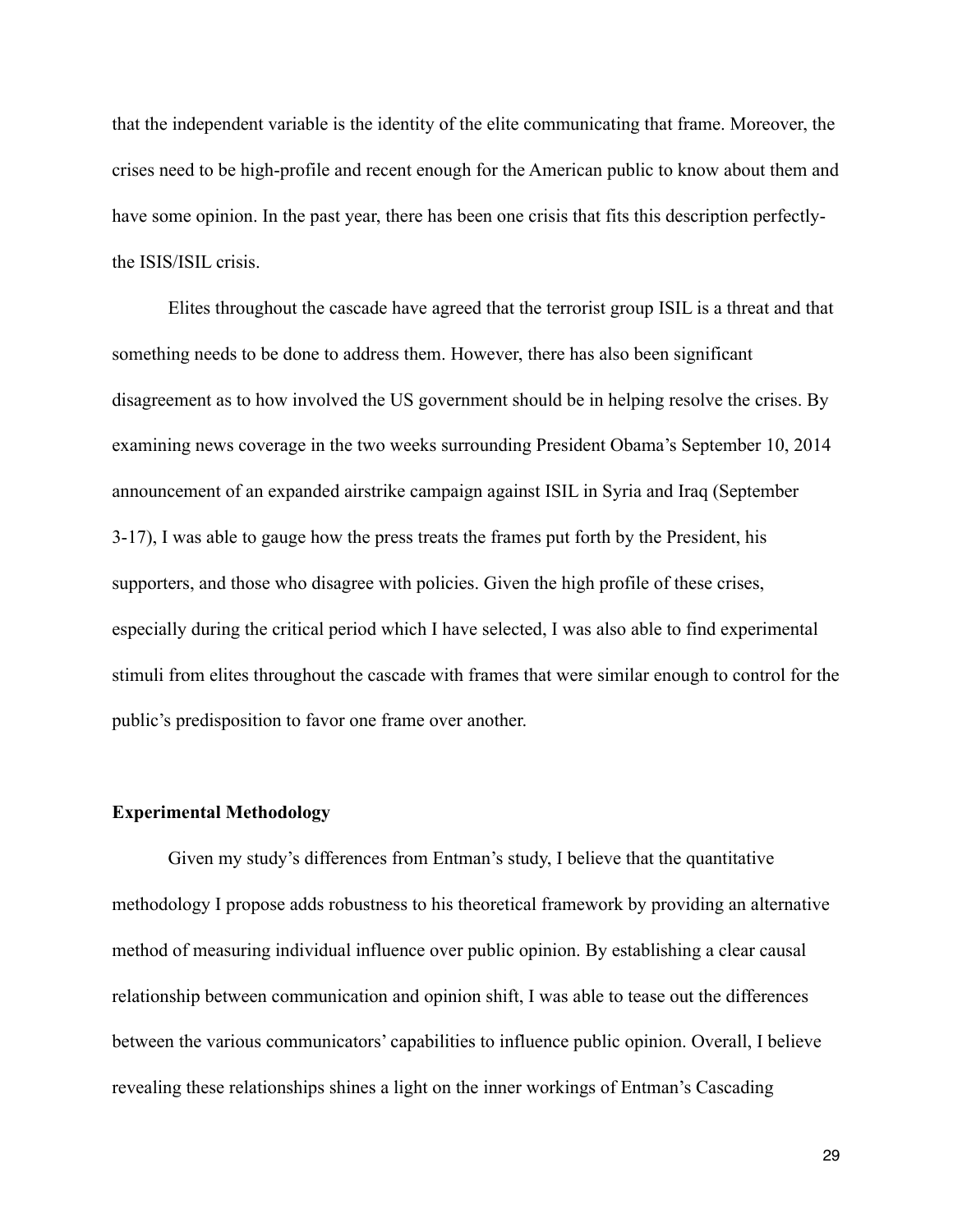that the independent variable is the identity of the elite communicating that frame. Moreover, the crises need to be high-profile and recent enough for the American public to know about them and have some opinion. In the past year, there has been one crisis that fits this description perfectly- the ISIS/ISIL crisis.

Elites throughout the cascade have agreed that the terrorist group ISIL is a threat and that something needs to be done to address them. However, there has also been significant disagreement as to how involved the US government should be in helping resolve the crises. By examining news coverage in the two weeks surrounding President Obama's September 10, 2014 announcement of an expanded airstrike campaign against ISIL in Syria and Iraq (September 3-17), I was able to gauge how the press treats the frames put forth by the President, his supporters, and those who disagree with policies. Given the high profile of these crises, especially during the critical period which I have selected, I was also able to find experimental stimuli from elites throughout the cascade with frames that were similar enough to control for the public's predisposition to favor one frame over another.

### Experimental Methodology

Given my study's differences from Entman's study, I believe that the quantitative methodology I propose adds robustness to his theoretical framework by providing an alternative method of measuring individual influence over public opinion. By establishing a clear causal relationship between communication and opinion shift, I was able to tease out the differences between the various communicators' capabilities to influence public opinion. Overall, I believe revealing these relationships shines a light on the inner workings of Entman's Cascading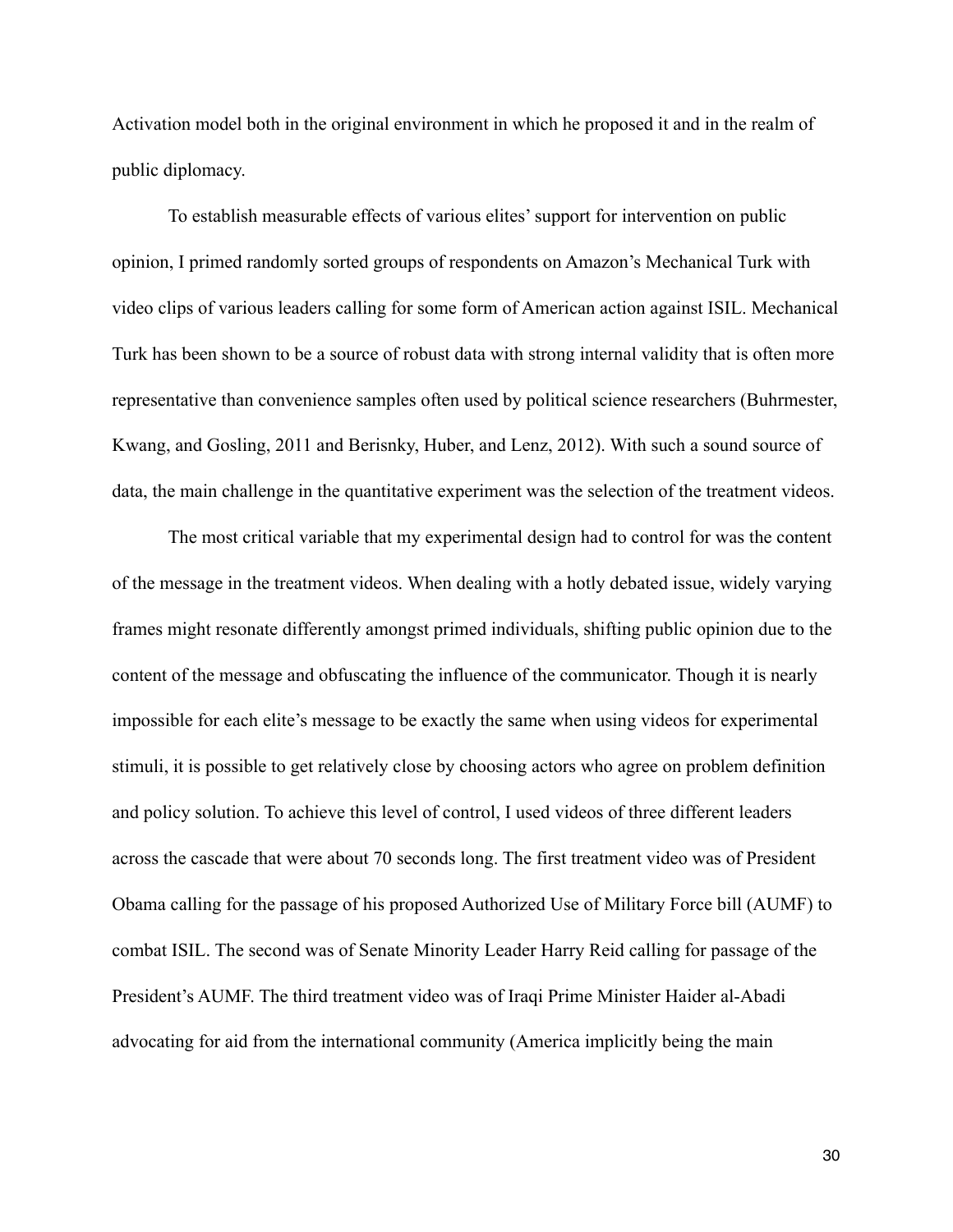Activation model both in the original environment in which he proposed it and in the realm of public diplomacy.

To establish measurable effects of various elites' support for intervention on public opinion, I primed randomly sorted groups of respondents on Amazon's Mechanical Turk with video clips of various leaders calling for some form of American action against ISIL. Mechanical Turk has been shown to be a source of robust data with strong internal validity that is often more representative than convenience samples often used by political science researchers (Buhrmester, Kwang, and Gosling, 2011 and Berisnky, Huber, and Lenz, 2012). With such a sound source of data, the main challenge in the quantitative experiment was the selection of the treatment videos.

The most critical variable that my experimental design had to control for was the content of the message in the treatment videos. When dealing with a hotly debated issue, widely varying frames might resonate differently amongst primed individuals, shifting public opinion due to the content of the message and obfuscating the influence of the communicator. Though it is nearly impossible for each elite's message to be exactly the same when using videos for experimental stimuli, it is possible to get relatively close by choosing actors who agree on problem definition and policy solution. To achieve this level of control, I used videos of three different leaders across the cascade that were about 70 seconds long. The first treatment video was of President Obama calling for the passage of his proposed Authorized Use of Military Force bill (AUMF) to combat ISIL. The second was of Senate Minority Leader Harry Reid calling for passage of the President's AUMF. The third treatment video was of Iraqi Prime Minister Haider al-Abadi advocating for aid from the international community (America implicitly being the main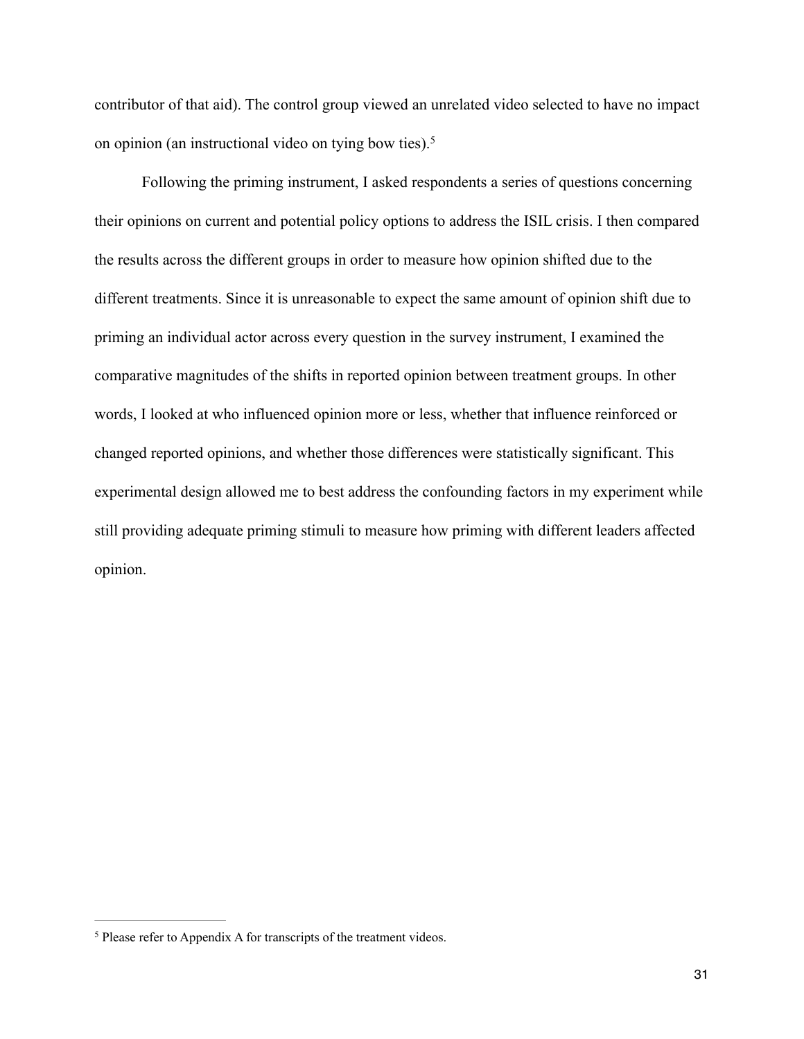contributor of that aid). The control group viewed an unrelated video selected to have no impact on opinion (an instructional video on tying bow ties).[5]

Following the priming instrument, I asked respondents a series of questions concerning their opinions on current and potential policy options to address the ISIL crisis. I then compared the results across the different groups in order to measure how opinion shifted due to the different treatments. Since it is unreasonable to expect the same amount of opinion shift due to priming an individual actor across every question in the survey instrument, I examined the comparative magnitudes of the shifts in reported opinion between treatment groups. In other words, I looked at who influenced opinion more or less, whether that influence reinforced or changed reported opinions, and whether those differences were statistically significant. This experimental design allowed me to best address the confounding factors in my experiment while still providing adequate priming stimuli to measure how priming with different leaders affected opinion.

---

[5] Please refer to Appendix A for transcripts of the treatment videos.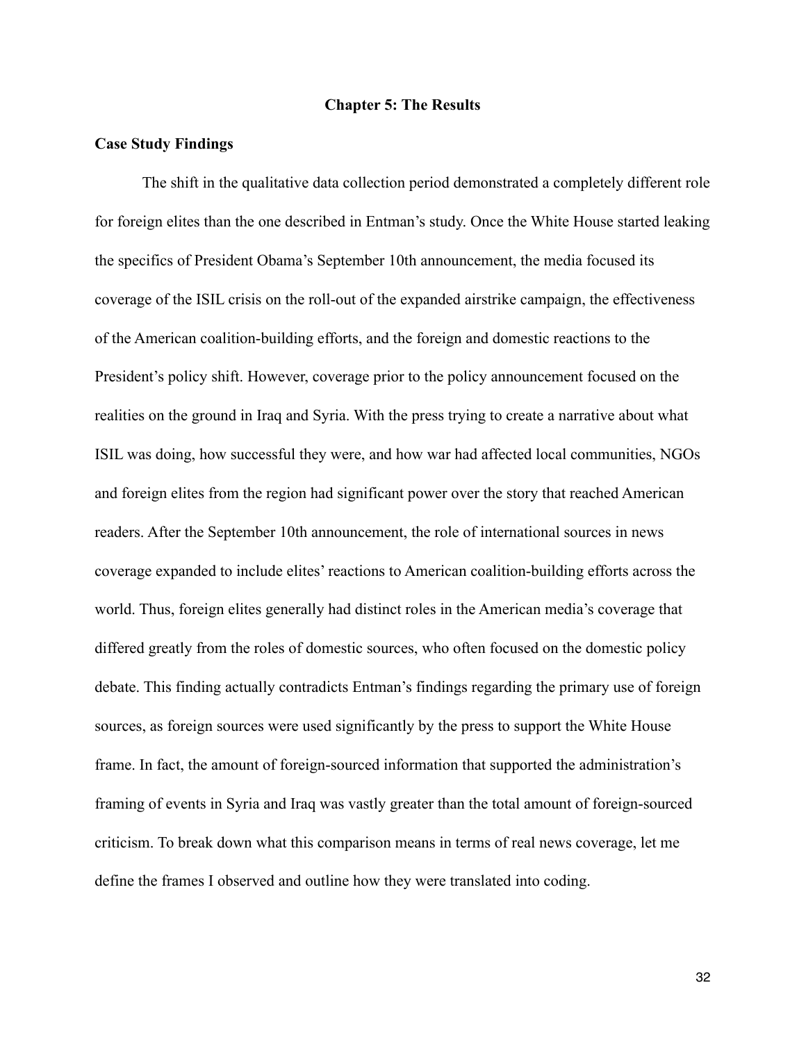# Chapter 5: The Results

## Case Study Findings

The shift in the qualitative data collection period demonstrated a completely different role for foreign elites than the one described in Entman's study. Once the White House started leaking the specifics of President Obama's September 10th announcement, the media focused its coverage of the ISIL crisis on the roll-out of the expanded airstrike campaign, the effectiveness of the American coalition-building efforts, and the foreign and domestic reactions to the President's policy shift. However, coverage prior to the policy announcement focused on the realities on the ground in Iraq and Syria. With the press trying to create a narrative about what ISIL was doing, how successful they were, and how war had affected local communities, NGOs and foreign elites from the region had significant power over the story that reached American readers. After the September 10th announcement, the role of international sources in news coverage expanded to include elites' reactions to American coalition-building efforts across the world. Thus, foreign elites generally had distinct roles in the American media's coverage that differed greatly from the roles of domestic sources, who often focused on the domestic policy debate. This finding actually contradicts Entman's findings regarding the primary use of foreign sources, as foreign sources were used significantly by the press to support the White House frame. In fact, the amount of foreign-sourced information that supported the administration's framing of events in Syria and Iraq was vastly greater than the total amount of foreign-sourced criticism. To break down what this comparison means in terms of real news coverage, let me define the frames I observed and outline how they were translated into coding.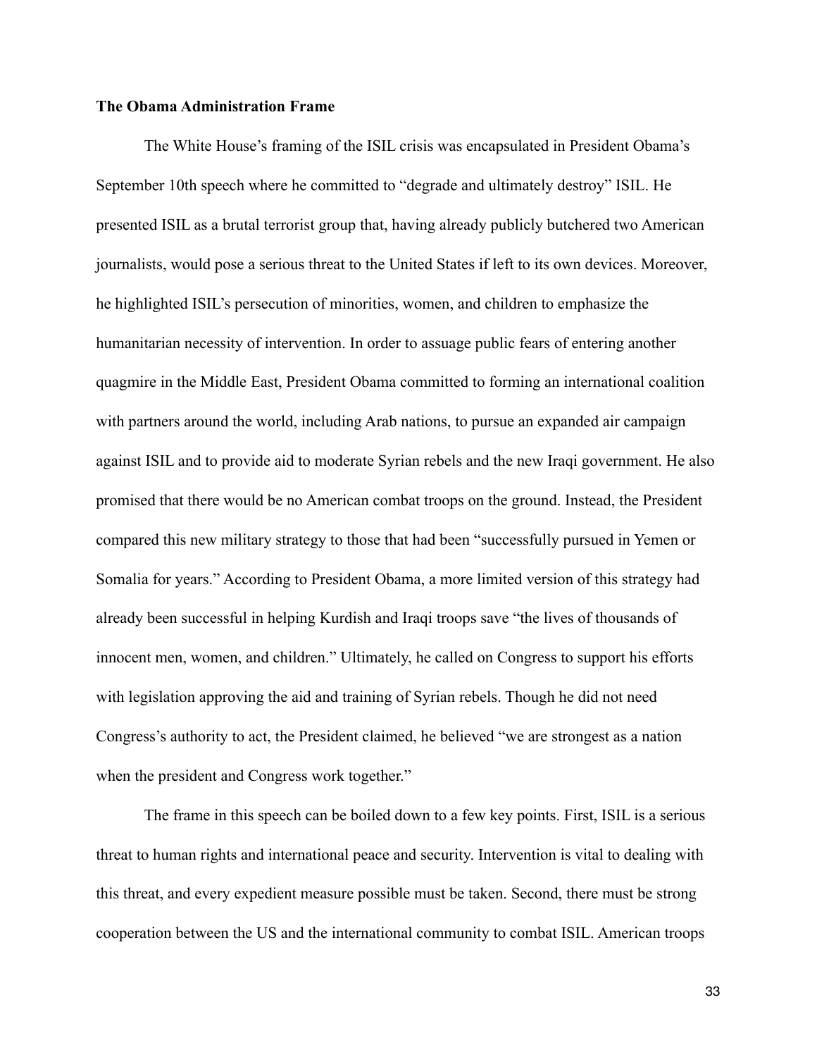**The Obama Administration Frame**

The White House's framing of the ISIL crisis was encapsulated in President Obama's September 10th speech where he committed to "degrade and ultimately destroy" ISIL. He presented ISIL as a brutal terrorist group that, having already publicly butchered two American journalists, would pose a serious threat to the United States if left to its own devices. Moreover, he highlighted ISIL's persecution of minorities, women, and children to emphasize the humanitarian necessity of intervention. In order to assuage public fears of entering another quagmire in the Middle East, President Obama committed to forming an international coalition with partners around the world, including Arab nations, to pursue an expanded air campaign against ISIL and to provide aid to moderate Syrian rebels and the new Iraqi government. He also promised that there would be no American combat troops on the ground. Instead, the President compared this new military strategy to those that had been "successfully pursued in Yemen or Somalia for years." According to President Obama, a more limited version of this strategy had already been successful in helping Kurdish and Iraqi troops save "the lives of thousands of innocent men, women, and children." Ultimately, he called on Congress to support his efforts with legislation approving the aid and training of Syrian rebels. Though he did not need Congress's authority to act, the President claimed, he believed "we are strongest as a nation when the president and Congress work together."

The frame in this speech can be boiled down to a few key points. First, ISIL is a serious threat to human rights and international peace and security. Intervention is vital to dealing with this threat, and every expedient measure possible must be taken. Second, there must be strong cooperation between the US and the international community to combat ISIL. American troops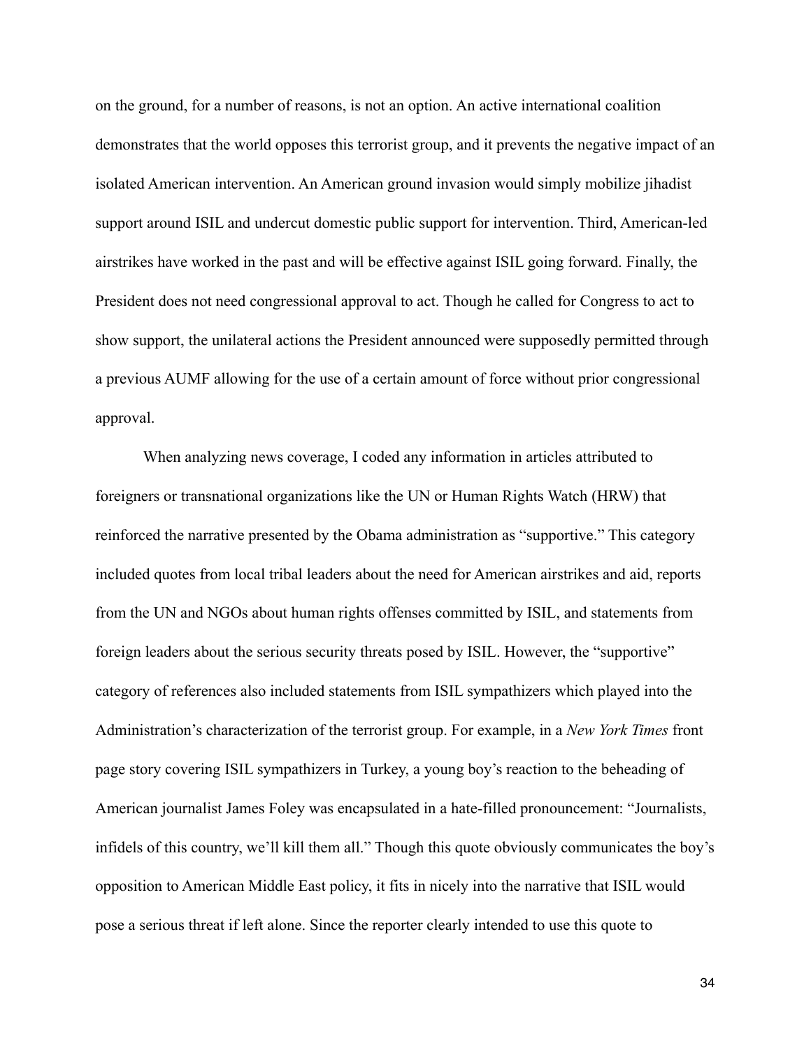on the ground, for a number of reasons, is not an option. An active international coalition demonstrates that the world opposes this terrorist group, and it prevents the negative impact of an isolated American intervention. An American ground invasion would simply mobilize jihadist support around ISIL and undercut domestic public support for intervention. Third, American-led airstrikes have worked in the past and will be effective against ISIL going forward. Finally, the President does not need congressional approval to act. Though he called for Congress to act to show support, the unilateral actions the President announced were supposedly permitted through a previous AUMF allowing for the use of a certain amount of force without prior congressional approval.

When analyzing news coverage, I coded any information in articles attributed to foreigners or transnational organizations like the UN or Human Rights Watch (HRW) that reinforced the narrative presented by the Obama administration as "supportive." This category included quotes from local tribal leaders about the need for American airstrikes and aid, reports from the UN and NGOs about human rights offenses committed by ISIL, and statements from foreign leaders about the serious security threats posed by ISIL. However, the "supportive" category of references also included statements from ISIL sympathizers which played into the Administration's characterization of the terrorist group. For example, in a *New York Times* front page story covering ISIL sympathizers in Turkey, a young boy's reaction to the beheading of American journalist James Foley was encapsulated in a hate-filled pronouncement: "Journalists, infidels of this country, we'll kill them all." Though this quote obviously communicates the boy's opposition to American Middle East policy, it fits in nicely into the narrative that ISIL would pose a serious threat if left alone. Since the reporter clearly intended to use this quote to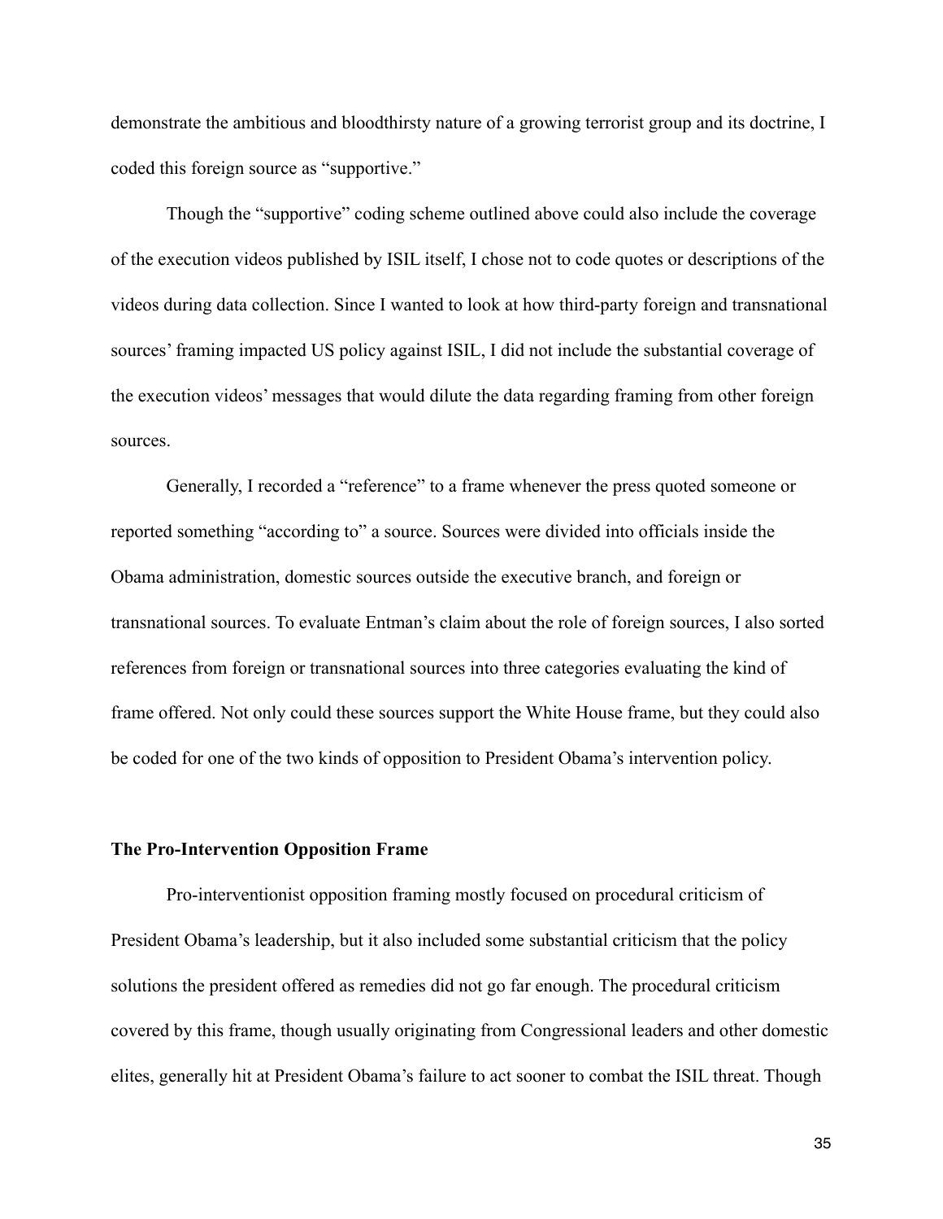demonstrate the ambitious and bloodthirsty nature of a growing terrorist group and its doctrine, I coded this foreign source as "supportive."

Though the "supportive" coding scheme outlined above could also include the coverage of the execution videos published by ISIL itself, I chose not to code quotes or descriptions of the videos during data collection. Since I wanted to look at how third-party foreign and transnational sources' framing impacted US policy against ISIL, I did not include the substantial coverage of the execution videos' messages that would dilute the data regarding framing from other foreign sources.

Generally, I recorded a "reference" to a frame whenever the press quoted someone or reported something "according to" a source. Sources were divided into officials inside the Obama administration, domestic sources outside the executive branch, and foreign or transnational sources. To evaluate Entman's claim about the role of foreign sources, I also sorted references from foreign or transnational sources into three categories evaluating the kind of frame offered. Not only could these sources support the White House frame, but they could also be coded for one of the two kinds of opposition to President Obama's intervention policy.

### The Pro-Intervention Opposition Frame

Pro-interventionist opposition framing mostly focused on procedural criticism of President Obama's leadership, but it also included some substantial criticism that the policy solutions the president offered as remedies did not go far enough. The procedural criticism covered by this frame, though usually originating from Congressional leaders and other domestic elites, generally hit at President Obama's failure to act sooner to combat the ISIL threat. Though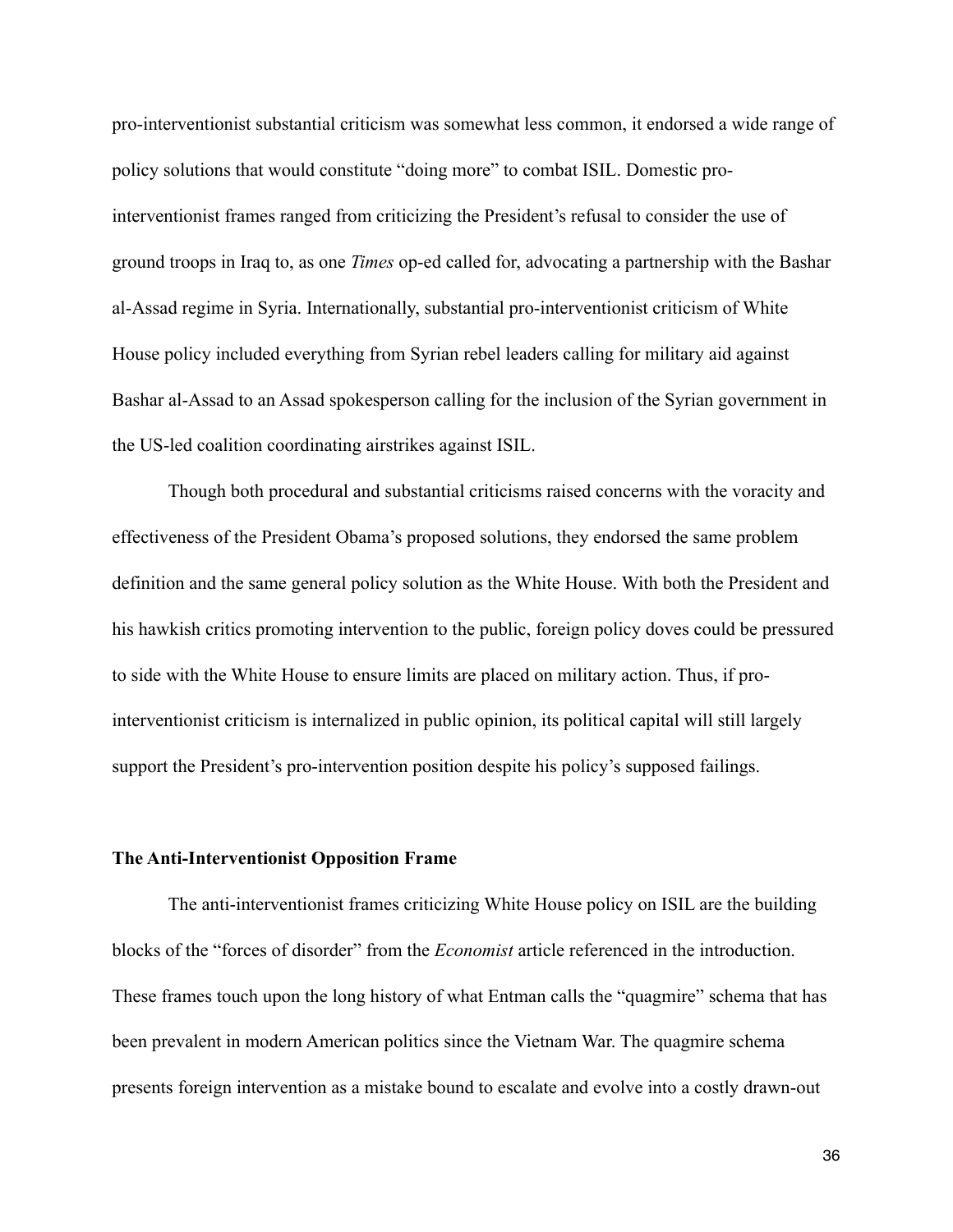pro-interventionist substantial criticism was somewhat less common, it endorsed a wide range of policy solutions that would constitute "doing more" to combat ISIL. Domestic pro-interventionist frames ranged from criticizing the President's refusal to consider the use of ground troops in Iraq to, as one *Times* op-ed called for, advocating a partnership with the Bashar al-Assad regime in Syria. Internationally, substantial pro-interventionist criticism of White House policy included everything from Syrian rebel leaders calling for military aid against Bashar al-Assad to an Assad spokesperson calling for the inclusion of the Syrian government in the US-led coalition coordinating airstrikes against ISIL.

Though both procedural and substantial criticisms raised concerns with the voracity and effectiveness of the President Obama's proposed solutions, they endorsed the same problem definition and the same general policy solution as the White House. With both the President and his hawkish critics promoting intervention to the public, foreign policy doves could be pressured to side with the White House to ensure limits are placed on military action. Thus, if pro-interventionist criticism is internalized in public opinion, its political capital will still largely support the President's pro-intervention position despite his policy's supposed failings.

### The Anti-Interventionist Opposition Frame

The anti-interventionist frames criticizing White House policy on ISIL are the building blocks of the "forces of disorder" from the *Economist* article referenced in the introduction. These frames touch upon the long history of what Entman calls the "quagmire" schema that has been prevalent in modern American politics since the Vietnam War. The quagmire schema presents foreign intervention as a mistake bound to escalate and evolve into a costly drawn-out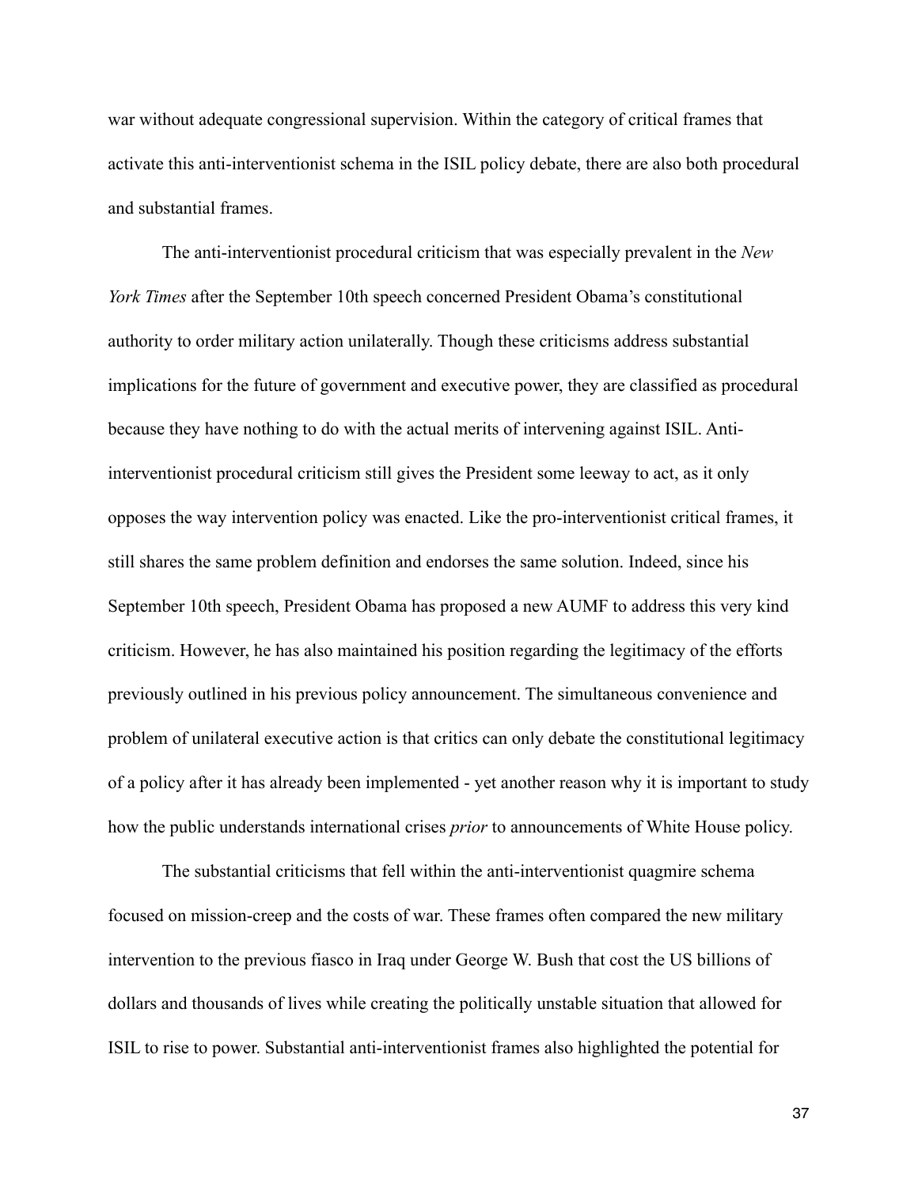war without adequate congressional supervision. Within the category of critical frames that activate this anti-interventionist schema in the ISIL policy debate, there are also both procedural and substantial frames.

The anti-interventionist procedural criticism that was especially prevalent in the *New York Times* after the September 10th speech concerned President Obama's constitutional authority to order military action unilaterally. Though these criticisms address substantial implications for the future of government and executive power, they are classified as procedural because they have nothing to do with the actual merits of intervening against ISIL. Anti-interventionist procedural criticism still gives the President some leeway to act, as it only opposes the way intervention policy was enacted. Like the pro-interventionist critical frames, it still shares the same problem definition and endorses the same solution. Indeed, since his September 10th speech, President Obama has proposed a new AUMF to address this very kind criticism. However, he has also maintained his position regarding the legitimacy of the efforts previously outlined in his previous policy announcement. The simultaneous convenience and problem of unilateral executive action is that critics can only debate the constitutional legitimacy of a policy after it has already been implemented - yet another reason why it is important to study how the public understands international crises *prior* to announcements of White House policy.

The substantial criticisms that fell within the anti-interventionist quagmire schema focused on mission-creep and the costs of war. These frames often compared the new military intervention to the previous fiasco in Iraq under George W. Bush that cost the US billions of dollars and thousands of lives while creating the politically unstable situation that allowed for ISIL to rise to power. Substantial anti-interventionist frames also highlighted the potential for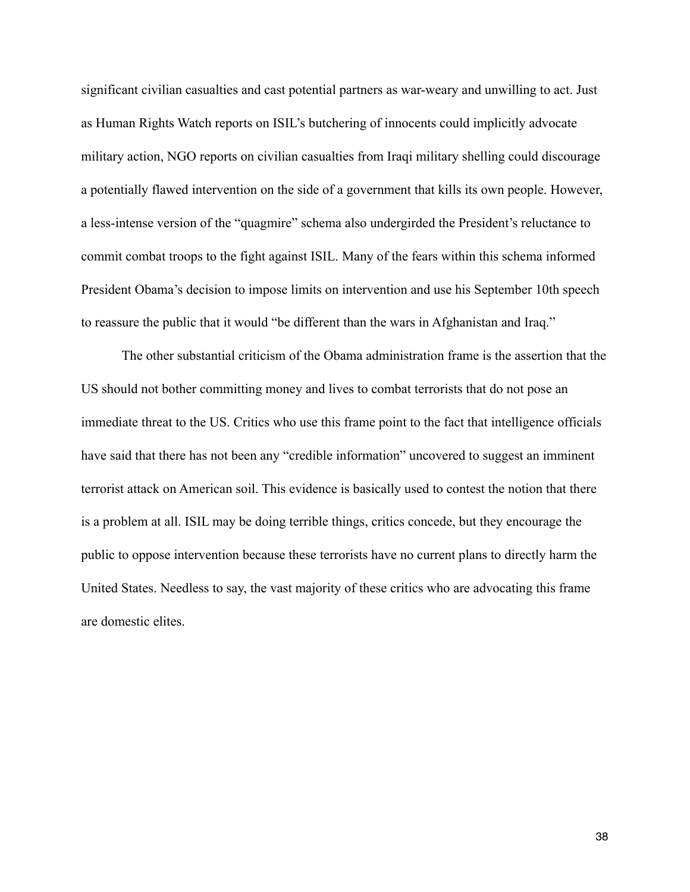significant civilian casualties and cast potential partners as war-weary and unwilling to act. Just as Human Rights Watch reports on ISIL's butchering of innocents could implicitly advocate military action, NGO reports on civilian casualties from Iraqi military shelling could discourage a potentially flawed intervention on the side of a government that kills its own people. However, a less-intense version of the "quagmire" schema also undergirded the President's reluctance to commit combat troops to the fight against ISIL. Many of the fears within this schema informed President Obama's decision to impose limits on intervention and use his September 10th speech to reassure the public that it would "be different than the wars in Afghanistan and Iraq."

The other substantial criticism of the Obama administration frame is the assertion that the US should not bother committing money and lives to combat terrorists that do not pose an immediate threat to the US. Critics who use this frame point to the fact that intelligence officials have said that there has not been any "credible information" uncovered to suggest an imminent terrorist attack on American soil. This evidence is basically used to contest the notion that there is a problem at all. ISIL may be doing terrible things, critics concede, but they encourage the public to oppose intervention because these terrorists have no current plans to directly harm the United States. Needless to say, the vast majority of these critics who are advocating this frame are domestic elites.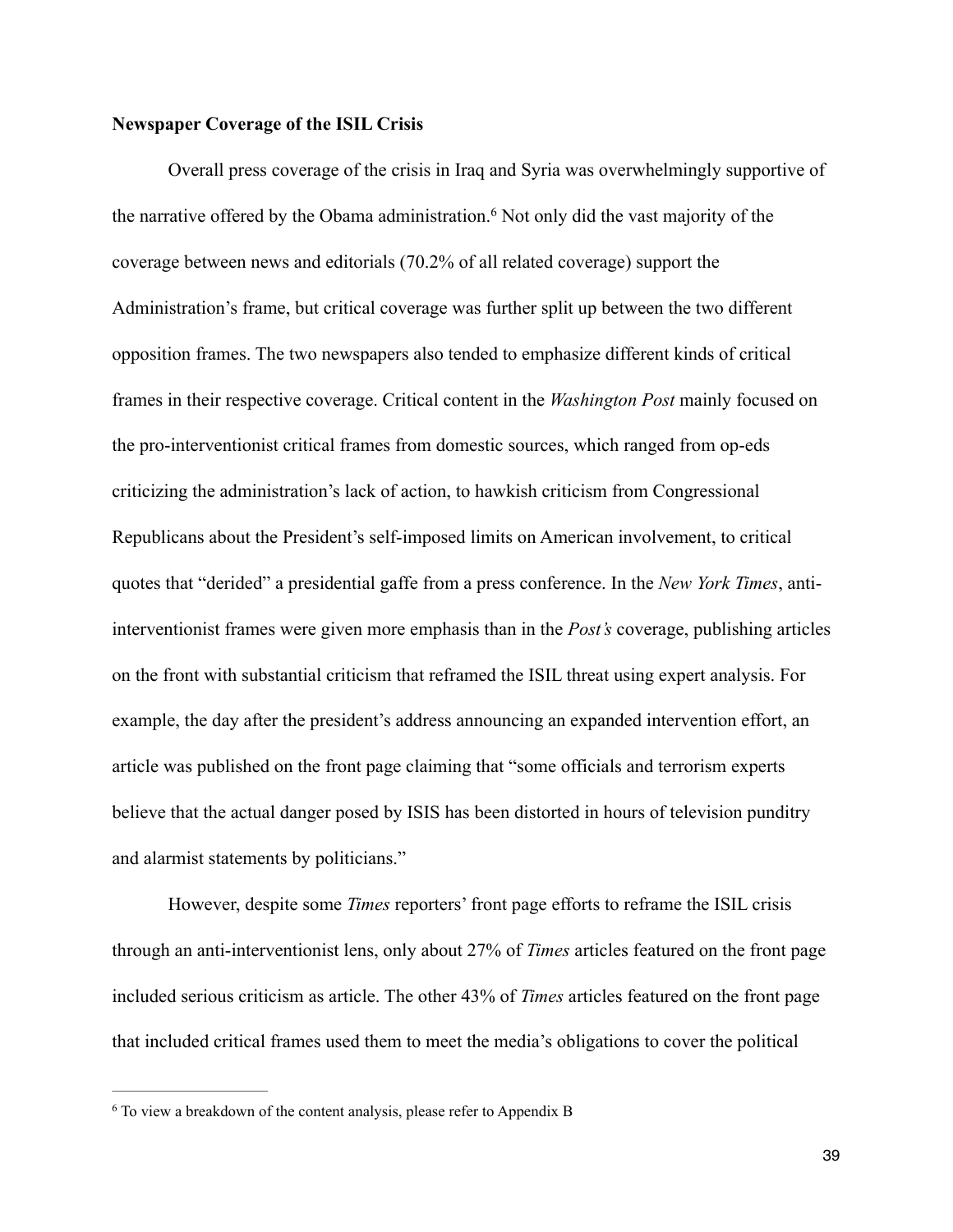**Newspaper Coverage of the ISIL Crisis**

Overall press coverage of the crisis in Iraq and Syria was overwhelmingly supportive of the narrative offered by the Obama administration.[6] Not only did the vast majority of the coverage between news and editorials (70.2% of all related coverage) support the Administration's frame, but critical coverage was further split up between the two different opposition frames. The two newspapers also tended to emphasize different kinds of critical frames in their respective coverage. Critical content in the *Washington Post* mainly focused on the pro-interventionist critical frames from domestic sources, which ranged from op-eds criticizing the administration's lack of action, to hawkish criticism from Congressional Republicans about the President's self-imposed limits on American involvement, to critical quotes that "derided" a presidential gaffe from a press conference. In the *New York Times*, anti-interventionist frames were given more emphasis than in the *Post's* coverage, publishing articles on the front with substantial criticism that reframed the ISIL threat using expert analysis. For example, the day after the president's address announcing an expanded intervention effort, an article was published on the front page claiming that "some officials and terrorism experts believe that the actual danger posed by ISIS has been distorted in hours of television punditry and alarmist statements by politicians."

However, despite some *Times* reporters' front page efforts to reframe the ISIL crisis through an anti-interventionist lens, only about 27% of *Times* articles featured on the front page included serious criticism as article. The other 43% of *Times* articles featured on the front page that included critical frames used them to meet the media's obligations to cover the political

[6] To view a breakdown of the content analysis, please refer to Appendix B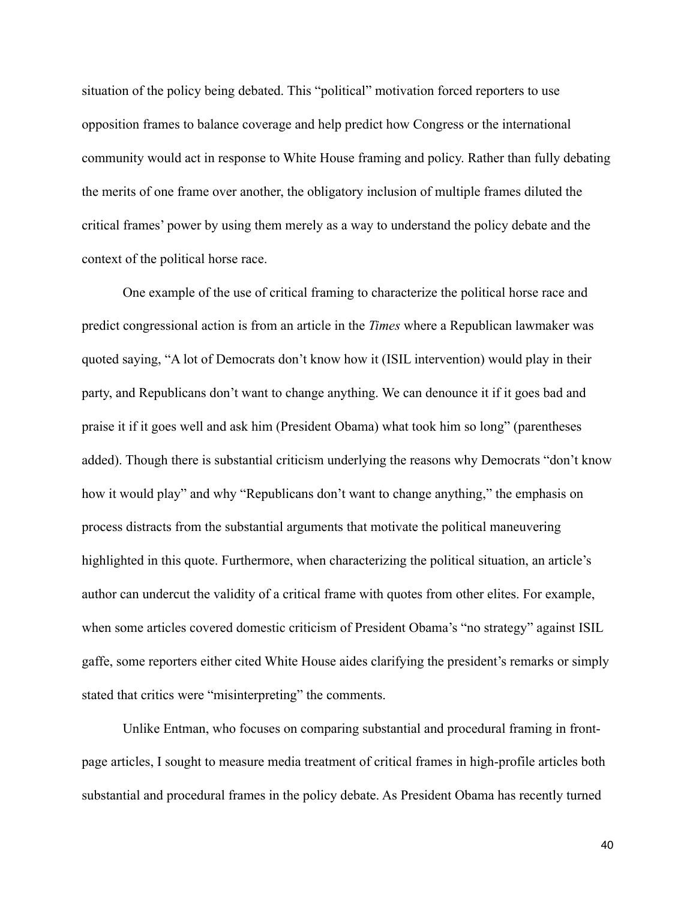situation of the policy being debated. This "political" motivation forced reporters to use opposition frames to balance coverage and help predict how Congress or the international community would act in response to White House framing and policy. Rather than fully debating the merits of one frame over another, the obligatory inclusion of multiple frames diluted the critical frames' power by using them merely as a way to understand the policy debate and the context of the political horse race.

One example of the use of critical framing to characterize the political horse race and predict congressional action is from an article in the *Times* where a Republican lawmaker was quoted saying, "A lot of Democrats don't know how it (ISIL intervention) would play in their party, and Republicans don't want to change anything. We can denounce it if it goes bad and praise it if it goes well and ask him (President Obama) what took him so long" (parentheses added). Though there is substantial criticism underlying the reasons why Democrats "don't know how it would play" and why "Republicans don't want to change anything," the emphasis on process distracts from the substantial arguments that motivate the political maneuvering highlighted in this quote. Furthermore, when characterizing the political situation, an article's author can undercut the validity of a critical frame with quotes from other elites. For example, when some articles covered domestic criticism of President Obama's "no strategy" against ISIL gaffe, some reporters either cited White House aides clarifying the president's remarks or simply stated that critics were "misinterpreting" the comments.

Unlike Entman, who focuses on comparing substantial and procedural framing in front-page articles, I sought to measure media treatment of critical frames in high-profile articles both substantial and procedural frames in the policy debate. As President Obama has recently turned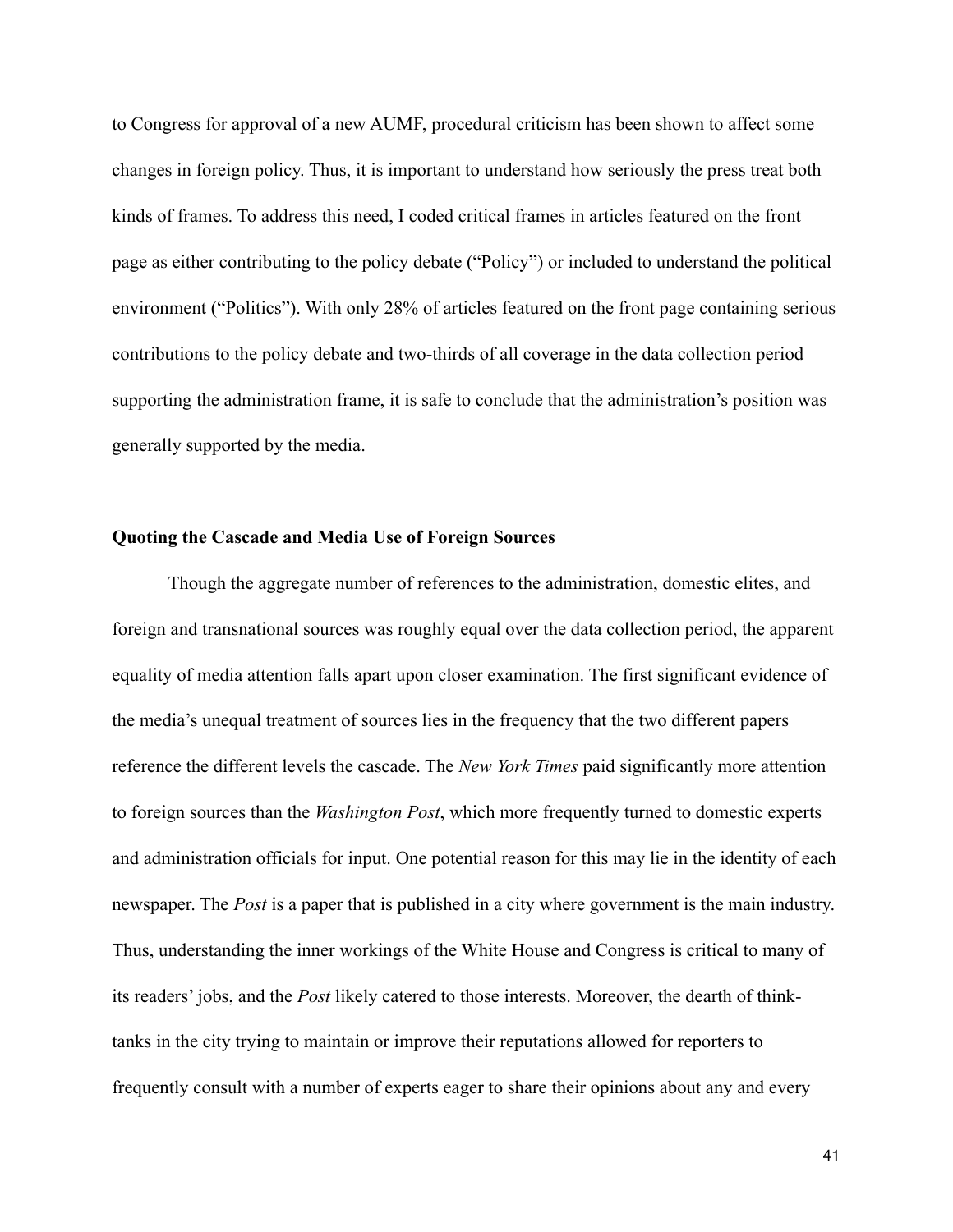to Congress for approval of a new AUMF, procedural criticism has been shown to affect some changes in foreign policy. Thus, it is important to understand how seriously the press treat both kinds of frames. To address this need, I coded critical frames in articles featured on the front page as either contributing to the policy debate ("Policy") or included to understand the political environment ("Politics"). With only 28% of articles featured on the front page containing serious contributions to the policy debate and two-thirds of all coverage in the data collection period supporting the administration frame, it is safe to conclude that the administration's position was generally supported by the media.

**Quoting the Cascade and Media Use of Foreign Sources**

Though the aggregate number of references to the administration, domestic elites, and foreign and transnational sources was roughly equal over the data collection period, the apparent equality of media attention falls apart upon closer examination. The first significant evidence of the media's unequal treatment of sources lies in the frequency that the two different papers reference the different levels the cascade. The *New York Times* paid significantly more attention to foreign sources than the *Washington Post*, which more frequently turned to domestic experts and administration officials for input. One potential reason for this may lie in the identity of each newspaper. The *Post* is a paper that is published in a city where government is the main industry. Thus, understanding the inner workings of the White House and Congress is critical to many of its readers' jobs, and the *Post* likely catered to those interests. Moreover, the dearth of think-tanks in the city trying to maintain or improve their reputations allowed for reporters to frequently consult with a number of experts eager to share their opinions about any and every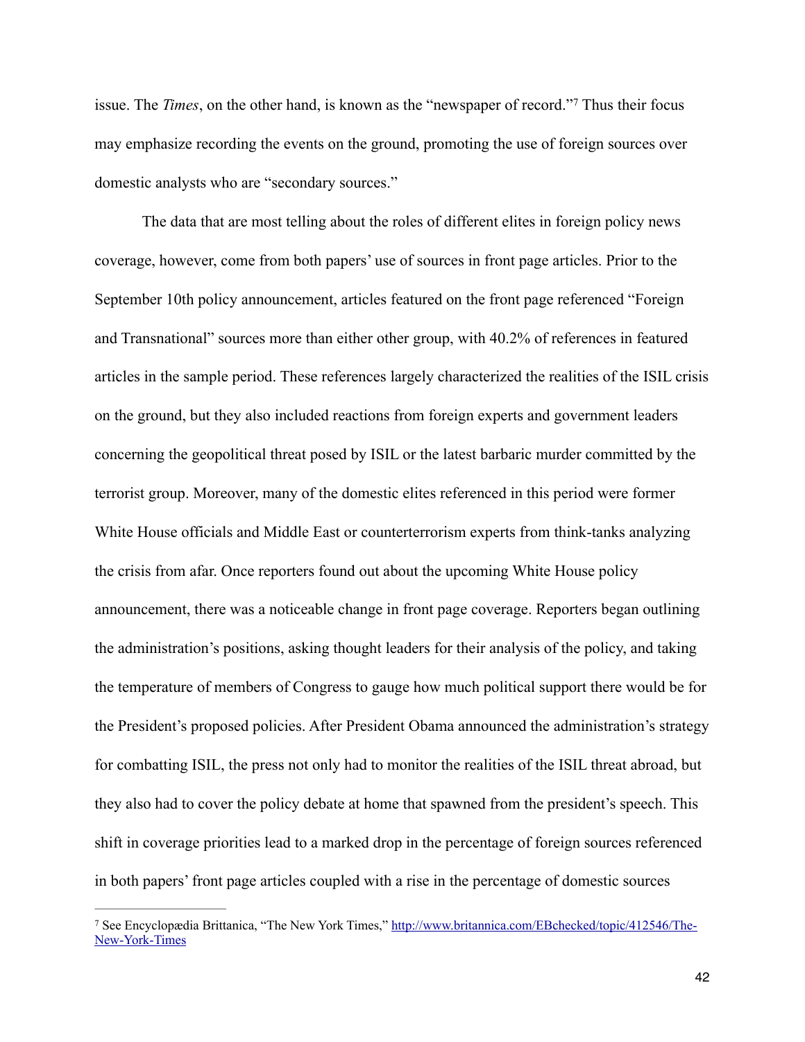issue. The *Times*, on the other hand, is known as the "newspaper of record."[7] Thus their focus may emphasize recording the events on the ground, promoting the use of foreign sources over domestic analysts who are "secondary sources."

The data that are most telling about the roles of different elites in foreign policy news coverage, however, come from both papers' use of sources in front page articles. Prior to the September 10th policy announcement, articles featured on the front page referenced "Foreign and Transnational" sources more than either other group, with 40.2% of references in featured articles in the sample period. These references largely characterized the realities of the ISIL crisis on the ground, but they also included reactions from foreign experts and government leaders concerning the geopolitical threat posed by ISIL or the latest barbaric murder committed by the terrorist group. Moreover, many of the domestic elites referenced in this period were former White House officials and Middle East or counterterrorism experts from think-tanks analyzing the crisis from afar. Once reporters found out about the upcoming White House policy announcement, there was a noticeable change in front page coverage. Reporters began outlining the administration's positions, asking thought leaders for their analysis of the policy, and taking the temperature of members of Congress to gauge how much political support there would be for the President's proposed policies. After President Obama announced the administration's strategy for combatting ISIL, the press not only had to monitor the realities of the ISIL threat abroad, but they also had to cover the policy debate at home that spawned from the president's speech. This shift in coverage priorities lead to a marked drop in the percentage of foreign sources referenced in both papers' front page articles coupled with a rise in the percentage of domestic sources

---

[7] See Encyclopædia Brittanica, "The New York Times," http://www.britannica.com/EBchecked/topic/412546/The-New-York-Times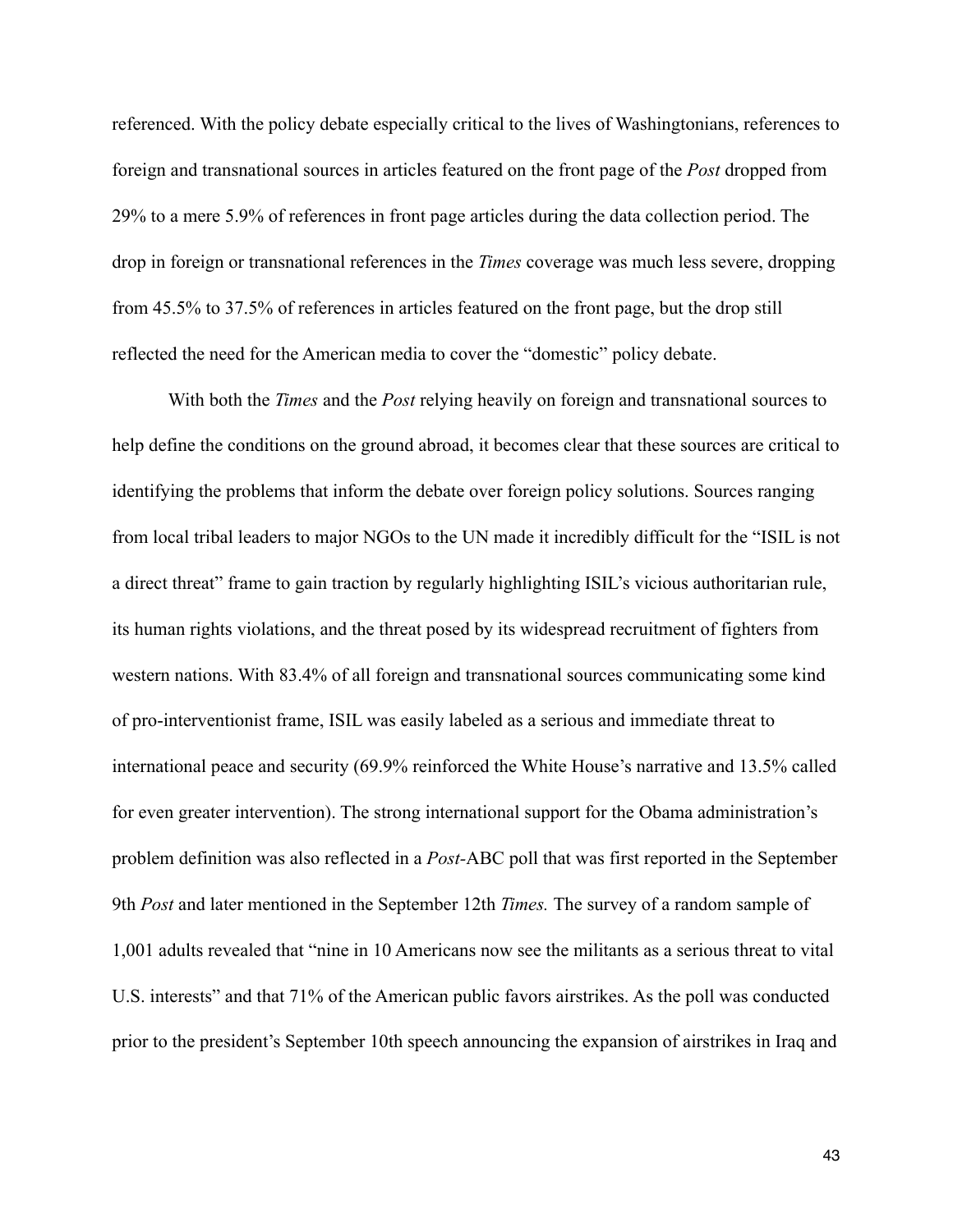referenced. With the policy debate especially critical to the lives of Washingtonians, references to foreign and transnational sources in articles featured on the front page of the *Post* dropped from 29% to a mere 5.9% of references in front page articles during the data collection period. The drop in foreign or transnational references in the *Times* coverage was much less severe, dropping from 45.5% to 37.5% of references in articles featured on the front page, but the drop still reflected the need for the American media to cover the "domestic" policy debate.

With both the *Times* and the *Post* relying heavily on foreign and transnational sources to help define the conditions on the ground abroad, it becomes clear that these sources are critical to identifying the problems that inform the debate over foreign policy solutions. Sources ranging from local tribal leaders to major NGOs to the UN made it incredibly difficult for the "ISIL is not a direct threat" frame to gain traction by regularly highlighting ISIL's vicious authoritarian rule, its human rights violations, and the threat posed by its widespread recruitment of fighters from western nations. With 83.4% of all foreign and transnational sources communicating some kind of pro-interventionist frame, ISIL was easily labeled as a serious and immediate threat to international peace and security (69.9% reinforced the White House's narrative and 13.5% called for even greater intervention). The strong international support for the Obama administration's problem definition was also reflected in a *Post*-ABC poll that was first reported in the September 9th *Post* and later mentioned in the September 12th *Times.* The survey of a random sample of 1,001 adults revealed that "nine in 10 Americans now see the militants as a serious threat to vital U.S. interests" and that 71% of the American public favors airstrikes. As the poll was conducted prior to the president's September 10th speech announcing the expansion of airstrikes in Iraq and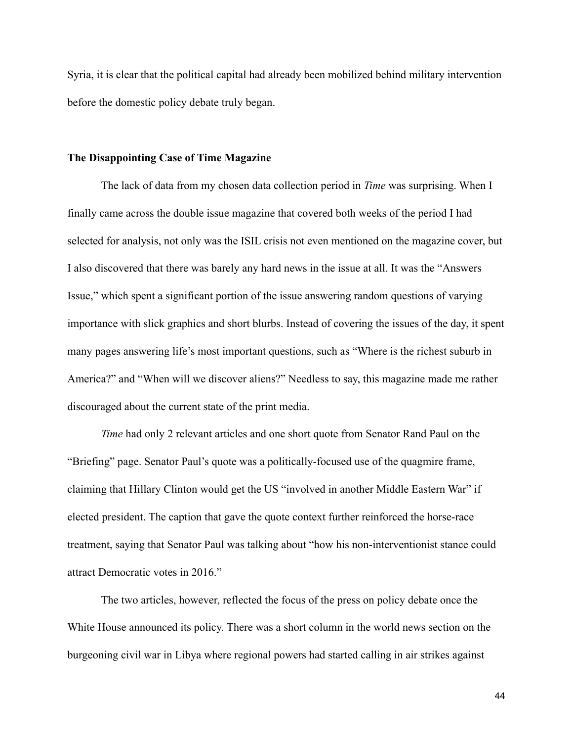Syria, it is clear that the political capital had already been mobilized behind military intervention before the domestic policy debate truly began.

### The Disappointing Case of Time Magazine

The lack of data from my chosen data collection period in *Time* was surprising. When I finally came across the double issue magazine that covered both weeks of the period I had selected for analysis, not only was the ISIL crisis not even mentioned on the magazine cover, but I also discovered that there was barely any hard news in the issue at all. It was the "Answers Issue," which spent a significant portion of the issue answering random questions of varying importance with slick graphics and short blurbs. Instead of covering the issues of the day, it spent many pages answering life's most important questions, such as "Where is the richest suburb in America?" and "When will we discover aliens?" Needless to say, this magazine made me rather discouraged about the current state of the print media.

*Time* had only 2 relevant articles and one short quote from Senator Rand Paul on the "Briefing" page. Senator Paul's quote was a politically-focused use of the quagmire frame, claiming that Hillary Clinton would get the US "involved in another Middle Eastern War" if elected president. The caption that gave the quote context further reinforced the horse-race treatment, saying that Senator Paul was talking about "how his non-interventionist stance could attract Democratic votes in 2016."

The two articles, however, reflected the focus of the press on policy debate once the White House announced its policy. There was a short column in the world news section on the burgeoning civil war in Libya where regional powers had started calling in air strikes against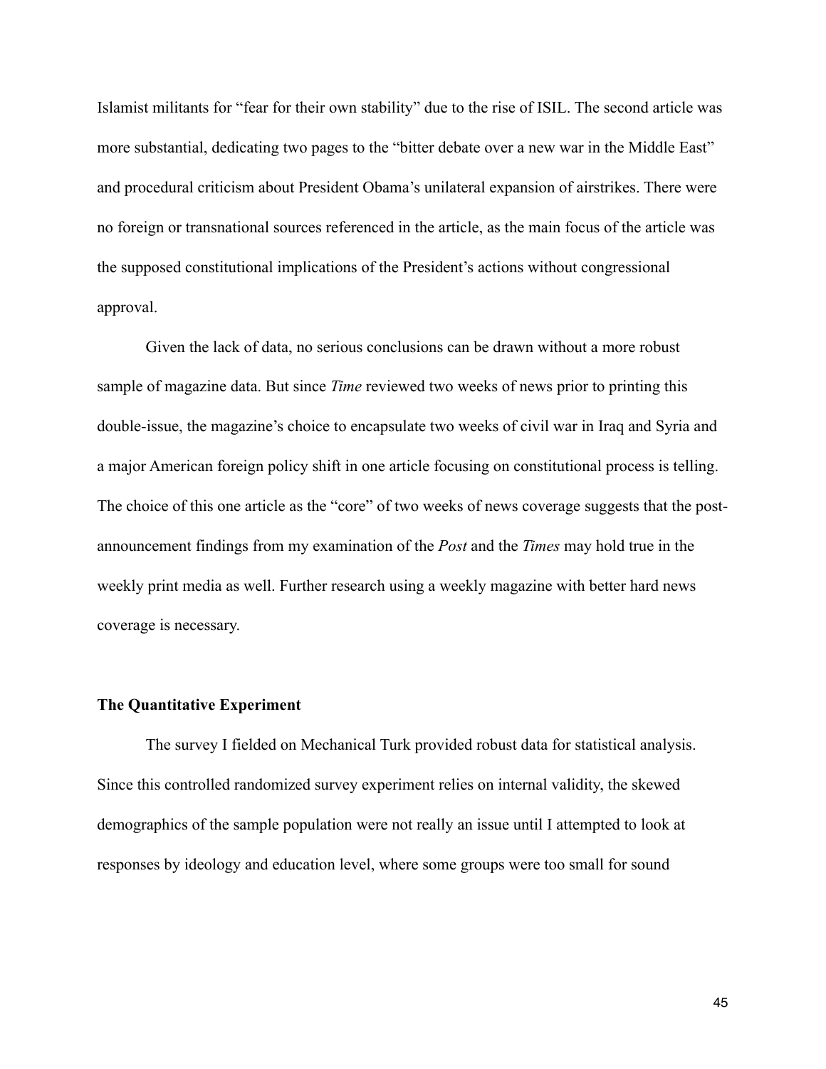Islamist militants for "fear for their own stability" due to the rise of ISIL. The second article was more substantial, dedicating two pages to the "bitter debate over a new war in the Middle East" and procedural criticism about President Obama's unilateral expansion of airstrikes. There were no foreign or transnational sources referenced in the article, as the main focus of the article was the supposed constitutional implications of the President's actions without congressional approval.

Given the lack of data, no serious conclusions can be drawn without a more robust sample of magazine data. But since *Time* reviewed two weeks of news prior to printing this double-issue, the magazine's choice to encapsulate two weeks of civil war in Iraq and Syria and a major American foreign policy shift in one article focusing on constitutional process is telling. The choice of this one article as the "core" of two weeks of news coverage suggests that the post-announcement findings from my examination of the *Post* and the *Times* may hold true in the weekly print media as well. Further research using a weekly magazine with better hard news coverage is necessary.

### The Quantitative Experiment

The survey I fielded on Mechanical Turk provided robust data for statistical analysis. Since this controlled randomized survey experiment relies on internal validity, the skewed demographics of the sample population were not really an issue until I attempted to look at responses by ideology and education level, where some groups were too small for sound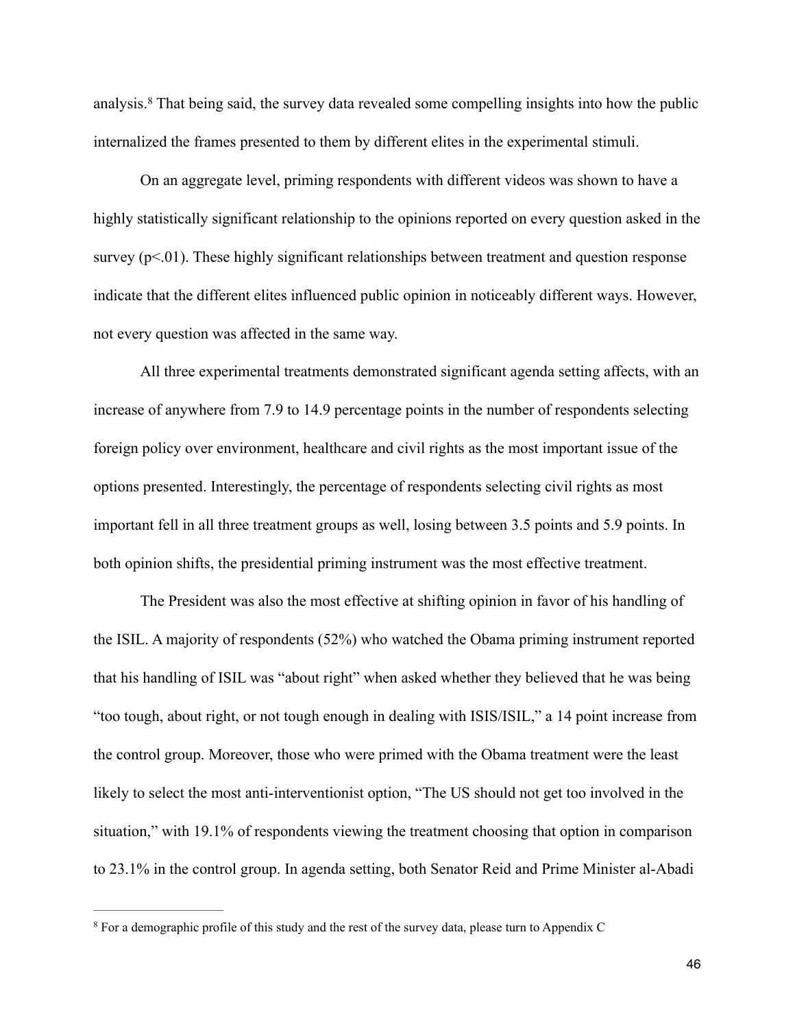analysis.[8] That being said, the survey data revealed some compelling insights into how the public internalized the frames presented to them by different elites in the experimental stimuli.

On an aggregate level, priming respondents with different videos was shown to have a highly statistically significant relationship to the opinions reported on every question asked in the survey ($p<.01$). These highly significant relationships between treatment and question response indicate that the different elites influenced public opinion in noticeably different ways. However, not every question was affected in the same way.

All three experimental treatments demonstrated significant agenda setting affects, with an increase of anywhere from 7.9 to 14.9 percentage points in the number of respondents selecting foreign policy over environment, healthcare and civil rights as the most important issue of the options presented. Interestingly, the percentage of respondents selecting civil rights as most important fell in all three treatment groups as well, losing between 3.5 points and 5.9 points. In both opinion shifts, the presidential priming instrument was the most effective treatment.

The President was also the most effective at shifting opinion in favor of his handling of the ISIL. A majority of respondents (52%) who watched the Obama priming instrument reported that his handling of ISIL was "about right" when asked whether they believed that he was being "too tough, about right, or not tough enough in dealing with ISIS/ISIL," a 14 point increase from the control group. Moreover, those who were primed with the Obama treatment were the least likely to select the most anti-interventionist option, "The US should not get too involved in the situation," with 19.1% of respondents viewing the treatment choosing that option in comparison to 23.1% in the control group. In agenda setting, both Senator Reid and Prime Minister al-Abadi

---

[8] For a demographic profile of this study and the rest of the survey data, please turn to Appendix C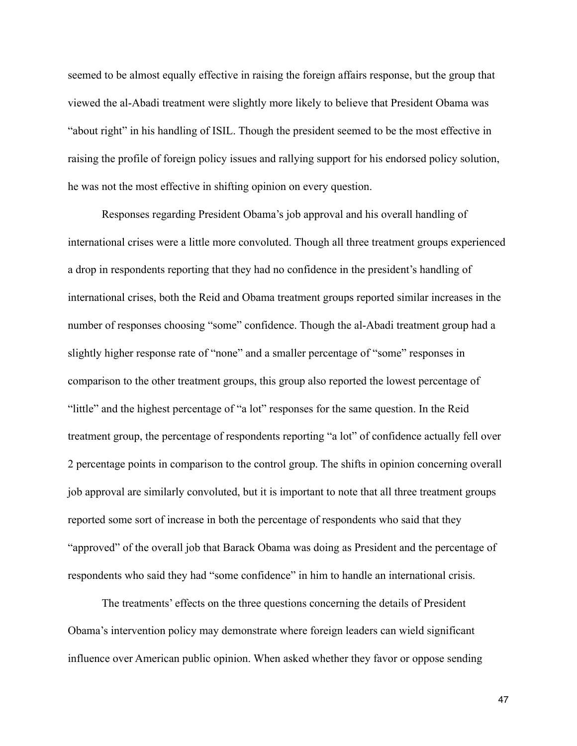seemed to be almost equally effective in raising the foreign affairs response, but the group that viewed the al-Abadi treatment were slightly more likely to believe that President Obama was "about right" in his handling of ISIL. Though the president seemed to be the most effective in raising the profile of foreign policy issues and rallying support for his endorsed policy solution, he was not the most effective in shifting opinion on every question.

Responses regarding President Obama's job approval and his overall handling of international crises were a little more convoluted. Though all three treatment groups experienced a drop in respondents reporting that they had no confidence in the president's handling of international crises, both the Reid and Obama treatment groups reported similar increases in the number of responses choosing "some" confidence. Though the al-Abadi treatment group had a slightly higher response rate of "none" and a smaller percentage of "some" responses in comparison to the other treatment groups, this group also reported the lowest percentage of "little" and the highest percentage of "a lot" responses for the same question. In the Reid treatment group, the percentage of respondents reporting "a lot" of confidence actually fell over 2 percentage points in comparison to the control group. The shifts in opinion concerning overall job approval are similarly convoluted, but it is important to note that all three treatment groups reported some sort of increase in both the percentage of respondents who said that they "approved" of the overall job that Barack Obama was doing as President and the percentage of respondents who said they had "some confidence" in him to handle an international crisis.

The treatments' effects on the three questions concerning the details of President Obama's intervention policy may demonstrate where foreign leaders can wield significant influence over American public opinion. When asked whether they favor or oppose sending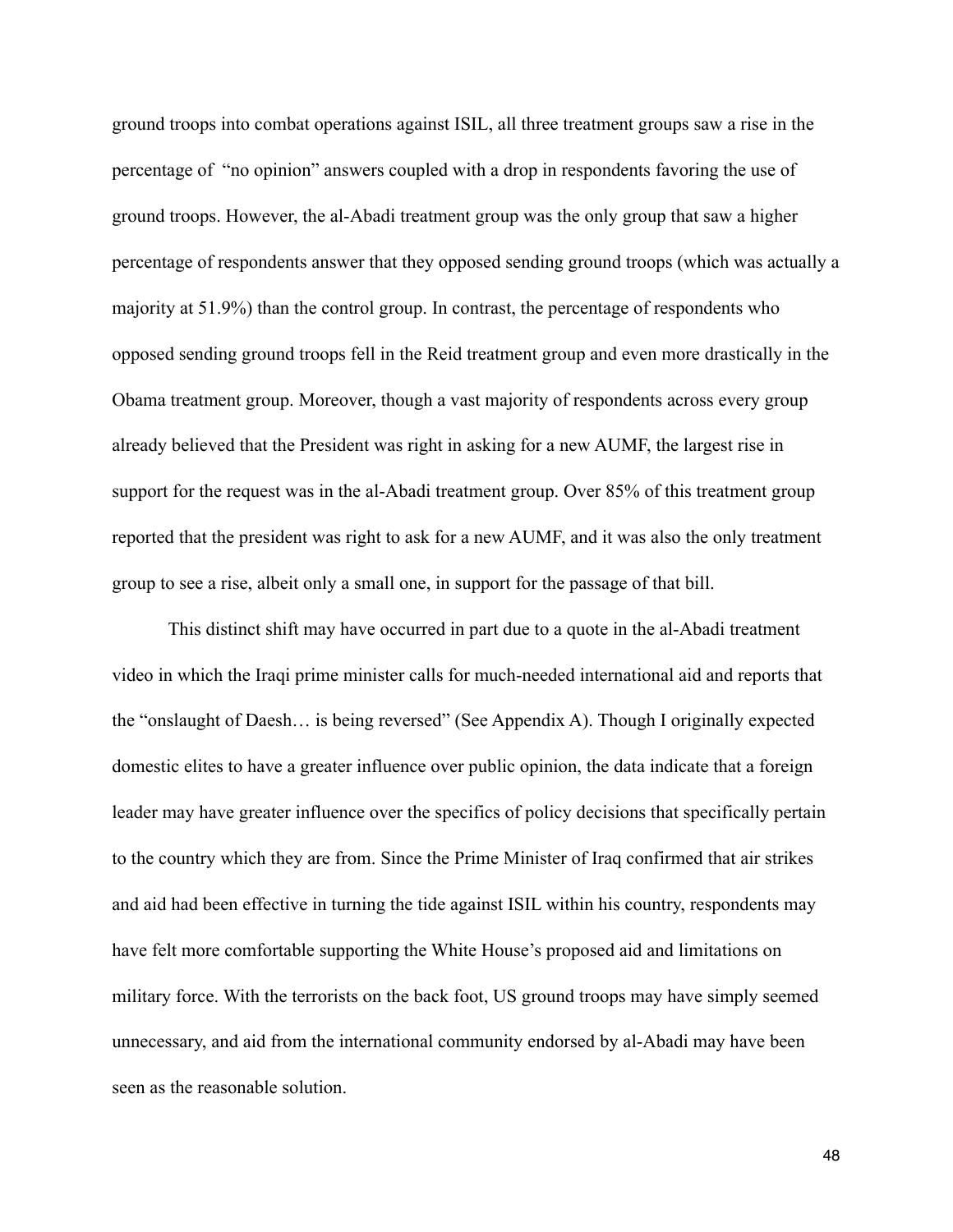ground troops into combat operations against ISIL, all three treatment groups saw a rise in the percentage of "no opinion" answers coupled with a drop in respondents favoring the use of ground troops. However, the al-Abadi treatment group was the only group that saw a higher percentage of respondents answer that they opposed sending ground troops (which was actually a majority at 51.9%) than the control group. In contrast, the percentage of respondents who opposed sending ground troops fell in the Reid treatment group and even more drastically in the Obama treatment group. Moreover, though a vast majority of respondents across every group already believed that the President was right in asking for a new AUMF, the largest rise in support for the request was in the al-Abadi treatment group. Over 85% of this treatment group reported that the president was right to ask for a new AUMF, and it was also the only treatment group to see a rise, albeit only a small one, in support for the passage of that bill.

This distinct shift may have occurred in part due to a quote in the al-Abadi treatment video in which the Iraqi prime minister calls for much-needed international aid and reports that the "onslaught of Daesh… is being reversed" (See Appendix A). Though I originally expected domestic elites to have a greater influence over public opinion, the data indicate that a foreign leader may have greater influence over the specifics of policy decisions that specifically pertain to the country which they are from. Since the Prime Minister of Iraq confirmed that air strikes and aid had been effective in turning the tide against ISIL within his country, respondents may have felt more comfortable supporting the White House's proposed aid and limitations on military force. With the terrorists on the back foot, US ground troops may have simply seemed unnecessary, and aid from the international community endorsed by al-Abadi may have been seen as the reasonable solution.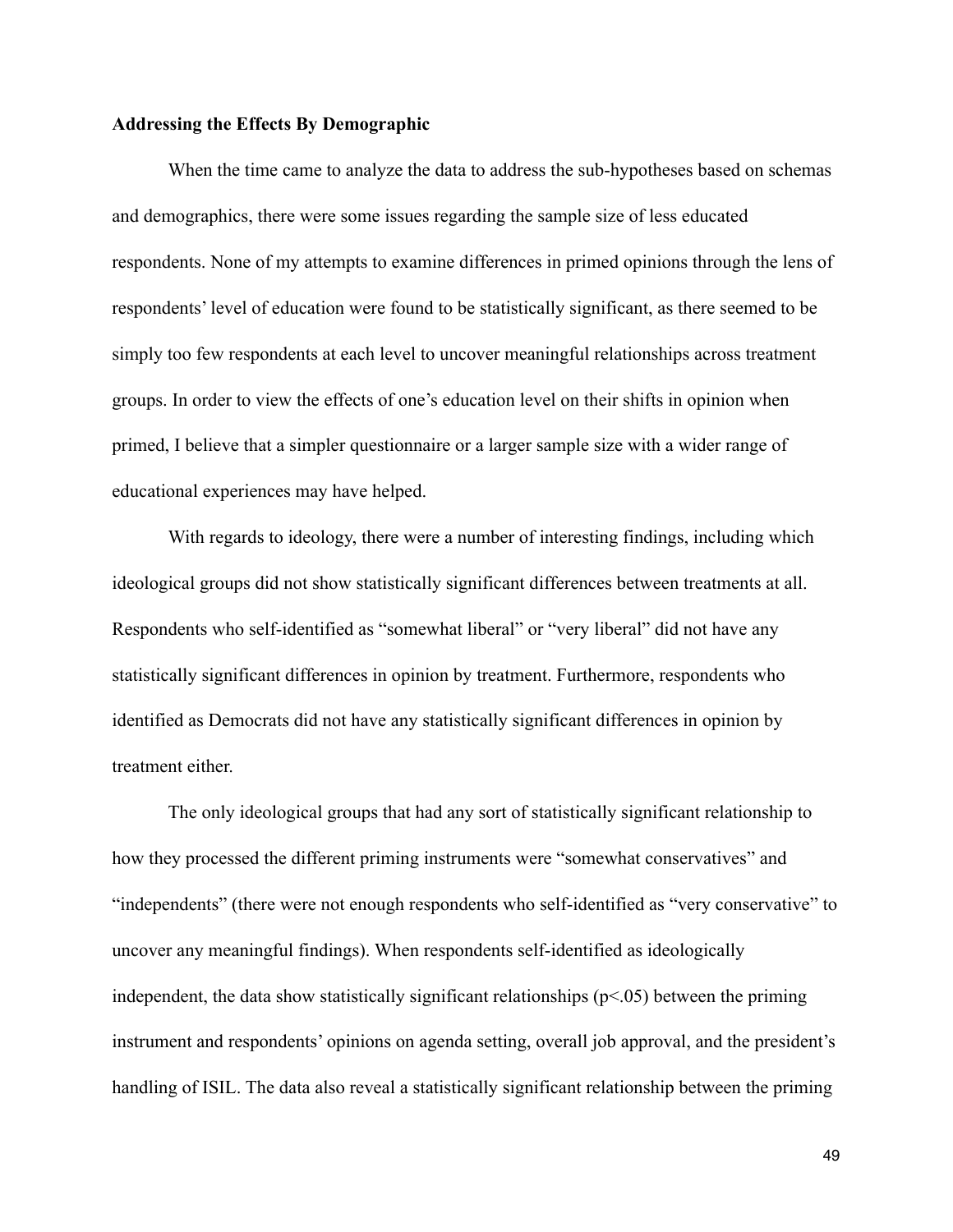**Addressing the Effects By Demographic**

When the time came to analyze the data to address the sub-hypotheses based on schemas and demographics, there were some issues regarding the sample size of less educated respondents. None of my attempts to examine differences in primed opinions through the lens of respondents' level of education were found to be statistically significant, as there seemed to be simply too few respondents at each level to uncover meaningful relationships across treatment groups. In order to view the effects of one's education level on their shifts in opinion when primed, I believe that a simpler questionnaire or a larger sample size with a wider range of educational experiences may have helped.

With regards to ideology, there were a number of interesting findings, including which ideological groups did not show statistically significant differences between treatments at all. Respondents who self-identified as "somewhat liberal" or "very liberal" did not have any statistically significant differences in opinion by treatment. Furthermore, respondents who identified as Democrats did not have any statistically significant differences in opinion by treatment either.

The only ideological groups that had any sort of statistically significant relationship to how they processed the different priming instruments were "somewhat conservatives" and "independents" (there were not enough respondents who self-identified as "very conservative" to uncover any meaningful findings). When respondents self-identified as ideologically independent, the data show statistically significant relationships ($p<.05$) between the priming instrument and respondents' opinions on agenda setting, overall job approval, and the president's handling of ISIL. The data also reveal a statistically significant relationship between the priming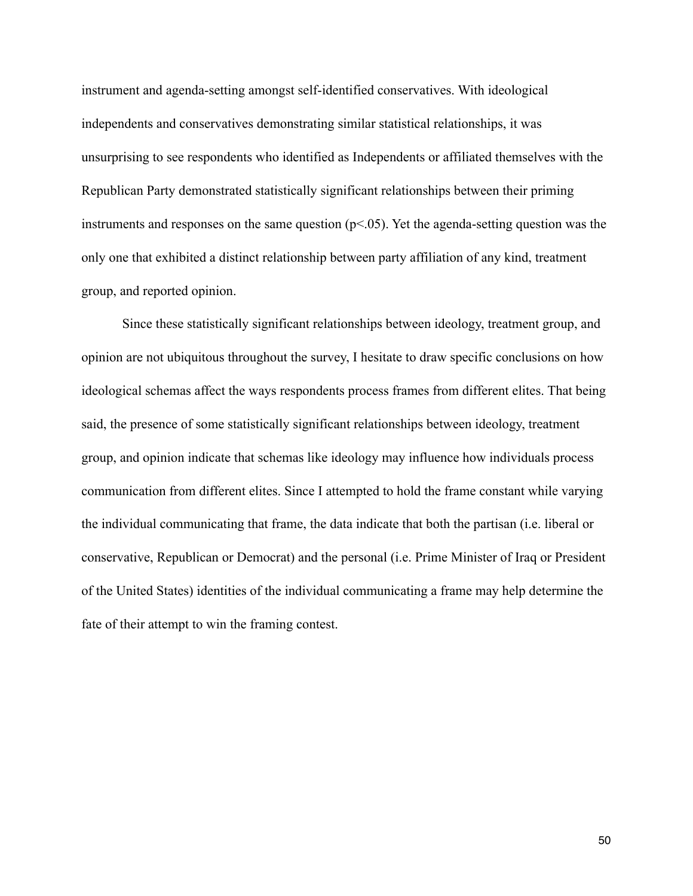instrument and agenda-setting amongst self-identified conservatives. With ideological independents and conservatives demonstrating similar statistical relationships, it was unsurprising to see respondents who identified as Independents or affiliated themselves with the Republican Party demonstrated statistically significant relationships between their priming instruments and responses on the same question ($p<.05$). Yet the agenda-setting question was the only one that exhibited a distinct relationship between party affiliation of any kind, treatment group, and reported opinion.

Since these statistically significant relationships between ideology, treatment group, and opinion are not ubiquitous throughout the survey, I hesitate to draw specific conclusions on how ideological schemas affect the ways respondents process frames from different elites. That being said, the presence of some statistically significant relationships between ideology, treatment group, and opinion indicate that schemas like ideology may influence how individuals process communication from different elites. Since I attempted to hold the frame constant while varying the individual communicating that frame, the data indicate that both the partisan (i.e. liberal or conservative, Republican or Democrat) and the personal (i.e. Prime Minister of Iraq or President of the United States) identities of the individual communicating a frame may help determine the fate of their attempt to win the framing contest.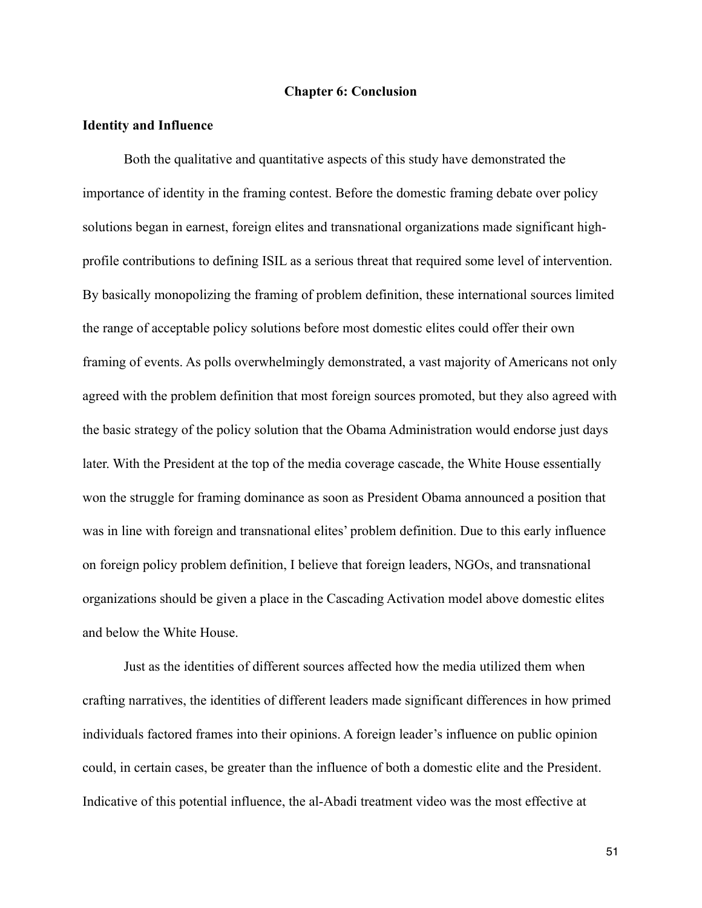# Chapter 6: Conclusion

## Identity and Influence

Both the qualitative and quantitative aspects of this study have demonstrated the importance of identity in the framing contest. Before the domestic framing debate over policy solutions began in earnest, foreign elites and transnational organizations made significant high-profile contributions to defining ISIL as a serious threat that required some level of intervention. By basically monopolizing the framing of problem definition, these international sources limited the range of acceptable policy solutions before most domestic elites could offer their own framing of events. As polls overwhelmingly demonstrated, a vast majority of Americans not only agreed with the problem definition that most foreign sources promoted, but they also agreed with the basic strategy of the policy solution that the Obama Administration would endorse just days later. With the President at the top of the media coverage cascade, the White House essentially won the struggle for framing dominance as soon as President Obama announced a position that was in line with foreign and transnational elites' problem definition. Due to this early influence on foreign policy problem definition, I believe that foreign leaders, NGOs, and transnational organizations should be given a place in the Cascading Activation model above domestic elites and below the White House.

Just as the identities of different sources affected how the media utilized them when crafting narratives, the identities of different leaders made significant differences in how primed individuals factored frames into their opinions. A foreign leader's influence on public opinion could, in certain cases, be greater than the influence of both a domestic elite and the President. Indicative of this potential influence, the al-Abadi treatment video was the most effective at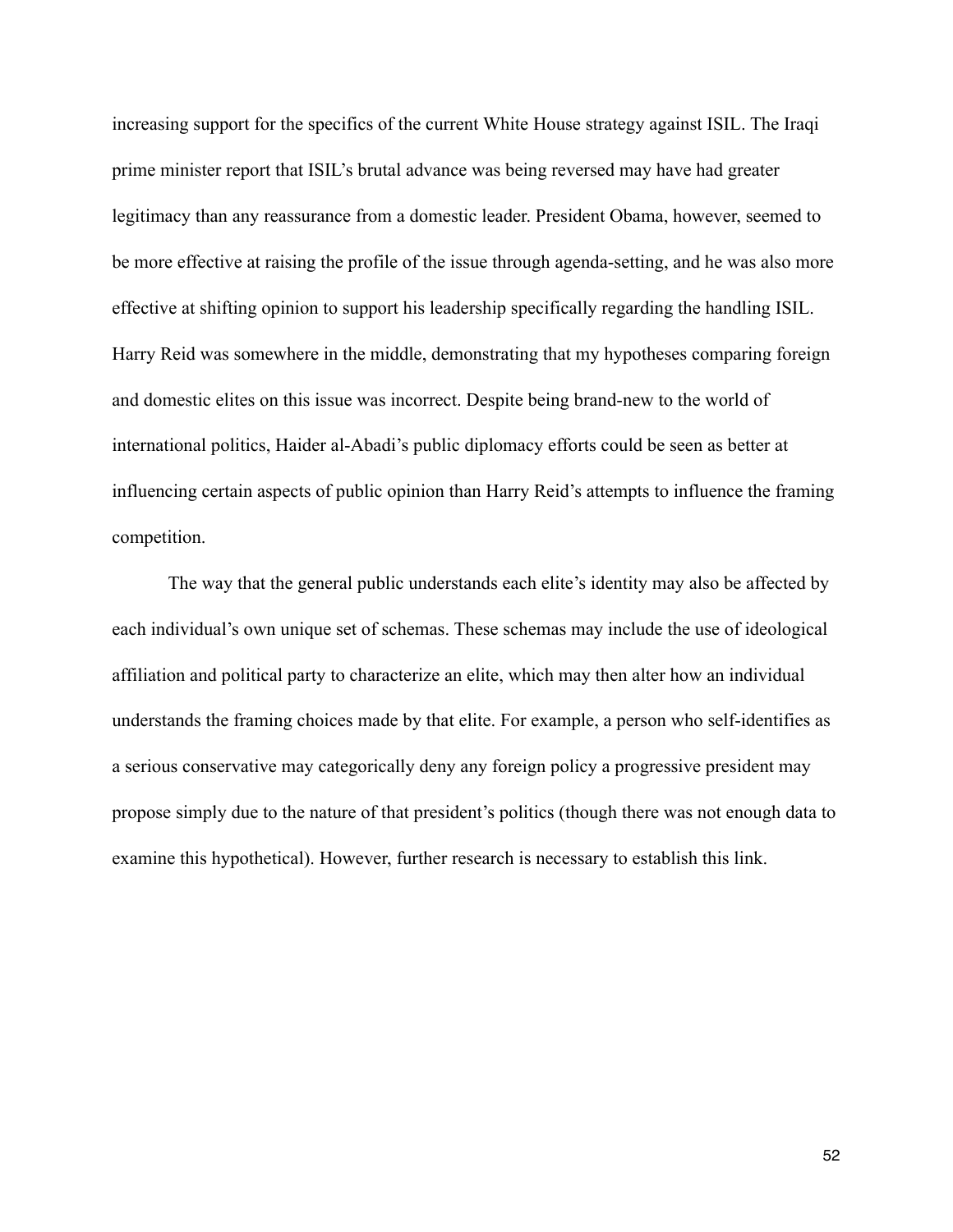increasing support for the specifics of the current White House strategy against ISIL. The Iraqi prime minister report that ISIL's brutal advance was being reversed may have had greater legitimacy than any reassurance from a domestic leader. President Obama, however, seemed to be more effective at raising the profile of the issue through agenda-setting, and he was also more effective at shifting opinion to support his leadership specifically regarding the handling ISIL. Harry Reid was somewhere in the middle, demonstrating that my hypotheses comparing foreign and domestic elites on this issue was incorrect. Despite being brand-new to the world of international politics, Haider al-Abadi's public diplomacy efforts could be seen as better at influencing certain aspects of public opinion than Harry Reid's attempts to influence the framing competition.

The way that the general public understands each elite's identity may also be affected by each individual's own unique set of schemas. These schemas may include the use of ideological affiliation and political party to characterize an elite, which may then alter how an individual understands the framing choices made by that elite. For example, a person who self-identifies as a serious conservative may categorically deny any foreign policy a progressive president may propose simply due to the nature of that president's politics (though there was not enough data to examine this hypothetical). However, further research is necessary to establish this link.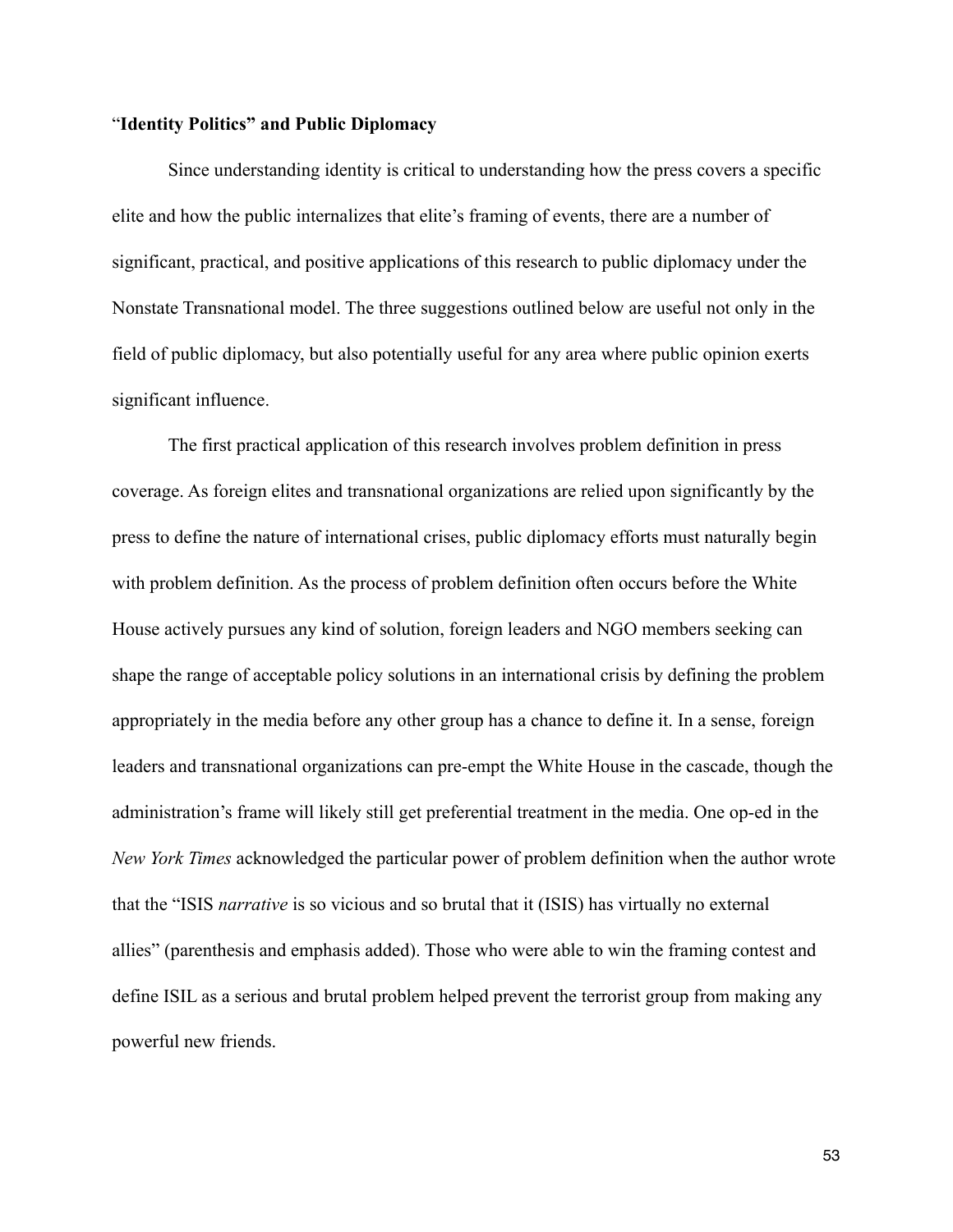### "**Identity Politics" and Public Diplomacy**

Since understanding identity is critical to understanding how the press covers a specific elite and how the public internalizes that elite's framing of events, there are a number of significant, practical, and positive applications of this research to public diplomacy under the Nonstate Transnational model. The three suggestions outlined below are useful not only in the field of public diplomacy, but also potentially useful for any area where public opinion exerts significant influence.

The first practical application of this research involves problem definition in press coverage. As foreign elites and transnational organizations are relied upon significantly by the press to define the nature of international crises, public diplomacy efforts must naturally begin with problem definition. As the process of problem definition often occurs before the White House actively pursues any kind of solution, foreign leaders and NGO members seeking can shape the range of acceptable policy solutions in an international crisis by defining the problem appropriately in the media before any other group has a chance to define it. In a sense, foreign leaders and transnational organizations can pre-empt the White House in the cascade, though the administration's frame will likely still get preferential treatment in the media. One op-ed in the *New York Times* acknowledged the particular power of problem definition when the author wrote that the "ISIS *narrative* is so vicious and so brutal that it (ISIS) has virtually no external allies" (parenthesis and emphasis added). Those who were able to win the framing contest and define ISIL as a serious and brutal problem helped prevent the terrorist group from making any powerful new friends.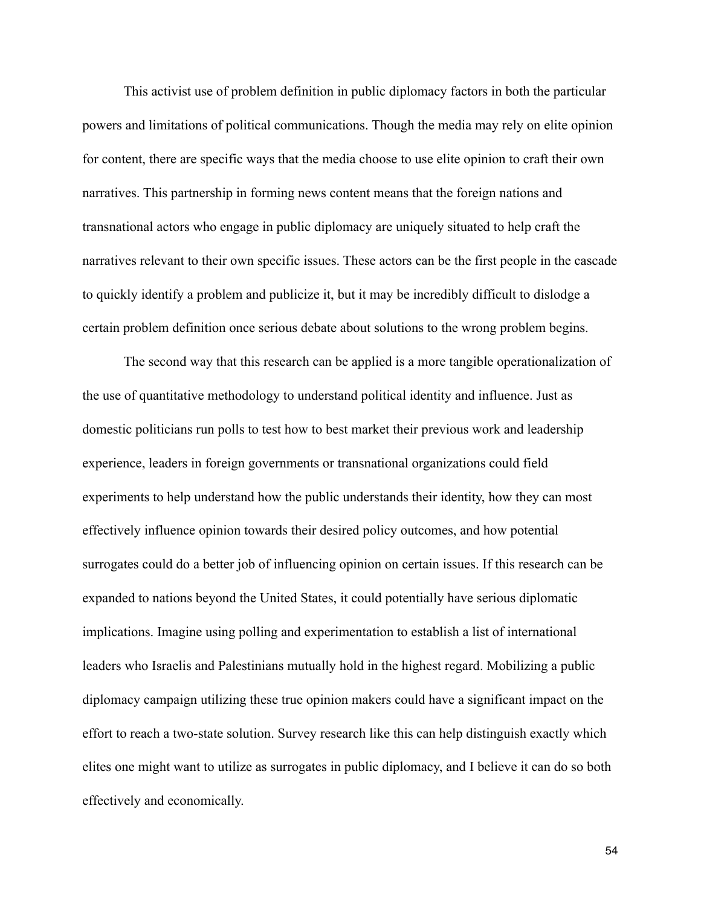This activist use of problem definition in public diplomacy factors in both the particular powers and limitations of political communications. Though the media may rely on elite opinion for content, there are specific ways that the media choose to use elite opinion to craft their own narratives. This partnership in forming news content means that the foreign nations and transnational actors who engage in public diplomacy are uniquely situated to help craft the narratives relevant to their own specific issues. These actors can be the first people in the cascade to quickly identify a problem and publicize it, but it may be incredibly difficult to dislodge a certain problem definition once serious debate about solutions to the wrong problem begins.

The second way that this research can be applied is a more tangible operationalization of the use of quantitative methodology to understand political identity and influence. Just as domestic politicians run polls to test how to best market their previous work and leadership experience, leaders in foreign governments or transnational organizations could field experiments to help understand how the public understands their identity, how they can most effectively influence opinion towards their desired policy outcomes, and how potential surrogates could do a better job of influencing opinion on certain issues. If this research can be expanded to nations beyond the United States, it could potentially have serious diplomatic implications. Imagine using polling and experimentation to establish a list of international leaders who Israelis and Palestinians mutually hold in the highest regard. Mobilizing a public diplomacy campaign utilizing these true opinion makers could have a significant impact on the effort to reach a two-state solution. Survey research like this can help distinguish exactly which elites one might want to utilize as surrogates in public diplomacy, and I believe it can do so both effectively and economically.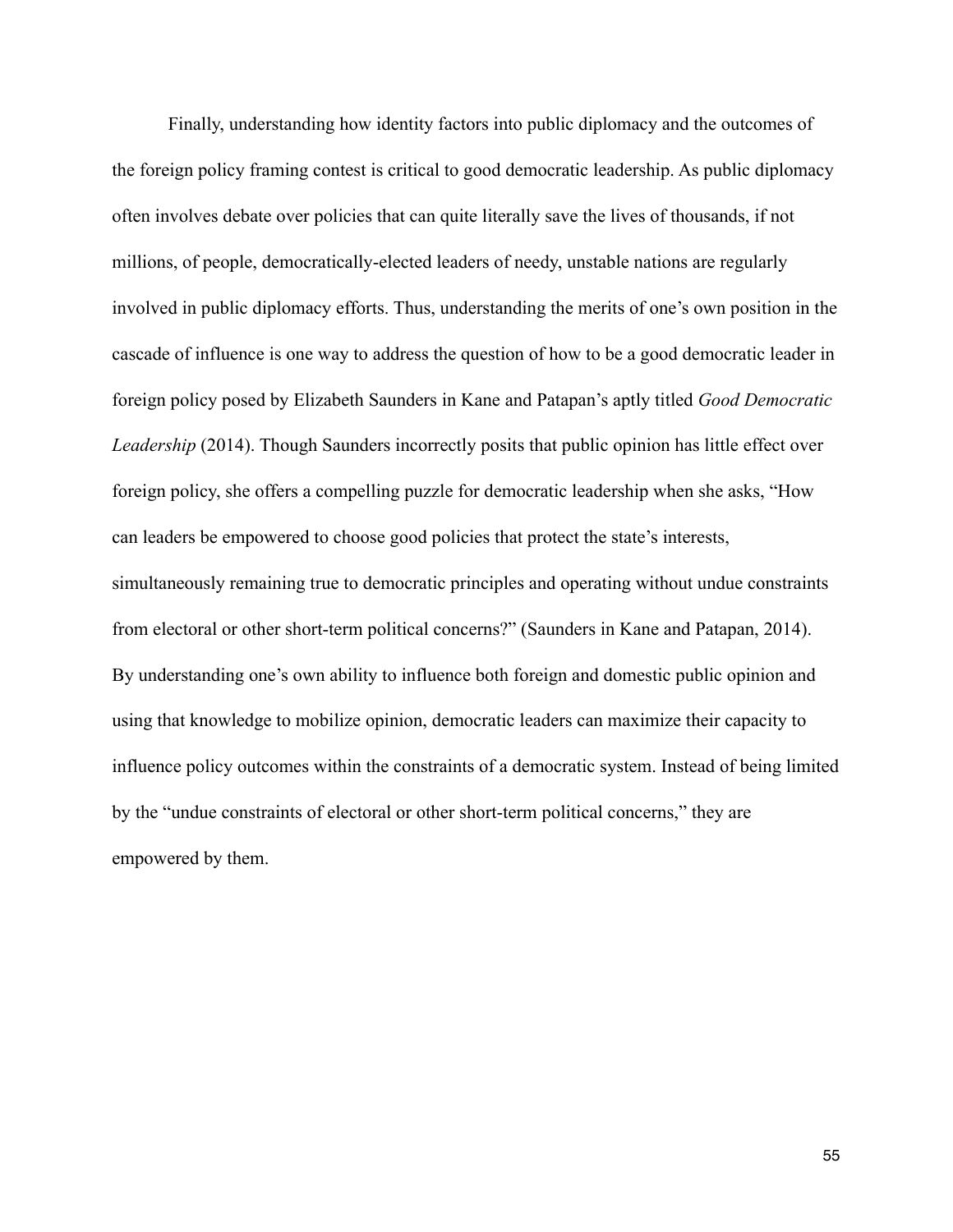Finally, understanding how identity factors into public diplomacy and the outcomes of the foreign policy framing contest is critical to good democratic leadership. As public diplomacy often involves debate over policies that can quite literally save the lives of thousands, if not millions, of people, democratically-elected leaders of needy, unstable nations are regularly involved in public diplomacy efforts. Thus, understanding the merits of one's own position in the cascade of influence is one way to address the question of how to be a good democratic leader in foreign policy posed by Elizabeth Saunders in Kane and Patapan's aptly titled *Good Democratic Leadership* (2014). Though Saunders incorrectly posits that public opinion has little effect over foreign policy, she offers a compelling puzzle for democratic leadership when she asks, "How can leaders be empowered to choose good policies that protect the state's interests, simultaneously remaining true to democratic principles and operating without undue constraints from electoral or other short-term political concerns?" (Saunders in Kane and Patapan, 2014). By understanding one's own ability to influence both foreign and domestic public opinion and using that knowledge to mobilize opinion, democratic leaders can maximize their capacity to influence policy outcomes within the constraints of a democratic system. Instead of being limited by the "undue constraints of electoral or other short-term political concerns," they are empowered by them.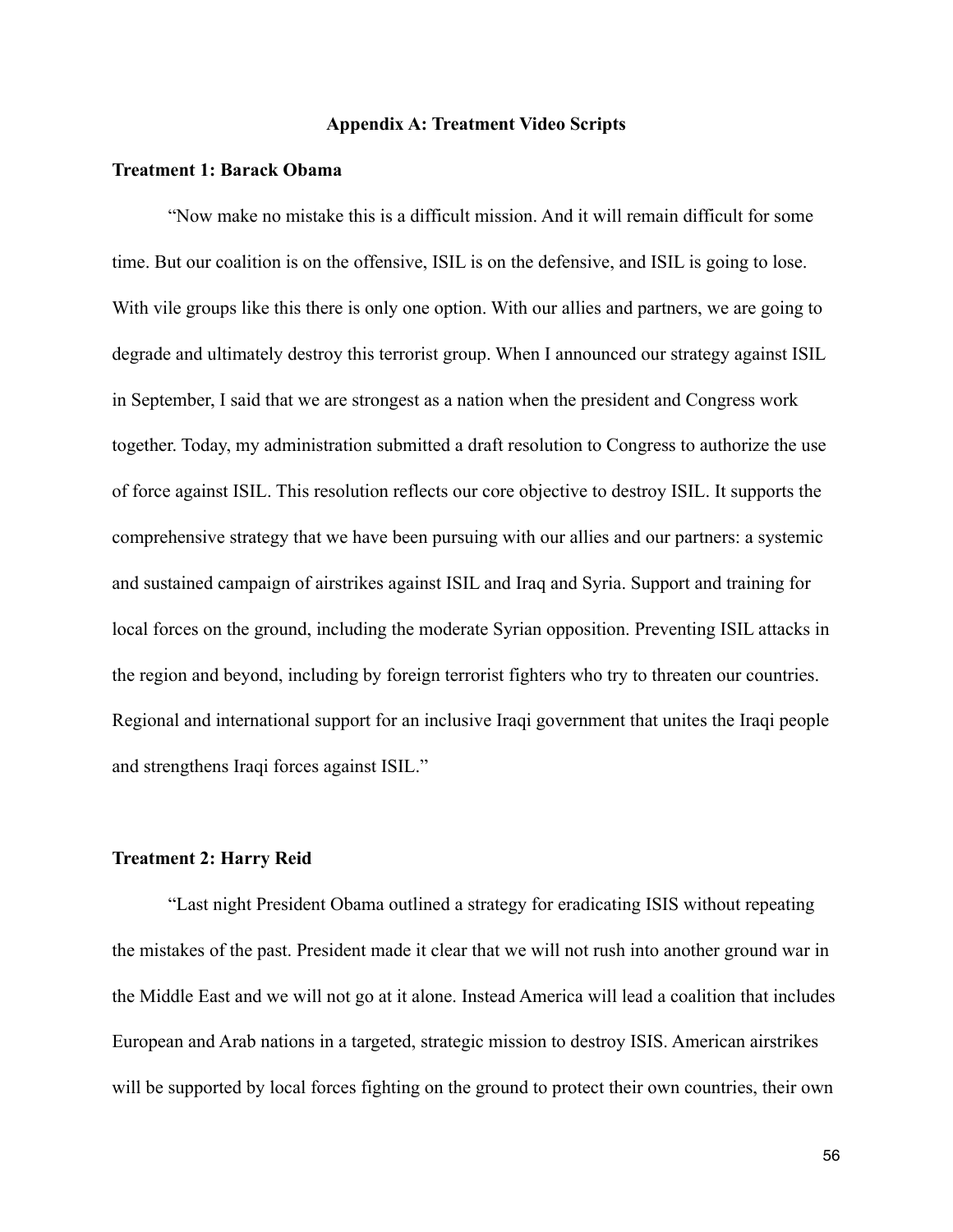## Appendix A: Treatment Video Scripts

### Treatment 1: Barack Obama

"Now make no mistake this is a difficult mission. And it will remain difficult for some time. But our coalition is on the offensive, ISIL is on the defensive, and ISIL is going to lose. With vile groups like this there is only one option. With our allies and partners, we are going to degrade and ultimately destroy this terrorist group. When I announced our strategy against ISIL in September, I said that we are strongest as a nation when the president and Congress work together. Today, my administration submitted a draft resolution to Congress to authorize the use of force against ISIL. This resolution reflects our core objective to destroy ISIL. It supports the comprehensive strategy that we have been pursuing with our allies and our partners: a systemic and sustained campaign of airstrikes against ISIL and Iraq and Syria. Support and training for local forces on the ground, including the moderate Syrian opposition. Preventing ISIL attacks in the region and beyond, including by foreign terrorist fighters who try to threaten our countries. Regional and international support for an inclusive Iraqi government that unites the Iraqi people and strengthens Iraqi forces against ISIL."

### Treatment 2: Harry Reid

"Last night President Obama outlined a strategy for eradicating ISIS without repeating the mistakes of the past. President made it clear that we will not rush into another ground war in the Middle East and we will not go at it alone. Instead America will lead a coalition that includes European and Arab nations in a targeted, strategic mission to destroy ISIS. American airstrikes will be supported by local forces fighting on the ground to protect their own countries, their own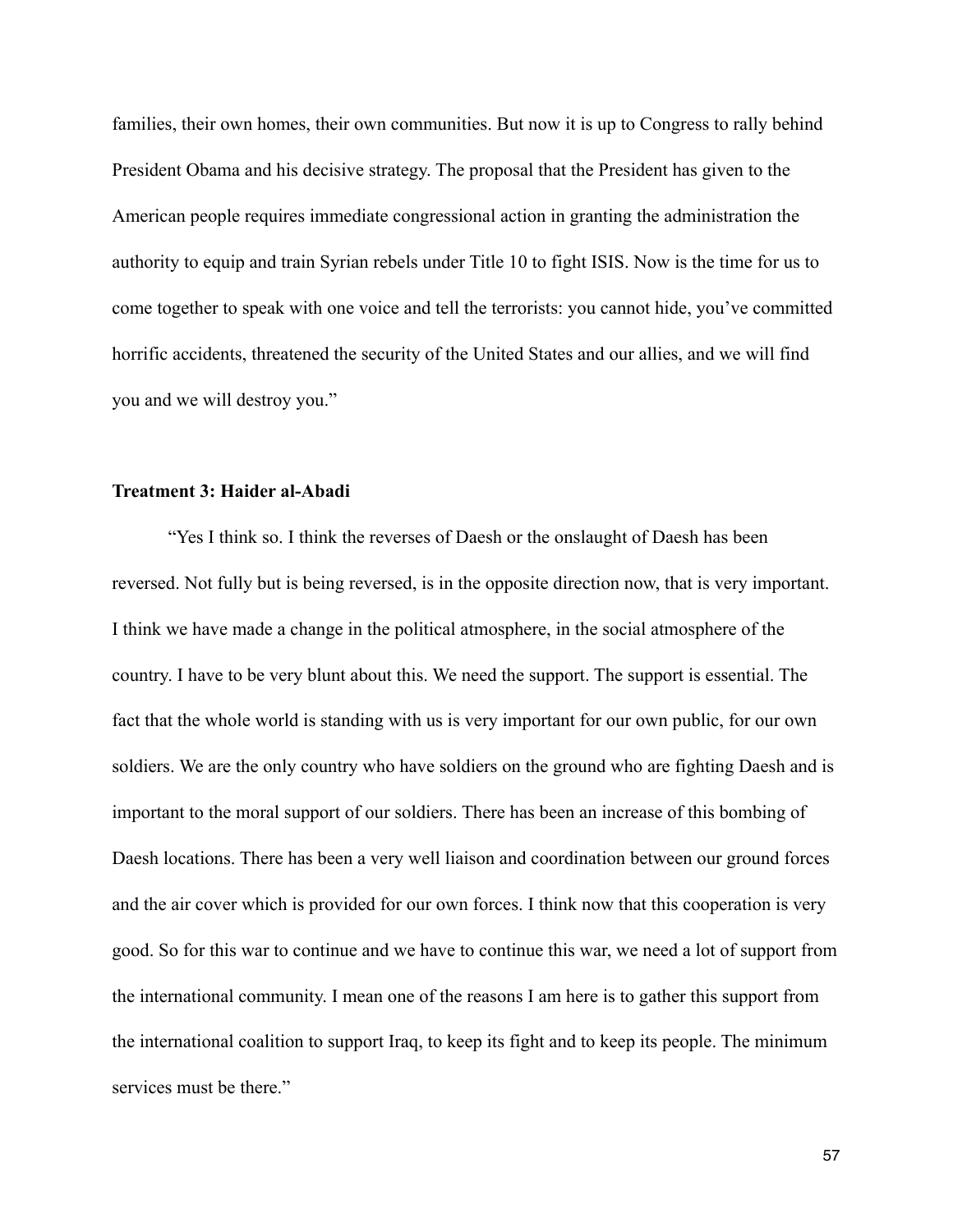families, their own homes, their own communities. But now it is up to Congress to rally behind President Obama and his decisive strategy. The proposal that the President has given to the American people requires immediate congressional action in granting the administration the authority to equip and train Syrian rebels under Title 10 to fight ISIS. Now is the time for us to come together to speak with one voice and tell the terrorists: you cannot hide, you've committed horrific accidents, threatened the security of the United States and our allies, and we will find you and we will destroy you."

**Treatment 3: Haider al-Abadi**

"Yes I think so. I think the reverses of Daesh or the onslaught of Daesh has been reversed. Not fully but is being reversed, is in the opposite direction now, that is very important. I think we have made a change in the political atmosphere, in the social atmosphere of the country. I have to be very blunt about this. We need the support. The support is essential. The fact that the whole world is standing with us is very important for our own public, for our own soldiers. We are the only country who have soldiers on the ground who are fighting Daesh and is important to the moral support of our soldiers. There has been an increase of this bombing of Daesh locations. There has been a very well liaison and coordination between our ground forces and the air cover which is provided for our own forces. I think now that this cooperation is very good. So for this war to continue and we have to continue this war, we need a lot of support from the international community. I mean one of the reasons I am here is to gather this support from the international coalition to support Iraq, to keep its fight and to keep its people. The minimum services must be there."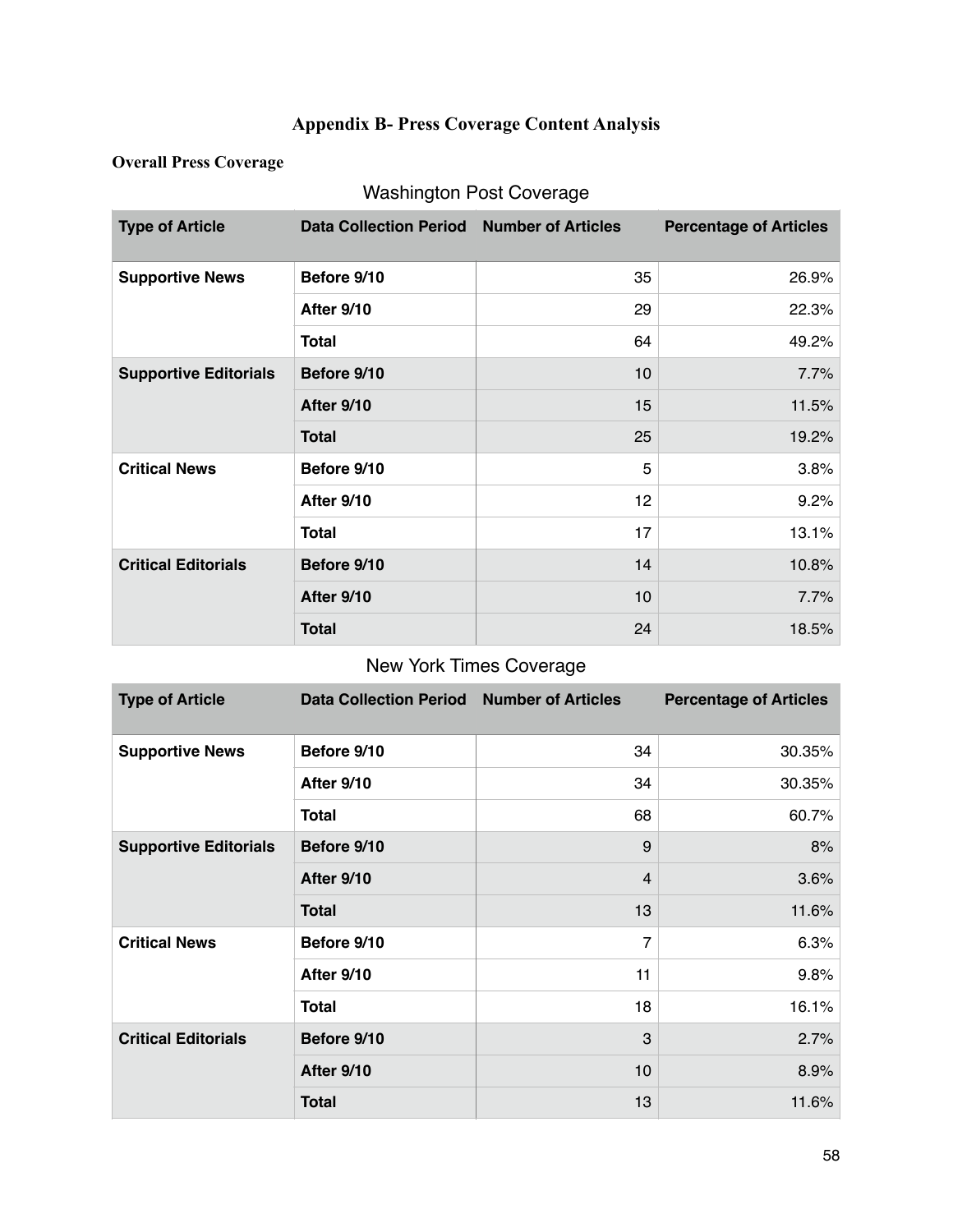## Appendix B- Press Coverage Content Analysis

**Overall Press Coverage**

Washington Post Coverage

| Type of Article | Data Collection Period | Number of Articles | Percentage of Articles |
|---|---|---|---|
| **Supportive News** | **Before 9/10** | 35 | 26.9% |
| | **After 9/10** | 29 | 22.3% |
| | **Total** | 64 | 49.2% |
| **Supportive Editorials** | **Before 9/10** | 10 | 7.7% |
| | **After 9/10** | 15 | 11.5% |
| | **Total** | 25 | 19.2% |
| **Critical News** | **Before 9/10** | 5 | 3.8% |
| | **After 9/10** | 12 | 9.2% |
| | **Total** | 17 | 13.1% |
| **Critical Editorials** | **Before 9/10** | 14 | 10.8% |
| | **After 9/10** | 10 | 7.7% |
| | **Total** | 24 | 18.5% |

New York Times Coverage

| Type of Article | Data Collection Period | Number of Articles | Percentage of Articles |
|---|---|---|---|
| **Supportive News** | **Before 9/10** | 34 | 30.35% |
| | **After 9/10** | 34 | 30.35% |
| | **Total** | 68 | 60.7% |
| **Supportive Editorials** | **Before 9/10** | 9 | 8% |
| | **After 9/10** | 4 | 3.6% |
| | **Total** | 13 | 11.6% |
| **Critical News** | **Before 9/10** | 7 | 6.3% |
| | **After 9/10** | 11 | 9.8% |
| | **Total** | 18 | 16.1% |
| **Critical Editorials** | **Before 9/10** | 3 | 2.7% |
| | **After 9/10** | 10 | 8.9% |
| | **Total** | 13 | 11.6% |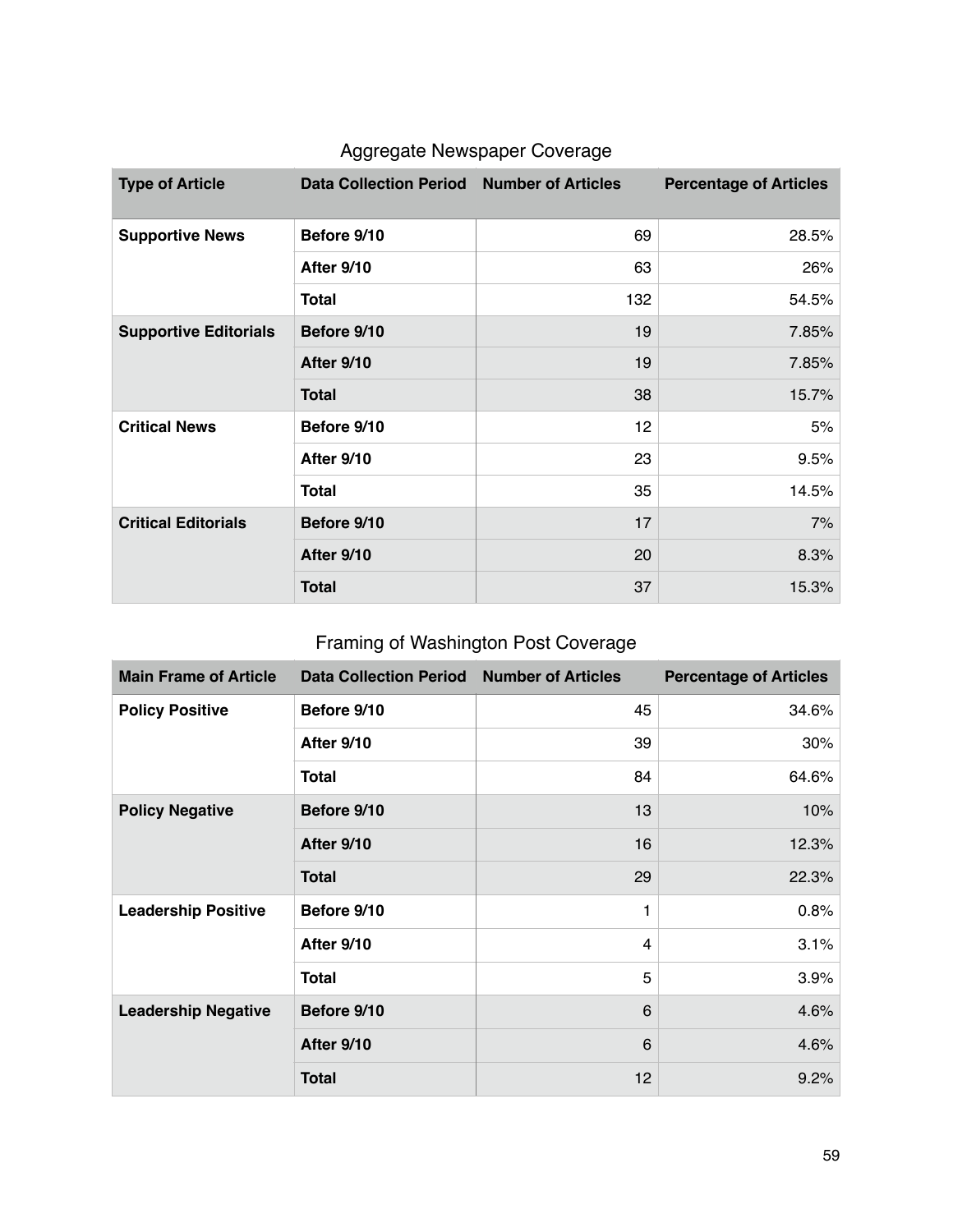Aggregate Newspaper Coverage

| Type of Article | Data Collection Period | Number of Articles | Percentage of Articles |
| --- | --- | --- | --- |
| **Supportive News** | **Before 9/10** | 69 | 28.5% |
| | **After 9/10** | 63 | 26% |
| | **Total** | 132 | 54.5% |
| **Supportive Editorials** | **Before 9/10** | 19 | 7.85% |
| | **After 9/10** | 19 | 7.85% |
| | **Total** | 38 | 15.7% |
| **Critical News** | **Before 9/10** | 12 | 5% |
| | **After 9/10** | 23 | 9.5% |
| | **Total** | 35 | 14.5% |
| **Critical Editorials** | **Before 9/10** | 17 | 7% |
| | **After 9/10** | 20 | 8.3% |
| | **Total** | 37 | 15.3% |

Framing of Washington Post Coverage

| Main Frame of Article | Data Collection Period | Number of Articles | Percentage of Articles |
| --- | --- | --- | --- |
| **Policy Positive** | **Before 9/10** | 45 | 34.6% |
| | **After 9/10** | 39 | 30% |
| | **Total** | 84 | 64.6% |
| **Policy Negative** | **Before 9/10** | 13 | 10% |
| | **After 9/10** | 16 | 12.3% |
| | **Total** | 29 | 22.3% |
| **Leadership Positive** | **Before 9/10** | 1 | 0.8% |
| | **After 9/10** | 4 | 3.1% |
| | **Total** | 5 | 3.9% |
| **Leadership Negative** | **Before 9/10** | 6 | 4.6% |
| | **After 9/10** | 6 | 4.6% |
| | **Total** | 12 | 9.2% |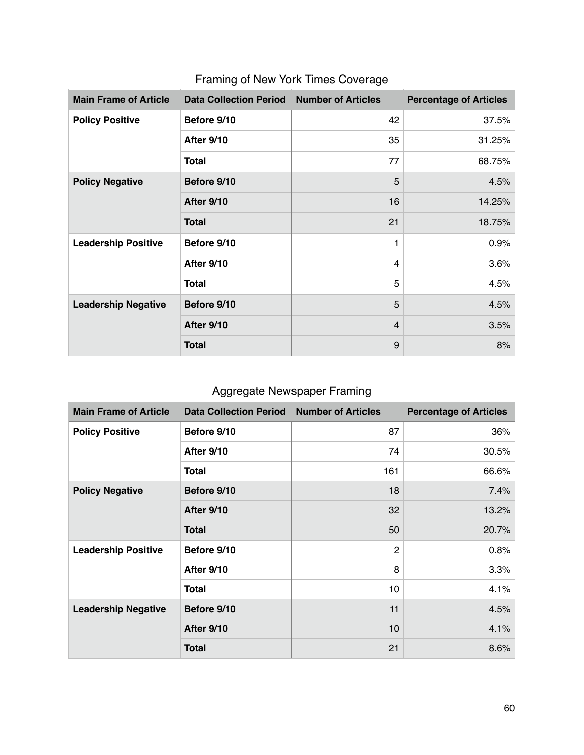Framing of New York Times Coverage

| Main Frame of Article | Data Collection Period | Number of Articles | Percentage of Articles |
|---|---|---|---|
| **Policy Positive** | **Before 9/10** | 42 | 37.5% |
| | **After 9/10** | 35 | 31.25% |
| | **Total** | 77 | 68.75% |
| **Policy Negative** | **Before 9/10** | 5 | 4.5% |
| | **After 9/10** | 16 | 14.25% |
| | **Total** | 21 | 18.75% |
| **Leadership Positive** | **Before 9/10** | 1 | 0.9% |
| | **After 9/10** | 4 | 3.6% |
| | **Total** | 5 | 4.5% |
| **Leadership Negative** | **Before 9/10** | 5 | 4.5% |
| | **After 9/10** | 4 | 3.5% |
| | **Total** | 9 | 8% |

Aggregate Newspaper Framing

| Main Frame of Article | Data Collection Period | Number of Articles | Percentage of Articles |
|---|---|---|---|
| **Policy Positive** | **Before 9/10** | 87 | 36% |
| | **After 9/10** | 74 | 30.5% |
| | **Total** | 161 | 66.6% |
| **Policy Negative** | **Before 9/10** | 18 | 7.4% |
| | **After 9/10** | 32 | 13.2% |
| | **Total** | 50 | 20.7% |
| **Leadership Positive** | **Before 9/10** | 2 | 0.8% |
| | **After 9/10** | 8 | 3.3% |
| | **Total** | 10 | 4.1% |
| **Leadership Negative** | **Before 9/10** | 11 | 4.5% |
| | **After 9/10** | 10 | 4.1% |
| | **Total** | 21 | 8.6% |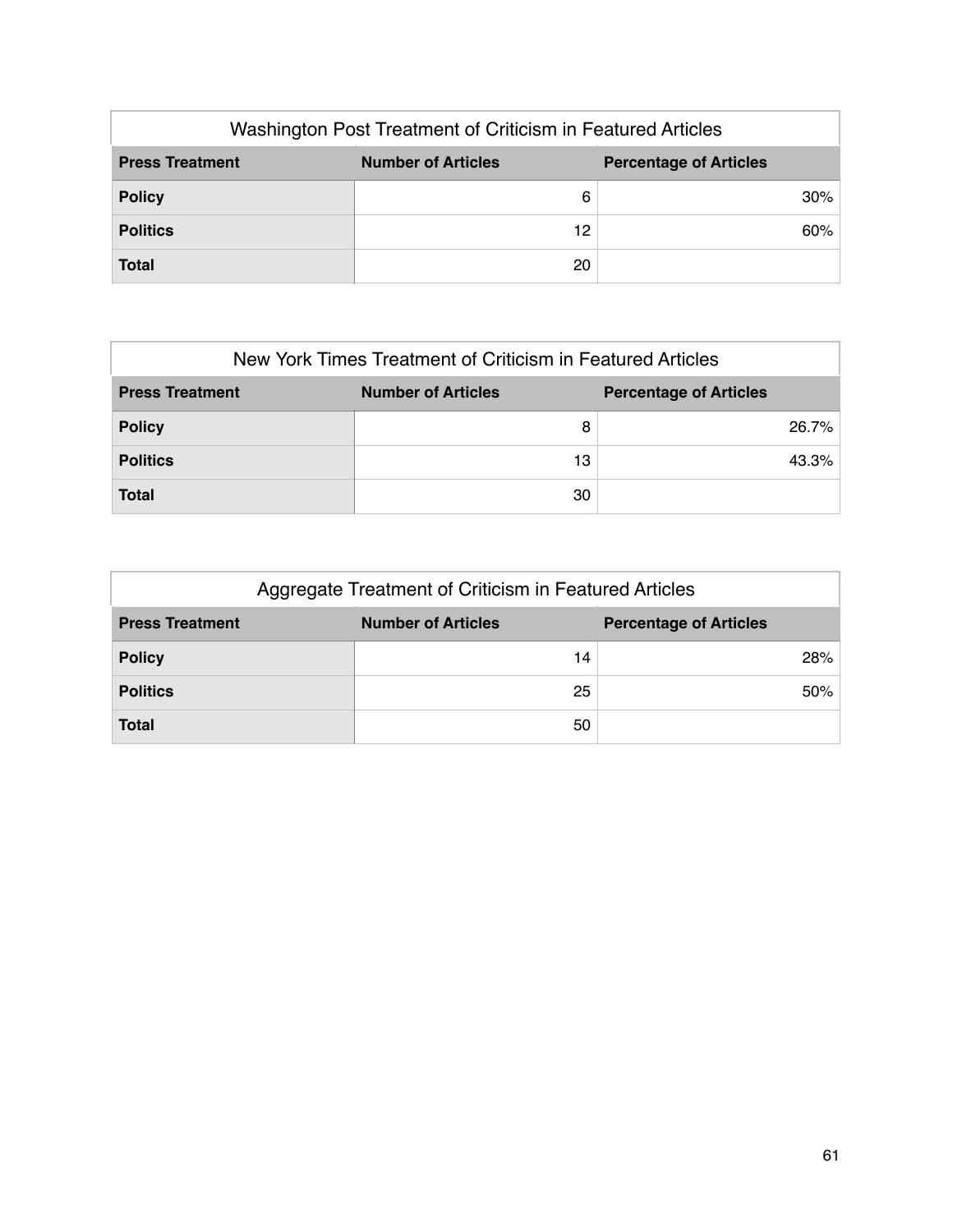| Washington Post Treatment of Criticism in Featured Articles | | |
| --- | --- | --- |
| **Press Treatment** | **Number of Articles** | **Percentage of Articles** |
| **Policy** | 6 | 30% |
| **Politics** | 12 | 60% |
| **Total** | 20 | |

| New York Times Treatment of Criticism in Featured Articles | | |
| --- | --- | --- |
| **Press Treatment** | **Number of Articles** | **Percentage of Articles** |
| **Policy** | 8 | 26.7% |
| **Politics** | 13 | 43.3% |
| **Total** | 30 | |

| Aggregate Treatment of Criticism in Featured Articles | | |
| --- | --- | --- |
| **Press Treatment** | **Number of Articles** | **Percentage of Articles** |
| **Policy** | 14 | 28% |
| **Politics** | 25 | 50% |
| **Total** | 50 | |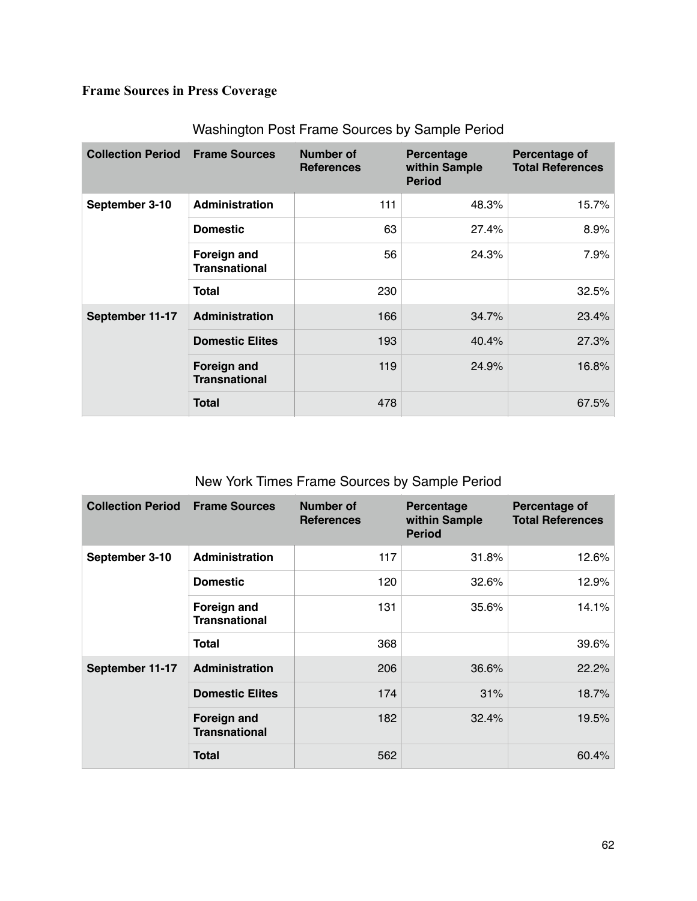**Frame Sources in Press Coverage**

Washington Post Frame Sources by Sample Period

| Collection Period | Frame Sources | Number of References | Percentage within Sample Period | Percentage of Total References |
|---|---|---|---|---|
| September 3-10 | Administration | 111 | 48.3% | 15.7% |
| | Domestic | 63 | 27.4% | 8.9% |
| | Foreign and Transnational | 56 | 24.3% | 7.9% |
| | Total | 230 | | 32.5% |
| September 11-17 | Administration | 166 | 34.7% | 23.4% |
| | Domestic Elites | 193 | 40.4% | 27.3% |
| | Foreign and Transnational | 119 | 24.9% | 16.8% |
| | Total | 478 | | 67.5% |

New York Times Frame Sources by Sample Period

| Collection Period | Frame Sources | Number of References | Percentage within Sample Period | Percentage of Total References |
|---|---|---|---|---|
| September 3-10 | Administration | 117 | 31.8% | 12.6% |
| | Domestic | 120 | 32.6% | 12.9% |
| | Foreign and Transnational | 131 | 35.6% | 14.1% |
| | Total | 368 | | 39.6% |
| September 11-17 | Administration | 206 | 36.6% | 22.2% |
| | Domestic Elites | 174 | 31% | 18.7% |
| | Foreign and Transnational | 182 | 32.4% | 19.5% |
| | Total | 562 | | 60.4% |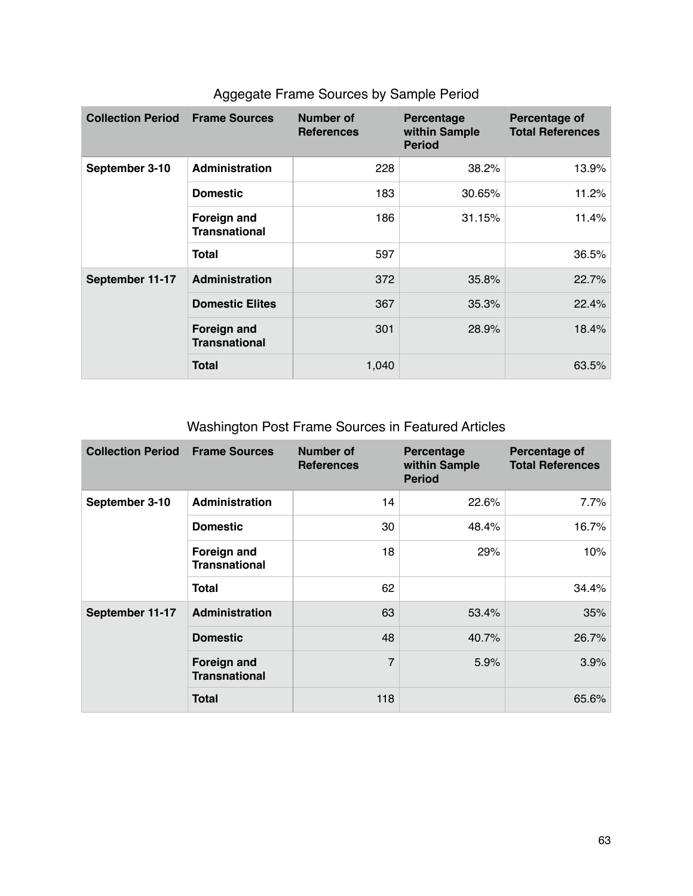## Aggegate Frame Sources by Sample Period

| Collection Period | Frame Sources | Number of References | Percentage within Sample Period | Percentage of Total References |
|---|---|---|---|---|
| **September 3-10** | **Administration** | 228 | 38.2% | 13.9% |
| | **Domestic** | 183 | 30.65% | 11.2% |
| | **Foreign and Transnational** | 186 | 31.15% | 11.4% |
| | **Total** | 597 | | 36.5% |
| **September 11-17** | **Administration** | 372 | 35.8% | 22.7% |
| | **Domestic Elites** | 367 | 35.3% | 22.4% |
| | **Foreign and Transnational** | 301 | 28.9% | 18.4% |
| | **Total** | 1,040 | | 63.5% |

## Washington Post Frame Sources in Featured Articles

| Collection Period | Frame Sources | Number of References | Percentage within Sample Period | Percentage of Total References |
|---|---|---|---|---|
| **September 3-10** | **Administration** | 14 | 22.6% | 7.7% |
| | **Domestic** | 30 | 48.4% | 16.7% |
| | **Foreign and Transnational** | 18 | 29% | 10% |
| | **Total** | 62 | | 34.4% |
| **September 11-17** | **Administration** | 63 | 53.4% | 35% |
| | **Domestic** | 48 | 40.7% | 26.7% |
| | **Foreign and Transnational** | 7 | 5.9% | 3.9% |
| | **Total** | 118 | | 65.6% |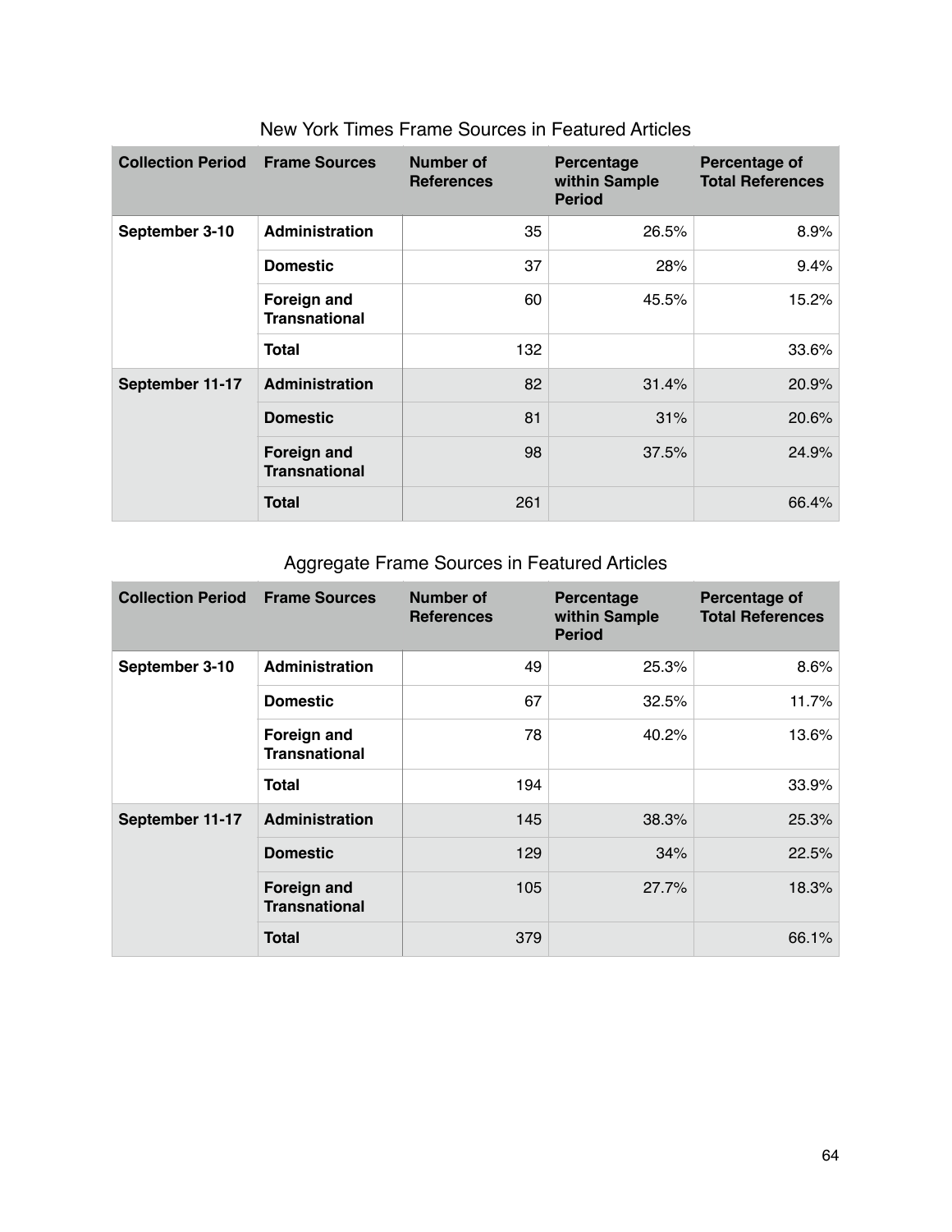New York Times Frame Sources in Featured Articles

| Collection Period | Frame Sources | Number of References | Percentage within Sample Period | Percentage of Total References |
|---|---|---|---|---|
| **September 3-10** | **Administration** | 35 | 26.5% | 8.9% |
| | **Domestic** | 37 | 28% | 9.4% |
| | **Foreign and Transnational** | 60 | 45.5% | 15.2% |
| | **Total** | 132 | | 33.6% |
| **September 11-17** | **Administration** | 82 | 31.4% | 20.9% |
| | **Domestic** | 81 | 31% | 20.6% |
| | **Foreign and Transnational** | 98 | 37.5% | 24.9% |
| | **Total** | 261 | | 66.4% |

Aggregate Frame Sources in Featured Articles

| Collection Period | Frame Sources | Number of References | Percentage within Sample Period | Percentage of Total References |
|---|---|---|---|---|
| **September 3-10** | **Administration** | 49 | 25.3% | 8.6% |
| | **Domestic** | 67 | 32.5% | 11.7% |
| | **Foreign and Transnational** | 78 | 40.2% | 13.6% |
| | **Total** | 194 | | 33.9% |
| **September 11-17** | **Administration** | 145 | 38.3% | 25.3% |
| | **Domestic** | 129 | 34% | 22.5% |
| | **Foreign and Transnational** | 105 | 27.7% | 18.3% |
| | **Total** | 379 | | 66.1% |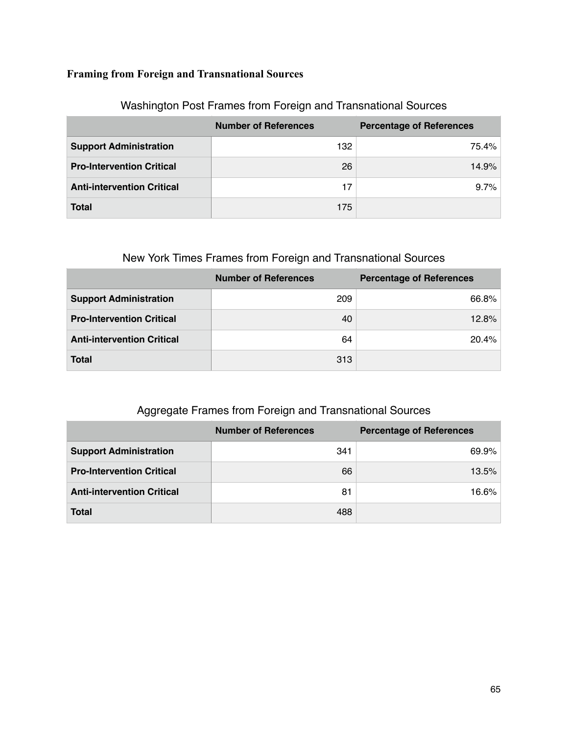### Framing from Foreign and Transnational Sources

Washington Post Frames from Foreign and Transnational Sources

| | Number of References | Percentage of References |
|---|---|---|
| **Support Administration** | 132 | 75.4% |
| **Pro-Intervention Critical** | 26 | 14.9% |
| **Anti-intervention Critical** | 17 | 9.7% |
| **Total** | 175 | |

New York Times Frames from Foreign and Transnational Sources

| | Number of References | Percentage of References |
|---|---|---|
| **Support Administration** | 209 | 66.8% |
| **Pro-Intervention Critical** | 40 | 12.8% |
| **Anti-intervention Critical** | 64 | 20.4% |
| **Total** | 313 | |

Aggregate Frames from Foreign and Transnational Sources

| | Number of References | Percentage of References |
|---|---|---|
| **Support Administration** | 341 | 69.9% |
| **Pro-Intervention Critical** | 66 | 13.5% |
| **Anti-intervention Critical** | 81 | 16.6% |
| **Total** | 488 | |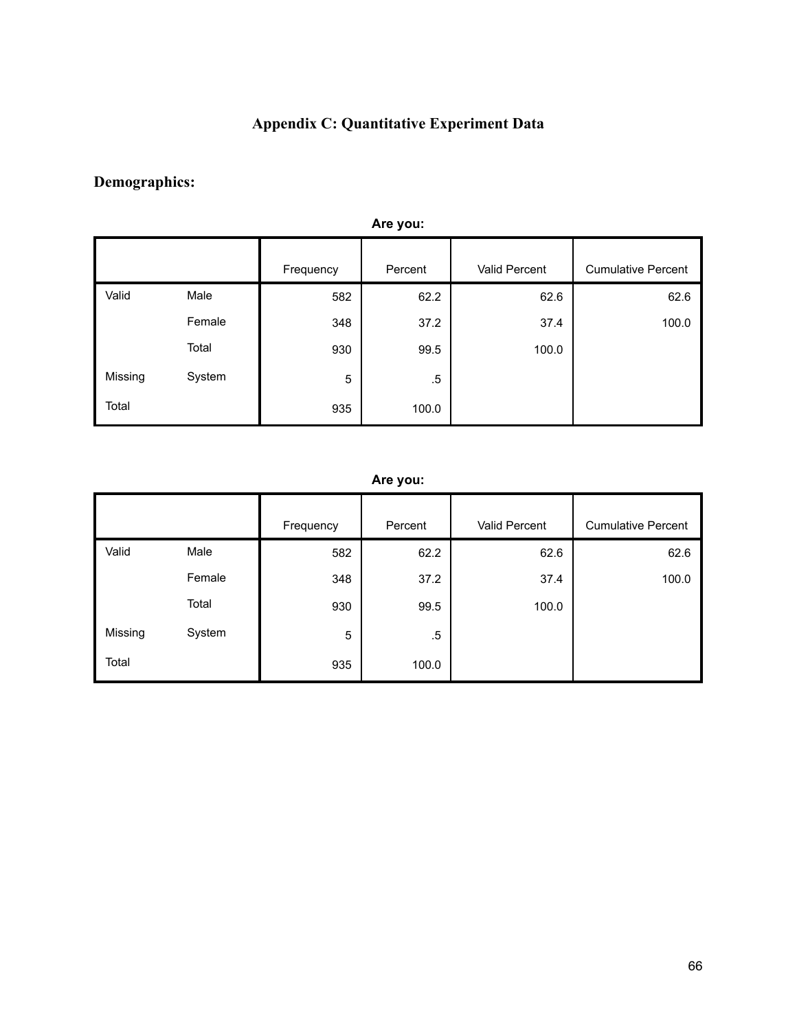# Appendix C: Quantitative Experiment Data

## Demographics:

**Are you:**

| | | Frequency | Percent | Valid Percent | Cumulative Percent |
|---|---|---|---|---|---|
| Valid | Male | 582 | 62.2 | 62.6 | 62.6 |
| | Female | 348 | 37.2 | 37.4 | 100.0 |
| | Total | 930 | 99.5 | 100.0 | |
| Missing | System | 5 | .5 | | |
| Total | | 935 | 100.0 | | |

**Are you:**

| | | Frequency | Percent | Valid Percent | Cumulative Percent |
|---|---|---|---|---|---|
| Valid | Male | 582 | 62.2 | 62.6 | 62.6 |
| | Female | 348 | 37.2 | 37.4 | 100.0 |
| | Total | 930 | 99.5 | 100.0 | |
| Missing | System | 5 | .5 | | |
| Total | | 935 | 100.0 | | |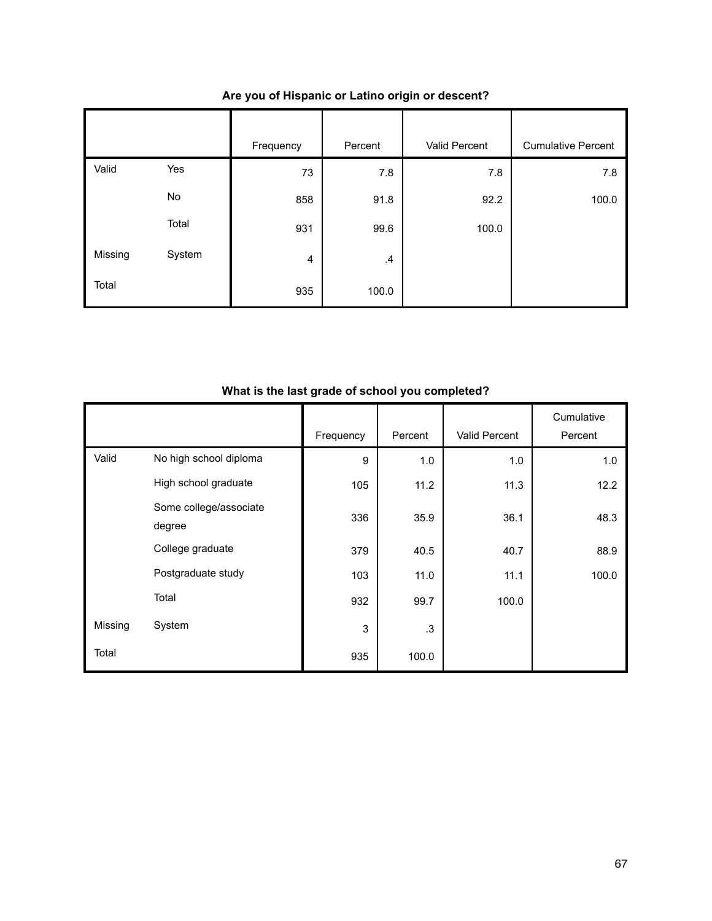**Are you of Hispanic or Latino origin or descent?**

| | | Frequency | Percent | Valid Percent | Cumulative Percent |
|---|---|---|---|---|---|
| Valid | Yes | 73 | 7.8 | 7.8 | 7.8 |
| | No | 858 | 91.8 | 92.2 | 100.0 |
| | Total | 931 | 99.6 | 100.0 | |
| Missing | System | 4 | .4 | | |
| Total | | 935 | 100.0 | | |

**What is the last grade of school you completed?**

| | | Frequency | Percent | Valid Percent | Cumulative Percent |
|---|---|---|---|---|---|
| Valid | No high school diploma | 9 | 1.0 | 1.0 | 1.0 |
| | High school graduate | 105 | 11.2 | 11.3 | 12.2 |
| | Some college/associate degree | 336 | 35.9 | 36.1 | 48.3 |
| | College graduate | 379 | 40.5 | 40.7 | 88.9 |
| | Postgraduate study | 103 | 11.0 | 11.1 | 100.0 |
| | Total | 932 | 99.7 | 100.0 | |
| Missing | System | 3 | .3 | | |
| Total | | 935 | 100.0 | | |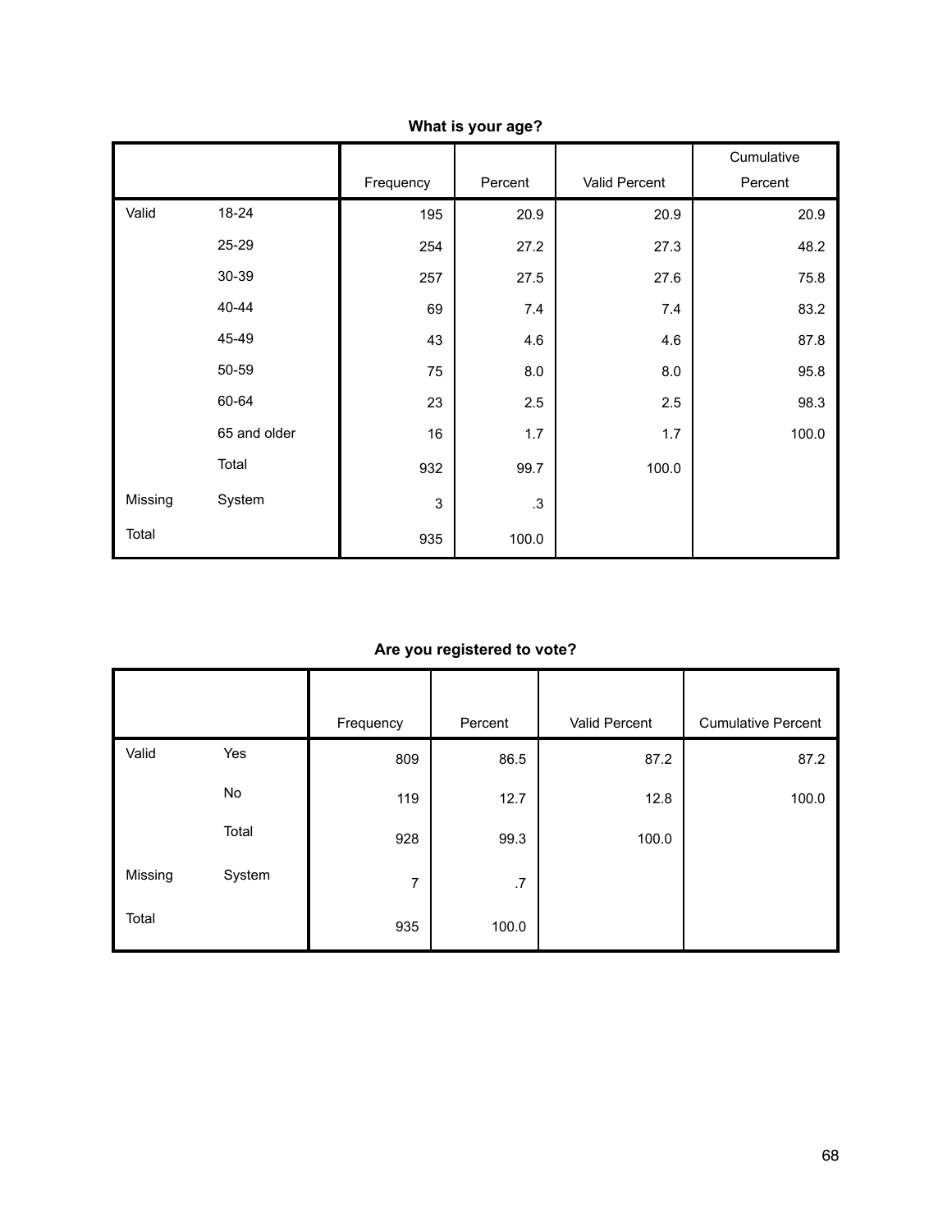**What is your age?**

| | | Frequency | Percent | Valid Percent | Cumulative Percent |
|---|---|---|---|---|---|
| Valid | 18-24 | 195 | 20.9 | 20.9 | 20.9 |
| | 25-29 | 254 | 27.2 | 27.3 | 48.2 |
| | 30-39 | 257 | 27.5 | 27.6 | 75.8 |
| | 40-44 | 69 | 7.4 | 7.4 | 83.2 |
| | 45-49 | 43 | 4.6 | 4.6 | 87.8 |
| | 50-59 | 75 | 8.0 | 8.0 | 95.8 |
| | 60-64 | 23 | 2.5 | 2.5 | 98.3 |
| | 65 and older | 16 | 1.7 | 1.7 | 100.0 |
| | Total | 932 | 99.7 | 100.0 | |
| Missing | System | 3 | .3 | | |
| Total | | 935 | 100.0 | | |

**Are you registered to vote?**

| | | Frequency | Percent | Valid Percent | Cumulative Percent |
|---|---|---|---|---|---|
| Valid | Yes | 809 | 86.5 | 87.2 | 87.2 |
| | No | 119 | 12.7 | 12.8 | 100.0 |
| | Total | 928 | 99.3 | 100.0 | |
| Missing | System | 7 | .7 | | |
| Total | | 935 | 100.0 | | |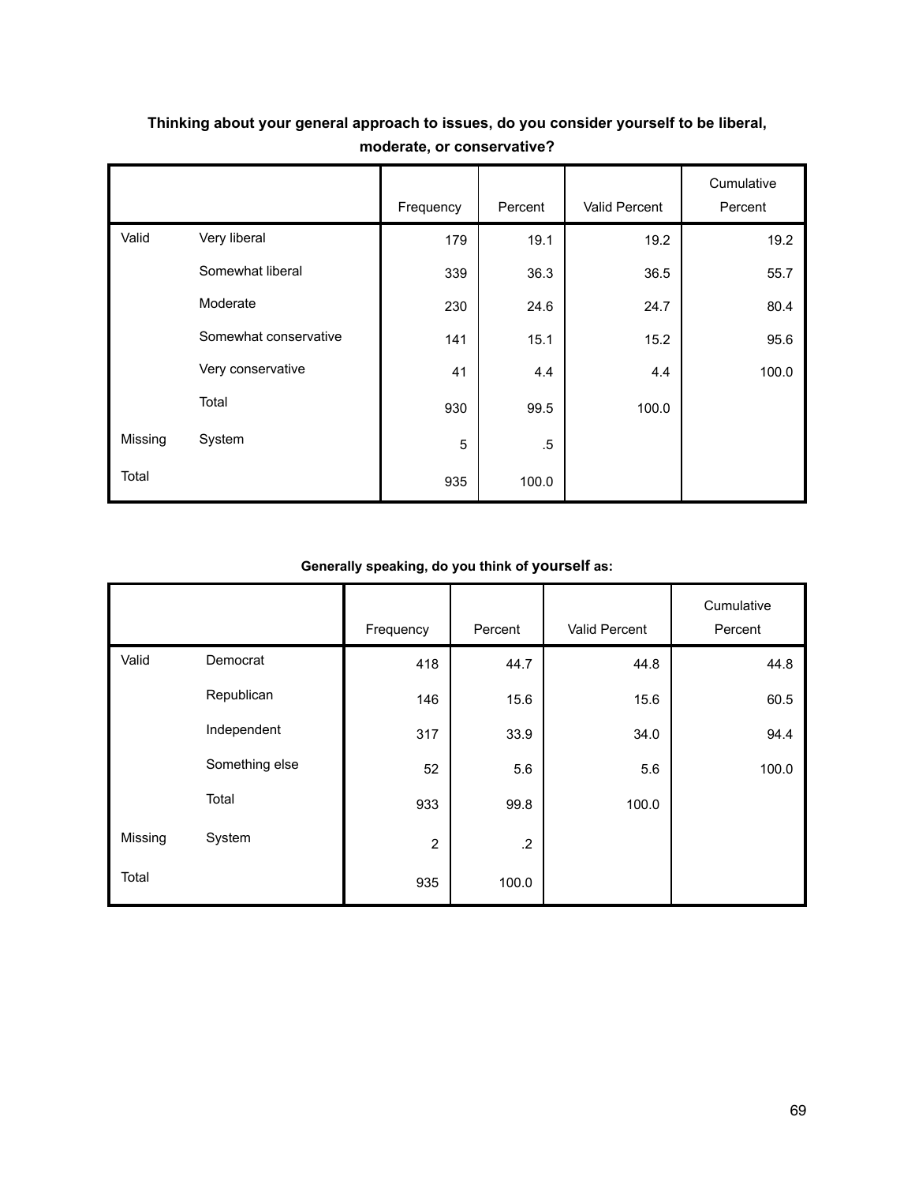**Thinking about your general approach to issues, do you consider yourself to be liberal, moderate, or conservative?**

| | | Frequency | Percent | Valid Percent | Cumulative Percent |
|---|---|---|---|---|---|
| Valid | Very liberal | 179 | 19.1 | 19.2 | 19.2 |
| | Somewhat liberal | 339 | 36.3 | 36.5 | 55.7 |
| | Moderate | 230 | 24.6 | 24.7 | 80.4 |
| | Somewhat conservative | 141 | 15.1 | 15.2 | 95.6 |
| | Very conservative | 41 | 4.4 | 4.4 | 100.0 |
| | Total | 930 | 99.5 | 100.0 | |
| Missing | System | 5 | .5 | | |
| Total | | 935 | 100.0 | | |

**Generally speaking, do you think of yourself as:**

| | | Frequency | Percent | Valid Percent | Cumulative Percent |
|---|---|---|---|---|---|
| Valid | Democrat | 418 | 44.7 | 44.8 | 44.8 |
| | Republican | 146 | 15.6 | 15.6 | 60.5 |
| | Independent | 317 | 33.9 | 34.0 | 94.4 |
| | Something else | 52 | 5.6 | 5.6 | 100.0 |
| | Total | 933 | 99.8 | 100.0 | |
| Missing | System | 2 | .2 | | |
| Total | | 935 | 100.0 | | |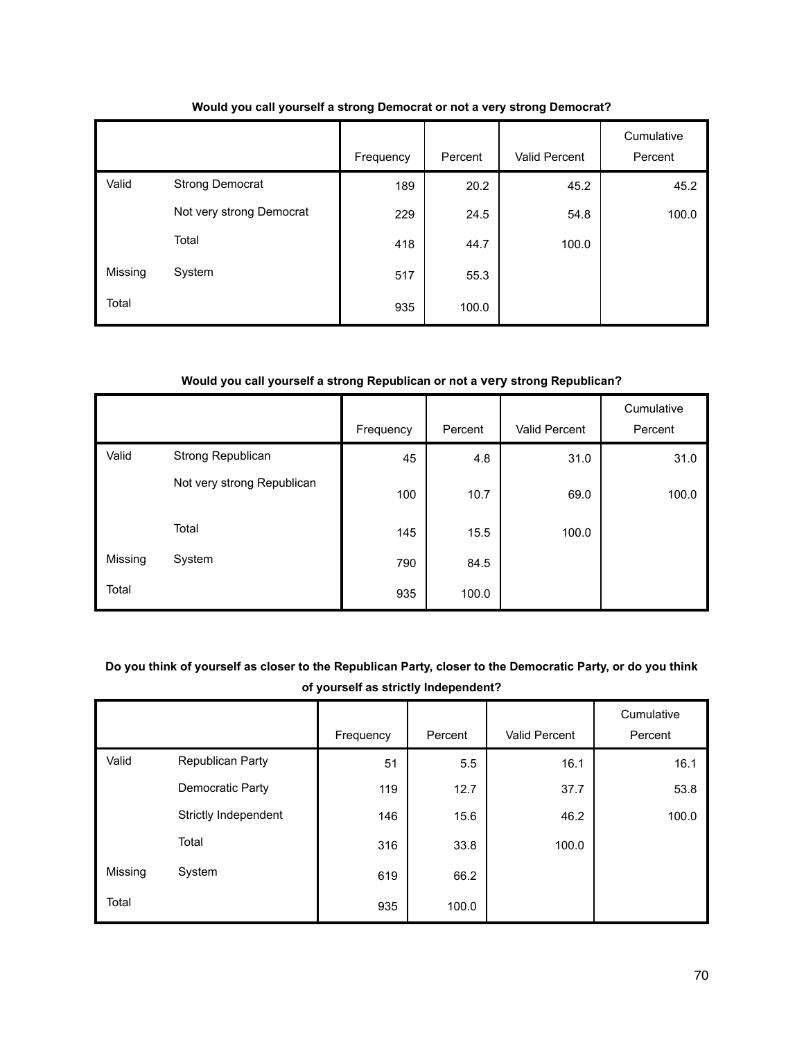**Would you call yourself a strong Democrat or not a very strong Democrat?**

| | | Frequency | Percent | Valid Percent | Cumulative Percent |
|---|---|---|---|---|---|
| Valid | Strong Democrat | 189 | 20.2 | 45.2 | 45.2 |
| | Not very strong Democrat | 229 | 24.5 | 54.8 | 100.0 |
| | Total | 418 | 44.7 | 100.0 | |
| Missing | System | 517 | 55.3 | | |
| Total | | 935 | 100.0 | | |

**Would you call yourself a strong Republican or not a very strong Republican?**

| | | Frequency | Percent | Valid Percent | Cumulative Percent |
|---|---|---|---|---|---|
| Valid | Strong Republican | 45 | 4.8 | 31.0 | 31.0 |
| | Not very strong Republican | 100 | 10.7 | 69.0 | 100.0 |
| | Total | 145 | 15.5 | 100.0 | |
| Missing | System | 790 | 84.5 | | |
| Total | | 935 | 100.0 | | |

**Do you think of yourself as closer to the Republican Party, closer to the Democratic Party, or do you think of yourself as strictly Independent?**

| | | Frequency | Percent | Valid Percent | Cumulative Percent |
|---|---|---|---|---|---|
| Valid | Republican Party | 51 | 5.5 | 16.1 | 16.1 |
| | Democratic Party | 119 | 12.7 | 37.7 | 53.8 |
| | Strictly Independent | 146 | 15.6 | 46.2 | 100.0 |
| | Total | 316 | 33.8 | 100.0 | |
| Missing | System | 619 | 66.2 | | |
| Total | | 935 | 100.0 | | |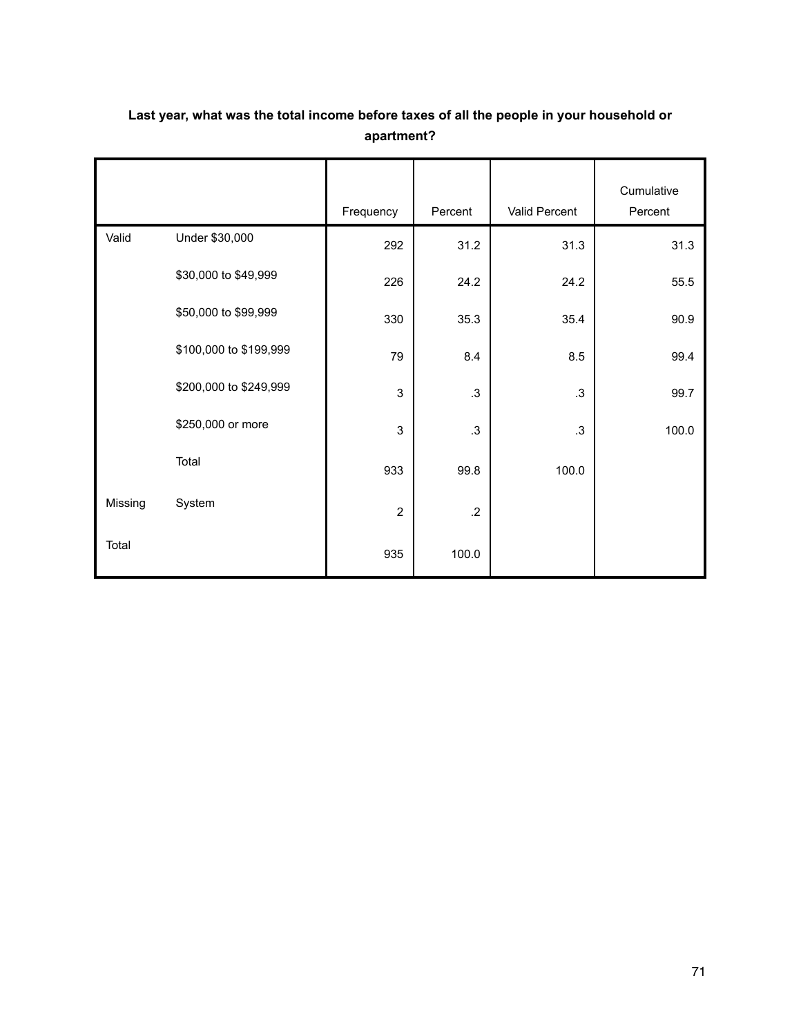**Last year, what was the total income before taxes of all the people in your household or apartment?**

| | | Frequency | Percent | Valid Percent | Cumulative Percent |
|---|---|---|---|---|---|
| Valid | Under $30,000 | 292 | 31.2 | 31.3 | 31.3 |
| | $30,000 to $49,999 | 226 | 24.2 | 24.2 | 55.5 |
| | $50,000 to $99,999 | 330 | 35.3 | 35.4 | 90.9 |
| | $100,000 to $199,999 | 79 | 8.4 | 8.5 | 99.4 |
| | $200,000 to $249,999 | 3 | .3 | .3 | 99.7 |
| | $250,000 or more | 3 | .3 | .3 | 100.0 |
| | Total | 933 | 99.8 | 100.0 | |
| Missing | System | 2 | .2 | | |
| Total | | 935 | 100.0 | | |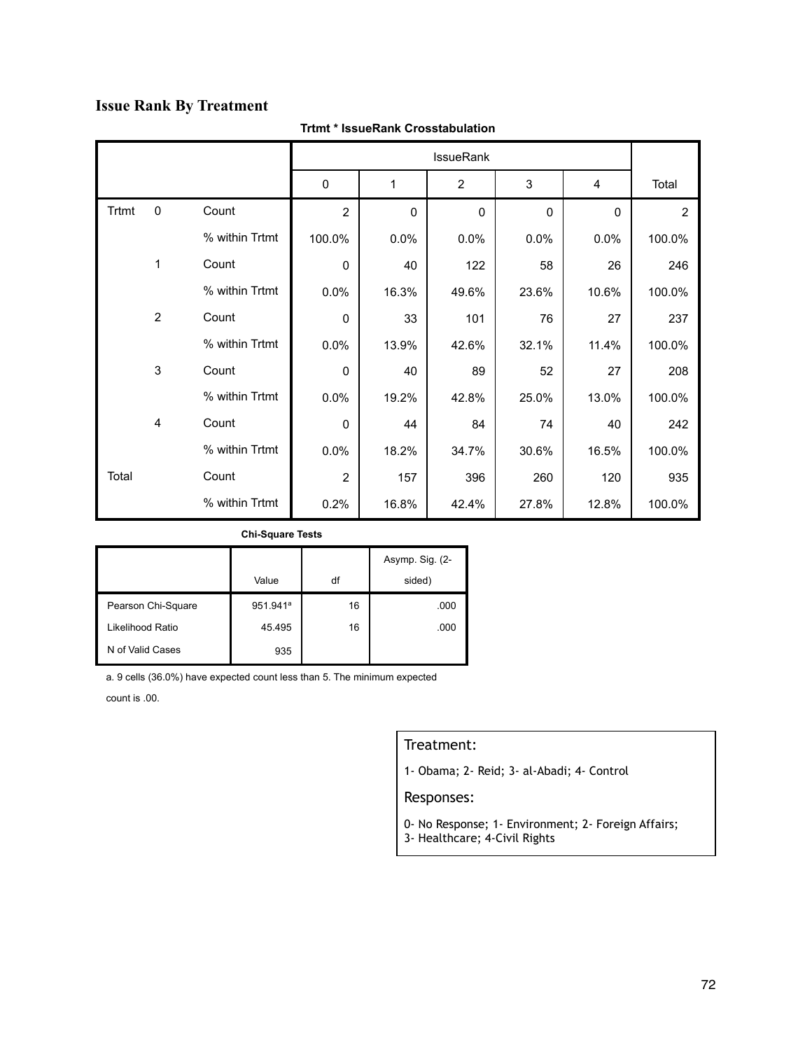## Issue Rank By Treatment

**Trtmt * IssueRank Crosstabulation**

| | | | IssueRank | | | | | |
|---|---|---|---|---|---|---|---|---|
| | | | 0 | 1 | 2 | 3 | 4 | Total |
| Trtmt | 0 | Count | 2 | 0 | 0 | 0 | 0 | 2 |
| | | % within Trtmt | 100.0% | 0.0% | 0.0% | 0.0% | 0.0% | 100.0% |
| | 1 | Count | 0 | 40 | 122 | 58 | 26 | 246 |
| | | % within Trtmt | 0.0% | 16.3% | 49.6% | 23.6% | 10.6% | 100.0% |
| | 2 | Count | 0 | 33 | 101 | 76 | 27 | 237 |
| | | % within Trtmt | 0.0% | 13.9% | 42.6% | 32.1% | 11.4% | 100.0% |
| | 3 | Count | 0 | 40 | 89 | 52 | 27 | 208 |
| | | % within Trtmt | 0.0% | 19.2% | 42.8% | 25.0% | 13.0% | 100.0% |
| | 4 | Count | 0 | 44 | 84 | 74 | 40 | 242 |
| | | % within Trtmt | 0.0% | 18.2% | 34.7% | 30.6% | 16.5% | 100.0% |
| Total | | Count | 2 | 157 | 396 | 260 | 120 | 935 |
| | | % within Trtmt | 0.2% | 16.8% | 42.4% | 27.8% | 12.8% | 100.0% |

**Chi-Square Tests**

| | Value | df | Asymp. Sig. (2-sided) |
|---|---|---|---|
| Pearson Chi-Square | 951.941[a] | 16 | .000 |
| Likelihood Ratio | 45.495 | 16 | .000 |
| N of Valid Cases | 935 | | |

a. 9 cells (36.0%) have expected count less than 5. The minimum expected count is .00.

Treatment:

1- Obama; 2- Reid; 3- al-Abadi; 4- Control

Responses:

0- No Response; 1- Environment; 2- Foreign Affairs; 3- Healthcare; 4-Civil Rights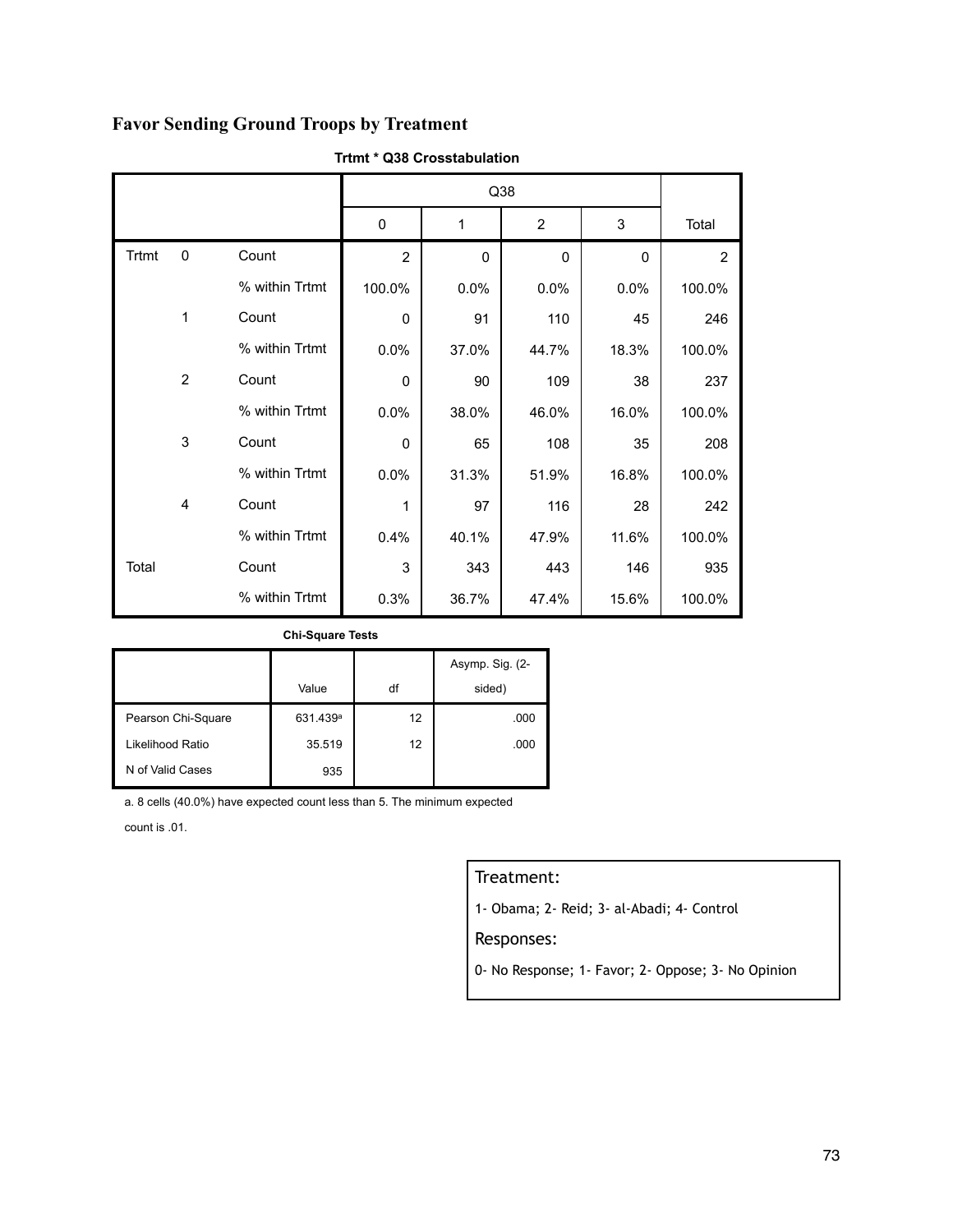## Favor Sending Ground Troops by Treatment

**Trtmt * Q38 Crosstabulation**

| | | | Q38 | | | | |
|---|---|---|---|---|---|---|---|
| | | | 0 | 1 | 2 | 3 | Total |
| Trtmt | 0 | Count | 2 | 0 | 0 | 0 | 2 |
| | | % within Trtmt | 100.0% | 0.0% | 0.0% | 0.0% | 100.0% |
| | 1 | Count | 0 | 91 | 110 | 45 | 246 |
| | | % within Trtmt | 0.0% | 37.0% | 44.7% | 18.3% | 100.0% |
| | 2 | Count | 0 | 90 | 109 | 38 | 237 |
| | | % within Trtmt | 0.0% | 38.0% | 46.0% | 16.0% | 100.0% |
| | 3 | Count | 0 | 65 | 108 | 35 | 208 |
| | | % within Trtmt | 0.0% | 31.3% | 51.9% | 16.8% | 100.0% |
| | 4 | Count | 1 | 97 | 116 | 28 | 242 |
| | | % within Trtmt | 0.4% | 40.1% | 47.9% | 11.6% | 100.0% |
| Total | | Count | 3 | 343 | 443 | 146 | 935 |
| | | % within Trtmt | 0.3% | 36.7% | 47.4% | 15.6% | 100.0% |

**Chi-Square Tests**

| | Value | df | Asymp. Sig. (2-sided) |
|---|---|---|---|
| Pearson Chi-Square | 631.439[a] | 12 | .000 |
| Likelihood Ratio | 35.519 | 12 | .000 |
| N of Valid Cases | 935 | | |

a. 8 cells (40.0%) have expected count less than 5. The minimum expected count is .01.

Treatment:

1- Obama; 2- Reid; 3- al-Abadi; 4- Control

Responses:

0- No Response; 1- Favor; 2- Oppose; 3- No Opinion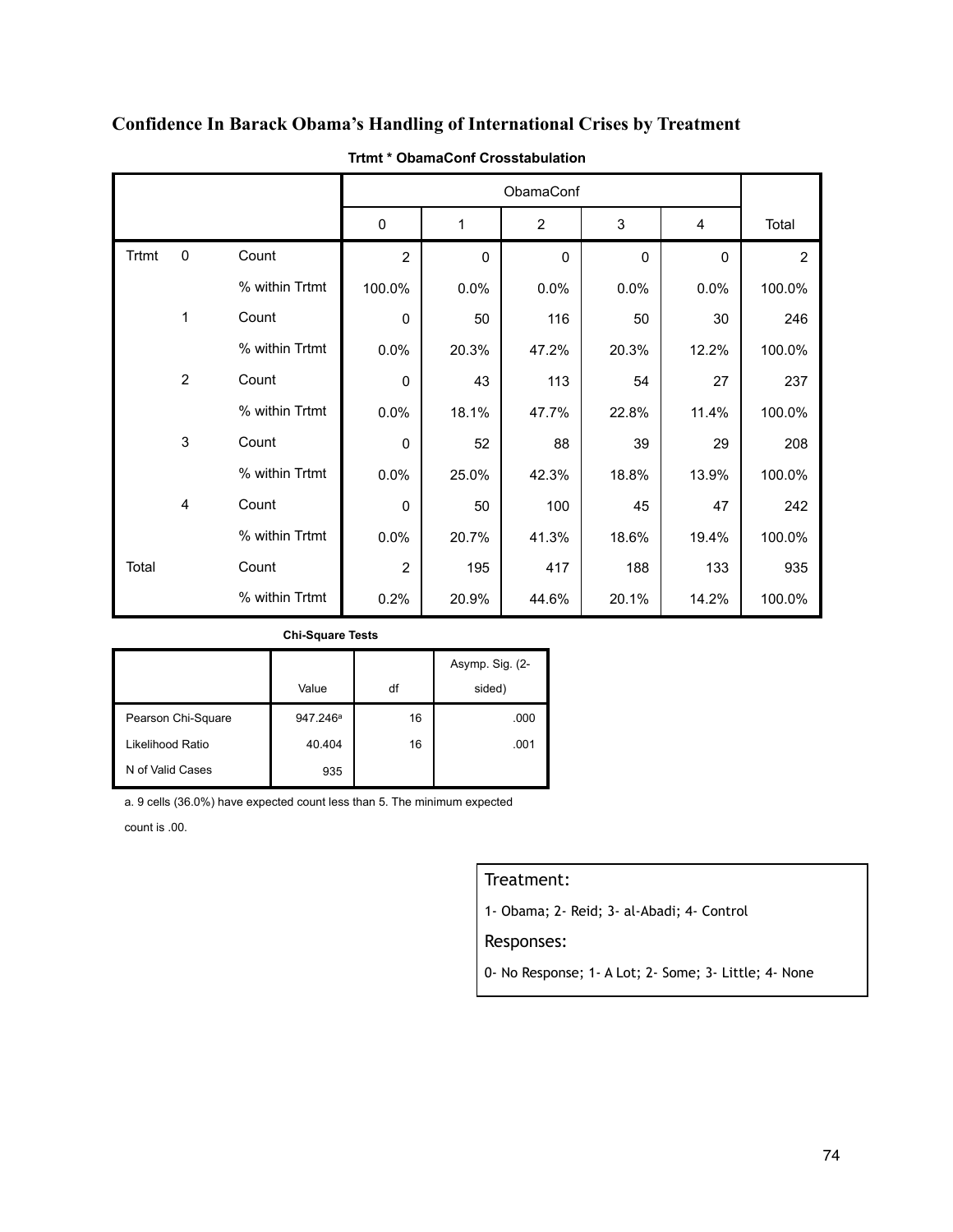## Confidence In Barack Obama's Handling of International Crises by Treatment

**Trtmt * ObamaConf Crosstabulation**

| | | | ObamaConf | | | | | |
|---|---|---|---|---|---|---|---|---|
| | | | 0 | 1 | 2 | 3 | 4 | Total |
| Trtmt | 0 | Count | 2 | 0 | 0 | 0 | 0 | 2 |
| | | % within Trtmt | 100.0% | 0.0% | 0.0% | 0.0% | 0.0% | 100.0% |
| | 1 | Count | 0 | 50 | 116 | 50 | 30 | 246 |
| | | % within Trtmt | 0.0% | 20.3% | 47.2% | 20.3% | 12.2% | 100.0% |
| | 2 | Count | 0 | 43 | 113 | 54 | 27 | 237 |
| | | % within Trtmt | 0.0% | 18.1% | 47.7% | 22.8% | 11.4% | 100.0% |
| | 3 | Count | 0 | 52 | 88 | 39 | 29 | 208 |
| | | % within Trtmt | 0.0% | 25.0% | 42.3% | 18.8% | 13.9% | 100.0% |
| | 4 | Count | 0 | 50 | 100 | 45 | 47 | 242 |
| | | % within Trtmt | 0.0% | 20.7% | 41.3% | 18.6% | 19.4% | 100.0% |
| Total | | Count | 2 | 195 | 417 | 188 | 133 | 935 |
| | | % within Trtmt | 0.2% | 20.9% | 44.6% | 20.1% | 14.2% | 100.0% |

**Chi-Square Tests**

| | Value | df | Asymp. Sig. (2-sided) |
|---|---|---|---|
| Pearson Chi-Square | 947.246[a] | 16 | .000 |
| Likelihood Ratio | 40.404 | 16 | .001 |
| N of Valid Cases | 935 | | |

a. 9 cells (36.0%) have expected count less than 5. The minimum expected count is .00.

Treatment:

1- Obama; 2- Reid; 3- al-Abadi; 4- Control

Responses:

0- No Response; 1- A Lot; 2- Some; 3- Little; 4- None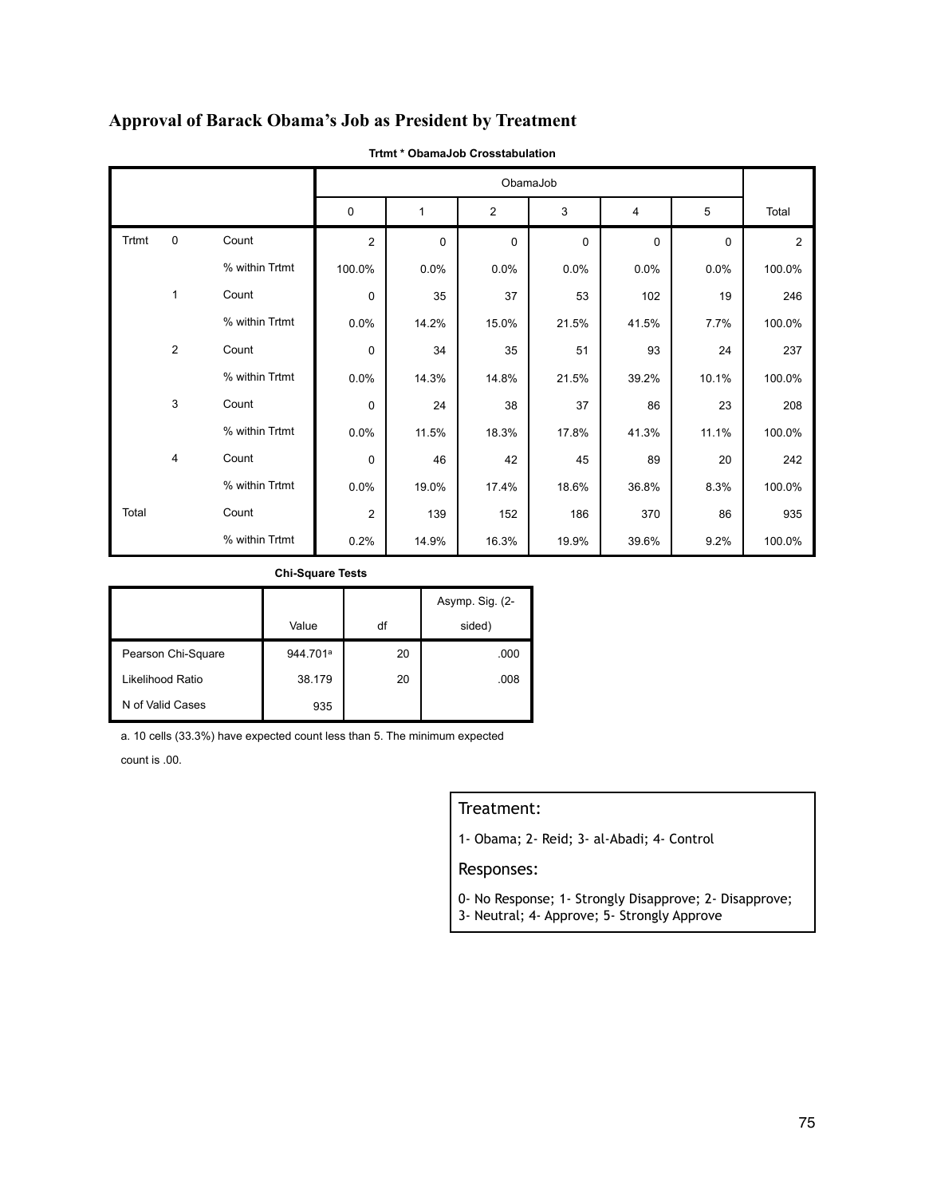# Approval of Barack Obama's Job as President by Treatment

**Trtmt * ObamaJob Crosstabulation**

| | | | ObamaJob | | | | | | |
|---|---|---|---|---|---|---|---|---|---|
| | | | 0 | 1 | 2 | 3 | 4 | 5 | Total |
| Trtmt | 0 | Count | 2 | 0 | 0 | 0 | 0 | 0 | 2 |
| | | % within Trtmt | 100.0% | 0.0% | 0.0% | 0.0% | 0.0% | 0.0% | 100.0% |
| | 1 | Count | 0 | 35 | 37 | 53 | 102 | 19 | 246 |
| | | % within Trtmt | 0.0% | 14.2% | 15.0% | 21.5% | 41.5% | 7.7% | 100.0% |
| | 2 | Count | 0 | 34 | 35 | 51 | 93 | 24 | 237 |
| | | % within Trtmt | 0.0% | 14.3% | 14.8% | 21.5% | 39.2% | 10.1% | 100.0% |
| | 3 | Count | 0 | 24 | 38 | 37 | 86 | 23 | 208 |
| | | % within Trtmt | 0.0% | 11.5% | 18.3% | 17.8% | 41.3% | 11.1% | 100.0% |
| | 4 | Count | 0 | 46 | 42 | 45 | 89 | 20 | 242 |
| | | % within Trtmt | 0.0% | 19.0% | 17.4% | 18.6% | 36.8% | 8.3% | 100.0% |
| Total | | Count | 2 | 139 | 152 | 186 | 370 | 86 | 935 |
| | | % within Trtmt | 0.2% | 14.9% | 16.3% | 19.9% | 39.6% | 9.2% | 100.0% |

**Chi-Square Tests**

| | Value | df | Asymp. Sig. (2-sided) |
|---|---|---|---|
| Pearson Chi-Square | 944.701[a] | 20 | .000 |
| Likelihood Ratio | 38.179 | 20 | .008 |
| N of Valid Cases | 935 | | |

a. 10 cells (33.3%) have expected count less than 5. The minimum expected count is .00.

Treatment:

1- Obama; 2- Reid; 3- al-Abadi; 4- Control

Responses:

0- No Response; 1- Strongly Disapprove; 2- Disapprove; 3- Neutral; 4- Approve; 5- Strongly Approve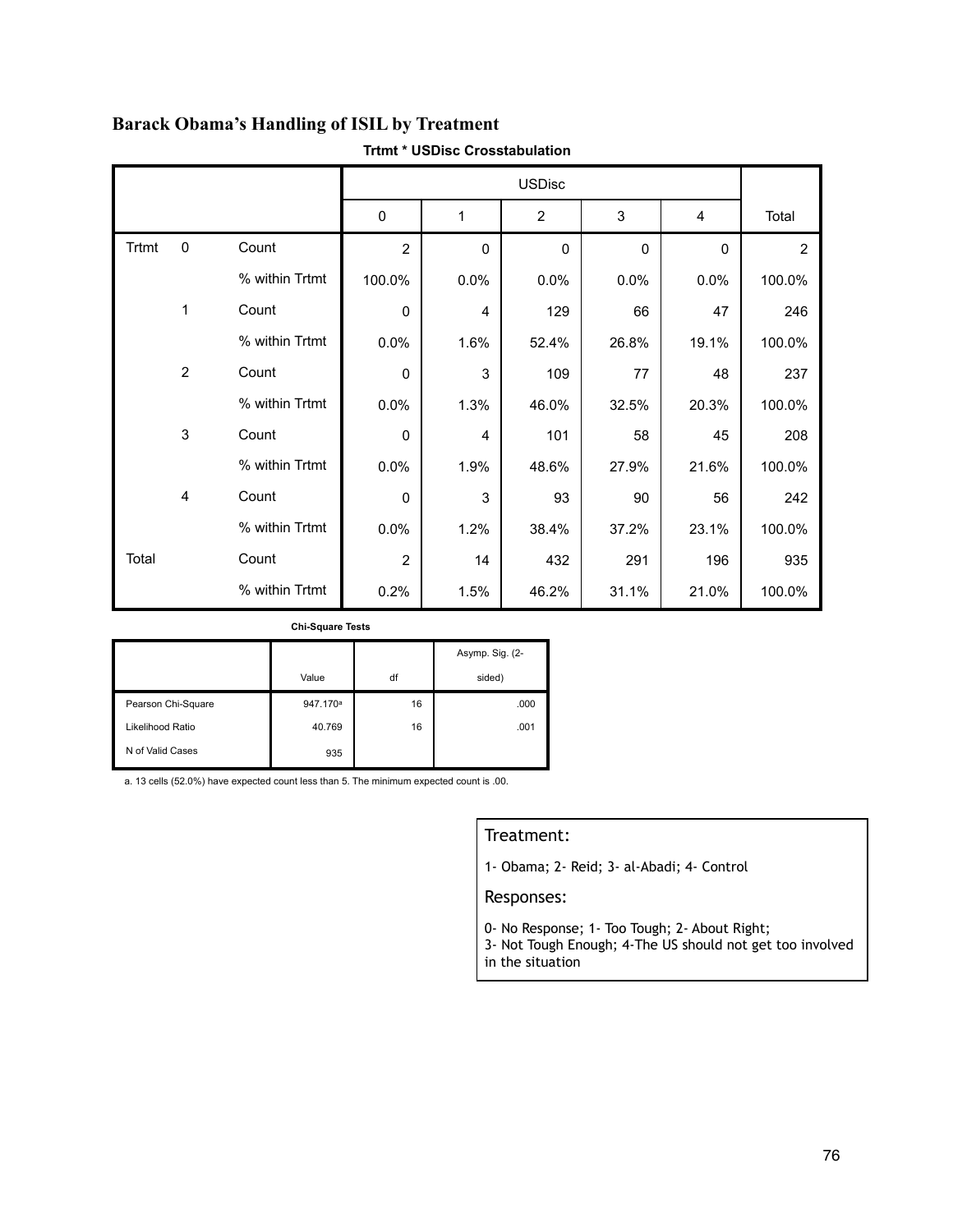## Barack Obama's Handling of ISIL by Treatment

**Trtmt * USDisc Crosstabulation**

| | | | USDisc | | | | | |
|---|---|---|---|---|---|---|---|---|
| | | | 0 | 1 | 2 | 3 | 4 | Total |
| Trtmt | 0 | Count | 2 | 0 | 0 | 0 | 0 | 2 |
| | | % within Trtmt | 100.0% | 0.0% | 0.0% | 0.0% | 0.0% | 100.0% |
| | 1 | Count | 0 | 4 | 129 | 66 | 47 | 246 |
| | | % within Trtmt | 0.0% | 1.6% | 52.4% | 26.8% | 19.1% | 100.0% |
| | 2 | Count | 0 | 3 | 109 | 77 | 48 | 237 |
| | | % within Trtmt | 0.0% | 1.3% | 46.0% | 32.5% | 20.3% | 100.0% |
| | 3 | Count | 0 | 4 | 101 | 58 | 45 | 208 |
| | | % within Trtmt | 0.0% | 1.9% | 48.6% | 27.9% | 21.6% | 100.0% |
| | 4 | Count | 0 | 3 | 93 | 90 | 56 | 242 |
| | | % within Trtmt | 0.0% | 1.2% | 38.4% | 37.2% | 23.1% | 100.0% |
| Total | | Count | 2 | 14 | 432 | 291 | 196 | 935 |
| | | % within Trtmt | 0.2% | 1.5% | 46.2% | 31.1% | 21.0% | 100.0% |

**Chi-Square Tests**

| | Value | df | Asymp. Sig. (2-sided) |
|---|---|---|---|
| Pearson Chi-Square | 947.170[a] | 16 | .000 |
| Likelihood Ratio | 40.769 | 16 | .001 |
| N of Valid Cases | 935 | | |

a. 13 cells (52.0%) have expected count less than 5. The minimum expected count is .00.

Treatment:

1- Obama; 2- Reid; 3- al-Abadi; 4- Control

Responses:

0- No Response; 1- Too Tough; 2- About Right;
3- Not Tough Enough; 4-The US should not get too involved in the situation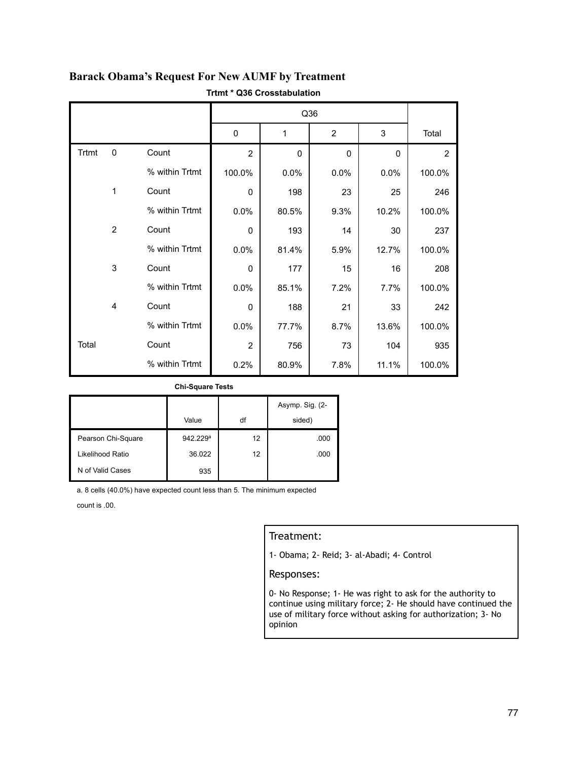## Barack Obama's Request For New AUMF by Treatment

**Trtmt * Q36 Crosstabulation**

| | | | Q36 | | | | |
|---|---|---|---|---|---|---|---|
| | | | 0 | 1 | 2 | 3 | Total |
| Trtmt | 0 | Count | 2 | 0 | 0 | 0 | 2 |
| | | % within Trtmt | 100.0% | 0.0% | 0.0% | 0.0% | 100.0% |
| | 1 | Count | 0 | 198 | 23 | 25 | 246 |
| | | % within Trtmt | 0.0% | 80.5% | 9.3% | 10.2% | 100.0% |
| | 2 | Count | 0 | 193 | 14 | 30 | 237 |
| | | % within Trtmt | 0.0% | 81.4% | 5.9% | 12.7% | 100.0% |
| | 3 | Count | 0 | 177 | 15 | 16 | 208 |
| | | % within Trtmt | 0.0% | 85.1% | 7.2% | 7.7% | 100.0% |
| | 4 | Count | 0 | 188 | 21 | 33 | 242 |
| | | % within Trtmt | 0.0% | 77.7% | 8.7% | 13.6% | 100.0% |
| Total | | Count | 2 | 756 | 73 | 104 | 935 |
| | | % within Trtmt | 0.2% | 80.9% | 7.8% | 11.1% | 100.0% |

**Chi-Square Tests**

| | Value | df | Asymp. Sig. (2-sided) |
|---|---|---|---|
| Pearson Chi-Square | 942.229[a] | 12 | .000 |
| Likelihood Ratio | 36.022 | 12 | .000 |
| N of Valid Cases | 935 | | |

a. 8 cells (40.0%) have expected count less than 5. The minimum expected count is .00.

Treatment:

1- Obama; 2- Reid; 3- al-Abadi; 4- Control

Responses:

0- No Response; 1- He was right to ask for the authority to continue using military force; 2- He should have continued the use of military force without asking for authorization; 3- No opinion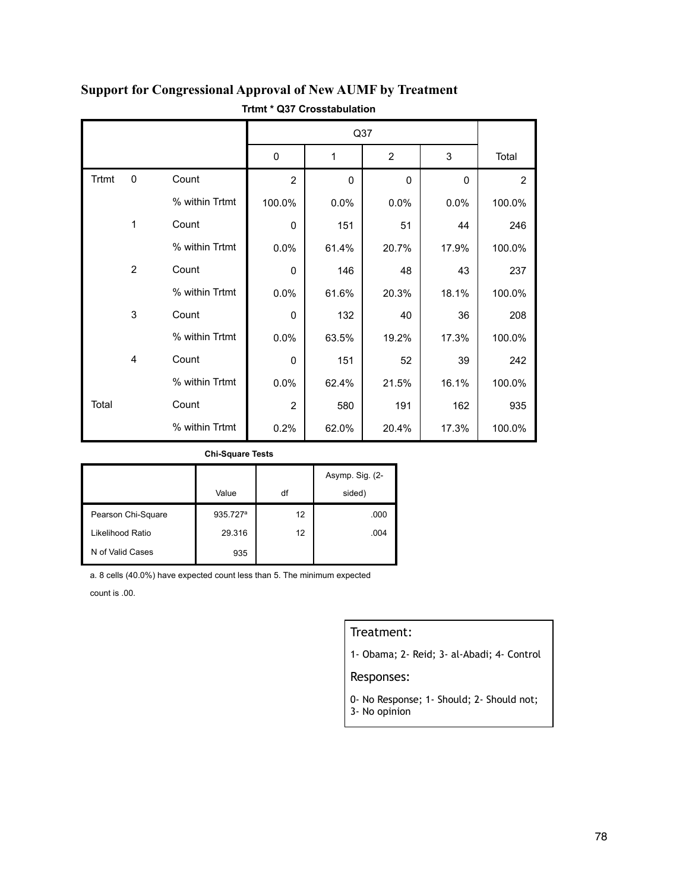## Support for Congressional Approval of New AUMF by Treatment

**Trtmt * Q37 Crosstabulation**

| | | | Q37 | | | | |
|---|---|---|---|---|---|---|---|
| | | | 0 | 1 | 2 | 3 | Total |
| Trtmt | 0 | Count | 2 | 0 | 0 | 0 | 2 |
| | | % within Trtmt | 100.0% | 0.0% | 0.0% | 0.0% | 100.0% |
| | 1 | Count | 0 | 151 | 51 | 44 | 246 |
| | | % within Trtmt | 0.0% | 61.4% | 20.7% | 17.9% | 100.0% |
| | 2 | Count | 0 | 146 | 48 | 43 | 237 |
| | | % within Trtmt | 0.0% | 61.6% | 20.3% | 18.1% | 100.0% |
| | 3 | Count | 0 | 132 | 40 | 36 | 208 |
| | | % within Trtmt | 0.0% | 63.5% | 19.2% | 17.3% | 100.0% |
| | 4 | Count | 0 | 151 | 52 | 39 | 242 |
| | | % within Trtmt | 0.0% | 62.4% | 21.5% | 16.1% | 100.0% |
| Total | | Count | 2 | 580 | 191 | 162 | 935 |
| | | % within Trtmt | 0.2% | 62.0% | 20.4% | 17.3% | 100.0% |

**Chi-Square Tests**

| | Value | df | Asymp. Sig. (2-sided) |
|---|---|---|---|
| Pearson Chi-Square | 935.727[a] | 12 | .000 |
| Likelihood Ratio | 29.316 | 12 | .004 |
| N of Valid Cases | 935 | | |

a. 8 cells (40.0%) have expected count less than 5. The minimum expected count is .00.

Treatment:

1- Obama; 2- Reid; 3- al-Abadi; 4- Control

Responses:

0- No Response; 1- Should; 2- Should not; 3- No opinion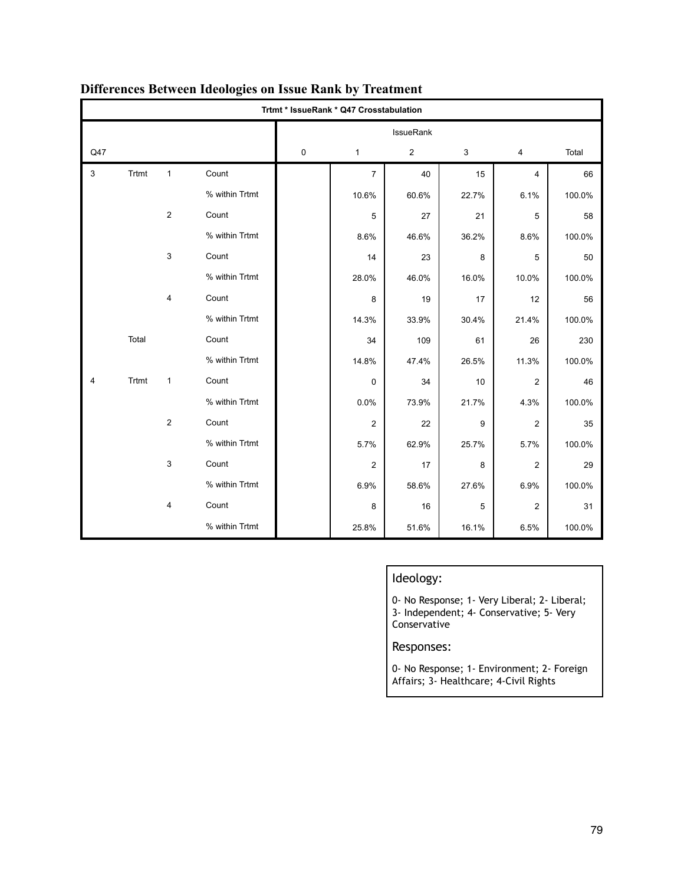## Differences Between Ideologies on Issue Rank by Treatment

| Trtmt * IssueRank * Q47 Crosstabulation | | | | | | | | | |
|---|---|---|---|---|---|---|---|---|---|
| | | | | IssueRank | | | | | |
| Q47 | | | | 0 | 1 | 2 | 3 | 4 | Total |
| 3 | Trtmt | 1 | Count | | 7 | 40 | 15 | 4 | 66 |
| | | | % within Trtmt | | 10.6% | 60.6% | 22.7% | 6.1% | 100.0% |
| | | 2 | Count | | 5 | 27 | 21 | 5 | 58 |
| | | | % within Trtmt | | 8.6% | 46.6% | 36.2% | 8.6% | 100.0% |
| | | 3 | Count | | 14 | 23 | 8 | 5 | 50 |
| | | | % within Trtmt | | 28.0% | 46.0% | 16.0% | 10.0% | 100.0% |
| | | 4 | Count | | 8 | 19 | 17 | 12 | 56 |
| | | | % within Trtmt | | 14.3% | 33.9% | 30.4% | 21.4% | 100.0% |
| | Total | | Count | | 34 | 109 | 61 | 26 | 230 |
| | | | % within Trtmt | | 14.8% | 47.4% | 26.5% | 11.3% | 100.0% |
| 4 | Trtmt | 1 | Count | | 0 | 34 | 10 | 2 | 46 |
| | | | % within Trtmt | | 0.0% | 73.9% | 21.7% | 4.3% | 100.0% |
| | | 2 | Count | | 2 | 22 | 9 | 2 | 35 |
| | | | % within Trtmt | | 5.7% | 62.9% | 25.7% | 5.7% | 100.0% |
| | | 3 | Count | | 2 | 17 | 8 | 2 | 29 |
| | | | % within Trtmt | | 6.9% | 58.6% | 27.6% | 6.9% | 100.0% |
| | | 4 | Count | | 8 | 16 | 5 | 2 | 31 |
| | | | % within Trtmt | | 25.8% | 51.6% | 16.1% | 6.5% | 100.0% |

**Ideology:**

0- No Response; 1- Very Liberal; 2- Liberal; 3- Independent; 4- Conservative; 5- Very Conservative

**Responses:**

0- No Response; 1- Environment; 2- Foreign Affairs; 3- Healthcare; 4-Civil Rights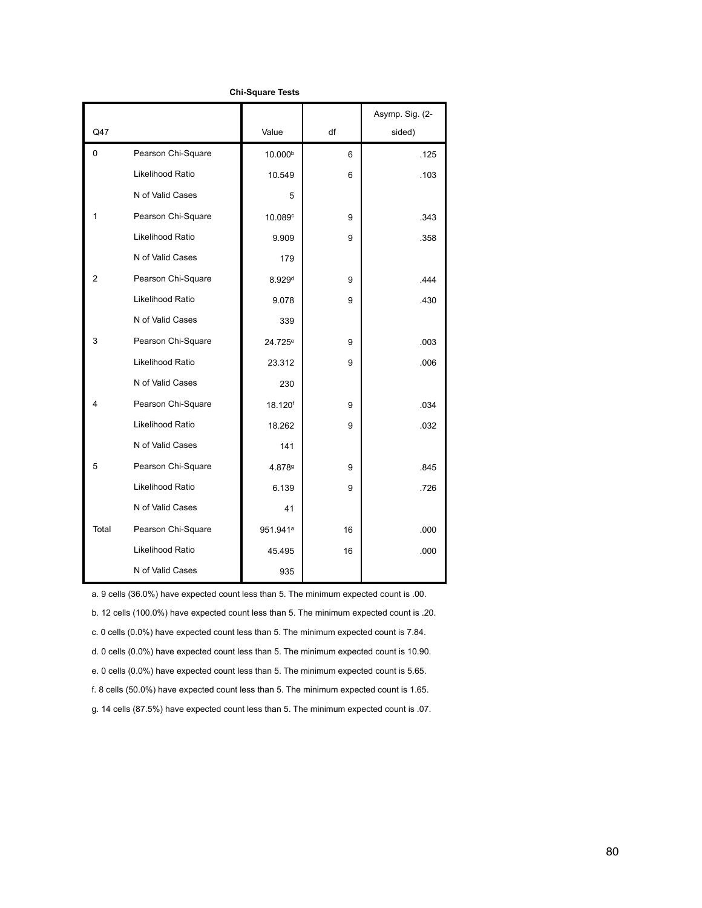**Chi-Square Tests**

| Q47 | | Value | df | Asymp. Sig. (2-sided) |
|---|---|---|---|---|
| 0 | Pearson Chi-Square | 10.000[b] | 6 | .125 |
| | Likelihood Ratio | 10.549 | 6 | .103 |
| | N of Valid Cases | 5 | | |
| 1 | Pearson Chi-Square | 10.089[c] | 9 | .343 |
| | Likelihood Ratio | 9.909 | 9 | .358 |
| | N of Valid Cases | 179 | | |
| 2 | Pearson Chi-Square | 8.929[d] | 9 | .444 |
| | Likelihood Ratio | 9.078 | 9 | .430 |
| | N of Valid Cases | 339 | | |
| 3 | Pearson Chi-Square | 24.725[e] | 9 | .003 |
| | Likelihood Ratio | 23.312 | 9 | .006 |
| | N of Valid Cases | 230 | | |
| 4 | Pearson Chi-Square | 18.120[f] | 9 | .034 |
| | Likelihood Ratio | 18.262 | 9 | .032 |
| | N of Valid Cases | 141 | | |
| 5 | Pearson Chi-Square | 4.878[g] | 9 | .845 |
| | Likelihood Ratio | 6.139 | 9 | .726 |
| | N of Valid Cases | 41 | | |
| Total | Pearson Chi-Square | 951.941[a] | 16 | .000 |
| | Likelihood Ratio | 45.495 | 16 | .000 |
| | N of Valid Cases | 935 | | |

a. 9 cells (36.0%) have expected count less than 5. The minimum expected count is .00.

b. 12 cells (100.0%) have expected count less than 5. The minimum expected count is .20.

c. 0 cells (0.0%) have expected count less than 5. The minimum expected count is 7.84.

d. 0 cells (0.0%) have expected count less than 5. The minimum expected count is 10.90.

e. 0 cells (0.0%) have expected count less than 5. The minimum expected count is 5.65.

f. 8 cells (50.0%) have expected count less than 5. The minimum expected count is 1.65.

g. 14 cells (87.5%) have expected count less than 5. The minimum expected count is .07.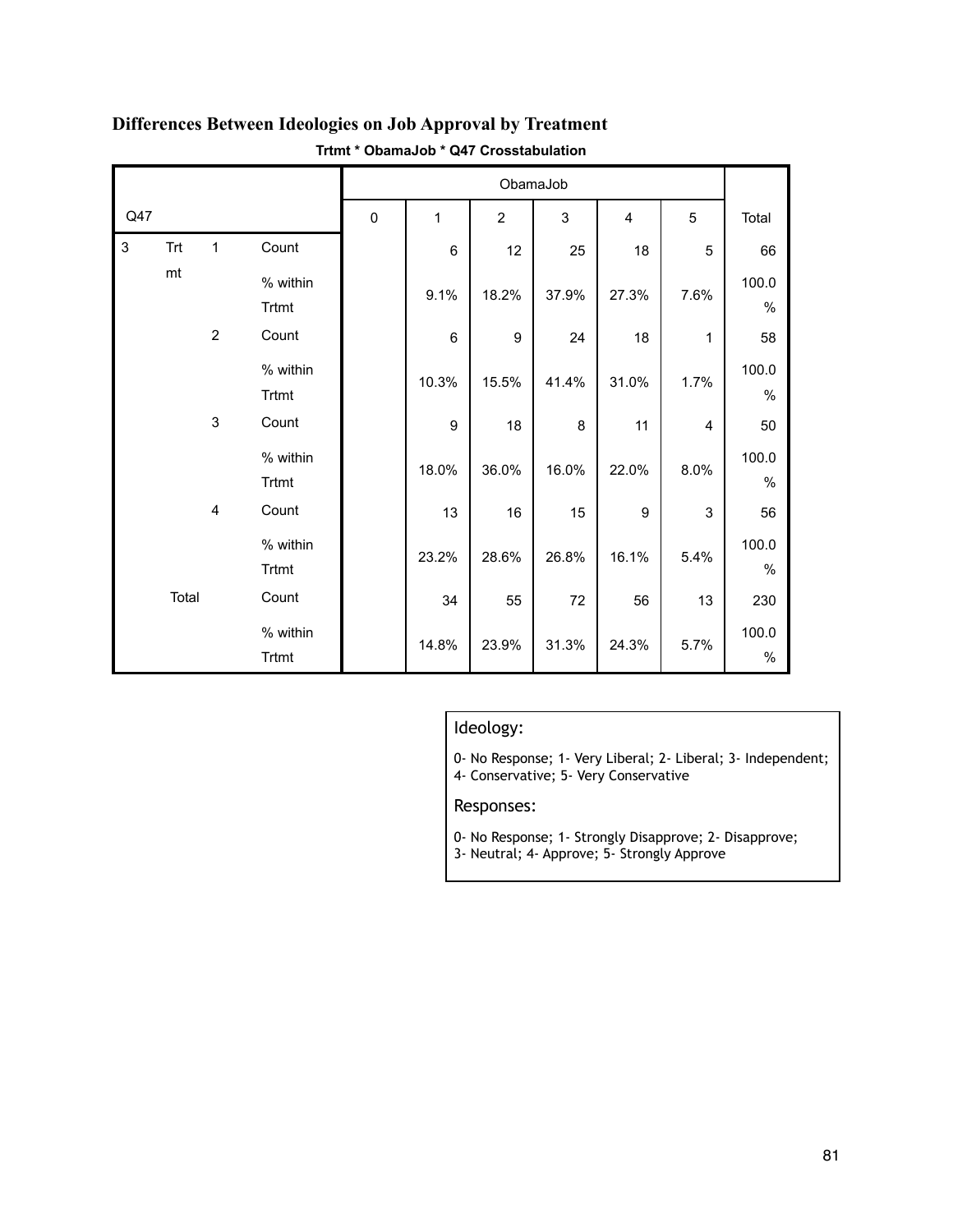## Differences Between Ideologies on Job Approval by Treatment

**Trtmt * ObamaJob * Q47 Crosstabulation**

| Q47 | | | | ObamaJob 0 | 1 | 2 | 3 | 4 | 5 | Total |
|---|---|---|---|---|---|---|---|---|---|---|
| 3 | Trtmt | 1 | Count | | 6 | 12 | 25 | 18 | 5 | 66 |
| | | | % within Trtmt | | 9.1% | 18.2% | 37.9% | 27.3% | 7.6% | 100.0% |
| | | 2 | Count | | 6 | 9 | 24 | 18 | 1 | 58 |
| | | | % within Trtmt | | 10.3% | 15.5% | 41.4% | 31.0% | 1.7% | 100.0% |
| | | 3 | Count | | 9 | 18 | 8 | 11 | 4 | 50 |
| | | | % within Trtmt | | 18.0% | 36.0% | 16.0% | 22.0% | 8.0% | 100.0% |
| | | 4 | Count | | 13 | 16 | 15 | 9 | 3 | 56 |
| | | | % within Trtmt | | 23.2% | 28.6% | 26.8% | 16.1% | 5.4% | 100.0% |
| | Total | | Count | | 34 | 55 | 72 | 56 | 13 | 230 |
| | | | % within Trtmt | | 14.8% | 23.9% | 31.3% | 24.3% | 5.7% | 100.0% |

Ideology:

0- No Response; 1- Very Liberal; 2- Liberal; 3- Independent; 4- Conservative; 5- Very Conservative

Responses:

0- No Response; 1- Strongly Disapprove; 2- Disapprove; 3- Neutral; 4- Approve; 5- Strongly Approve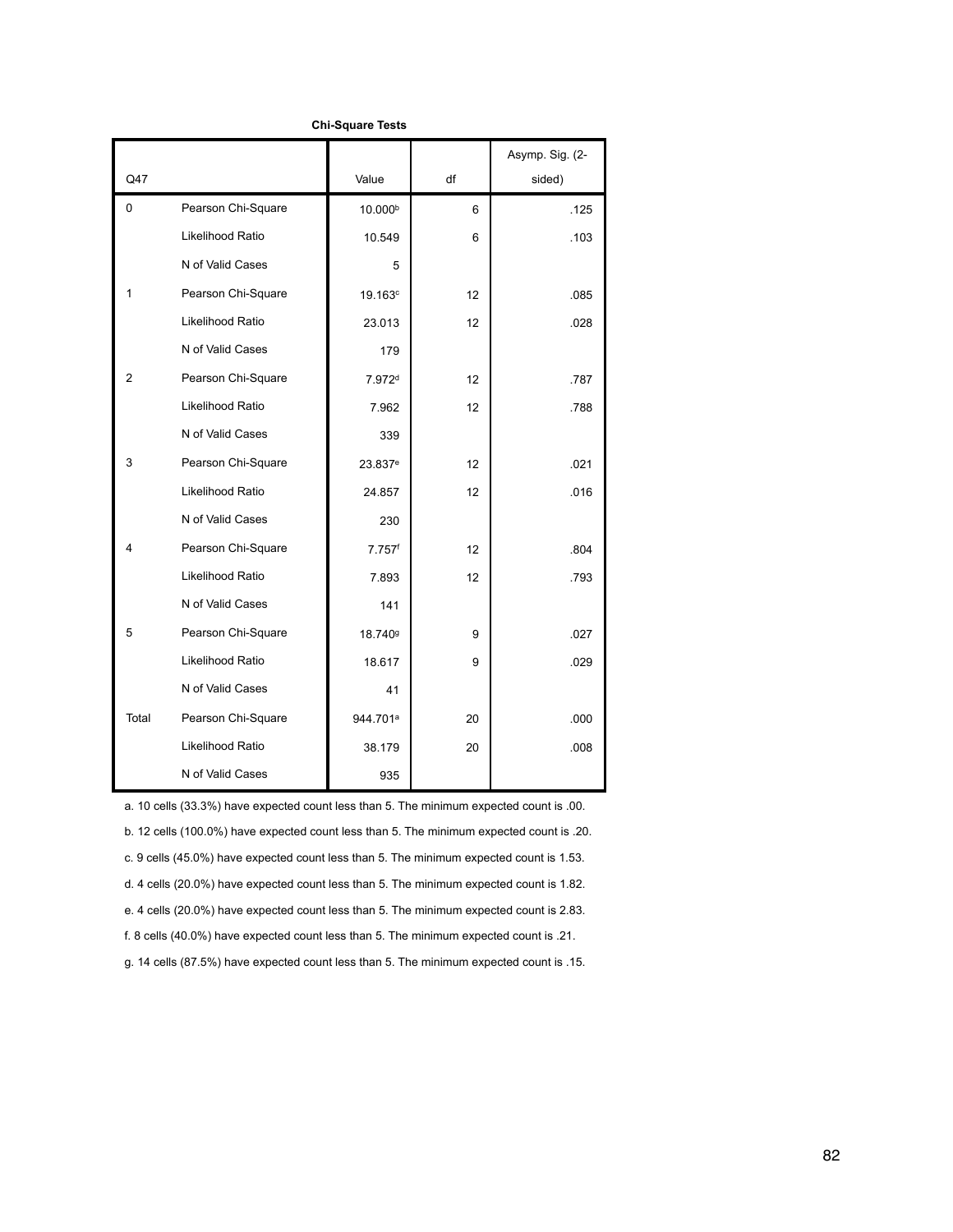**Chi-Square Tests**

| Q47 | | Value | df | Asymp. Sig. (2-sided) |
|---|---|---|---|---|
| 0 | Pearson Chi-Square | 10.000[b] | 6 | .125 |
| | Likelihood Ratio | 10.549 | 6 | .103 |
| | N of Valid Cases | 5 | | |
| 1 | Pearson Chi-Square | 19.163[c] | 12 | .085 |
| | Likelihood Ratio | 23.013 | 12 | .028 |
| | N of Valid Cases | 179 | | |
| 2 | Pearson Chi-Square | 7.972[d] | 12 | .787 |
| | Likelihood Ratio | 7.962 | 12 | .788 |
| | N of Valid Cases | 339 | | |
| 3 | Pearson Chi-Square | 23.837[e] | 12 | .021 |
| | Likelihood Ratio | 24.857 | 12 | .016 |
| | N of Valid Cases | 230 | | |
| 4 | Pearson Chi-Square | 7.757[f] | 12 | .804 |
| | Likelihood Ratio | 7.893 | 12 | .793 |
| | N of Valid Cases | 141 | | |
| 5 | Pearson Chi-Square | 18.740[g] | 9 | .027 |
| | Likelihood Ratio | 18.617 | 9 | .029 |
| | N of Valid Cases | 41 | | |
| Total | Pearson Chi-Square | 944.701[a] | 20 | .000 |
| | Likelihood Ratio | 38.179 | 20 | .008 |
| | N of Valid Cases | 935 | | |

a. 10 cells (33.3%) have expected count less than 5. The minimum expected count is .00.

b. 12 cells (100.0%) have expected count less than 5. The minimum expected count is .20.

c. 9 cells (45.0%) have expected count less than 5. The minimum expected count is 1.53.

d. 4 cells (20.0%) have expected count less than 5. The minimum expected count is 1.82.

e. 4 cells (20.0%) have expected count less than 5. The minimum expected count is 2.83.

f. 8 cells (40.0%) have expected count less than 5. The minimum expected count is .21.

g. 14 cells (87.5%) have expected count less than 5. The minimum expected count is .15.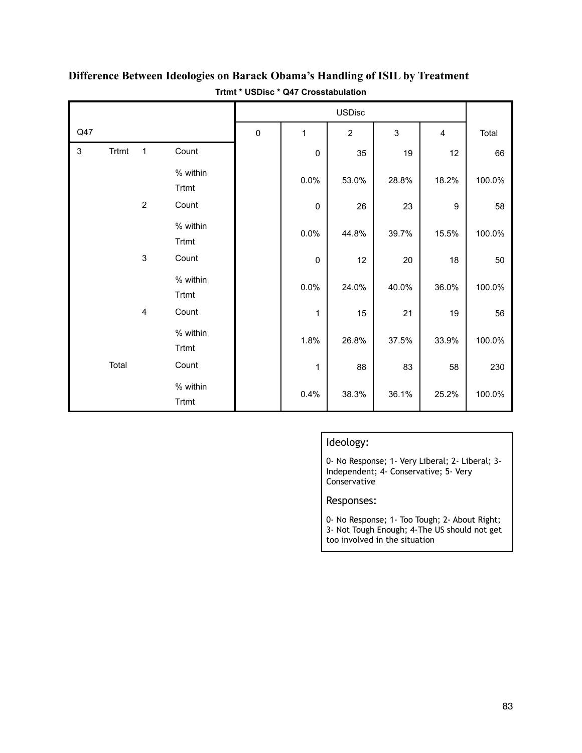## Difference Between Ideologies on Barack Obama's Handling of ISIL by Treatment

**Trtmt * USDisc * Q47 Crosstabulation**

| Q47 | | | | USDisc 0 | 1 | 2 | 3 | 4 | Total |
|---|---|---|---|---|---|---|---|---|---|
| 3 | Trtmt | 1 | Count | | 0 | 35 | 19 | 12 | 66 |
| | | | % within Trtmt | | 0.0% | 53.0% | 28.8% | 18.2% | 100.0% |
| | | 2 | Count | | 0 | 26 | 23 | 9 | 58 |
| | | | % within Trtmt | | 0.0% | 44.8% | 39.7% | 15.5% | 100.0% |
| | | 3 | Count | | 0 | 12 | 20 | 18 | 50 |
| | | | % within Trtmt | | 0.0% | 24.0% | 40.0% | 36.0% | 100.0% |
| | | 4 | Count | | 1 | 15 | 21 | 19 | 56 |
| | | | % within Trtmt | | 1.8% | 26.8% | 37.5% | 33.9% | 100.0% |
| | Total | | Count | | 1 | 88 | 83 | 58 | 230 |
| | | | % within Trtmt | | 0.4% | 38.3% | 36.1% | 25.2% | 100.0% |

Ideology:

0- No Response; 1- Very Liberal; 2- Liberal; 3- Independent; 4- Conservative; 5- Very Conservative

Responses:

0- No Response; 1- Too Tough; 2- About Right; 3- Not Tough Enough; 4-The US should not get too involved in the situation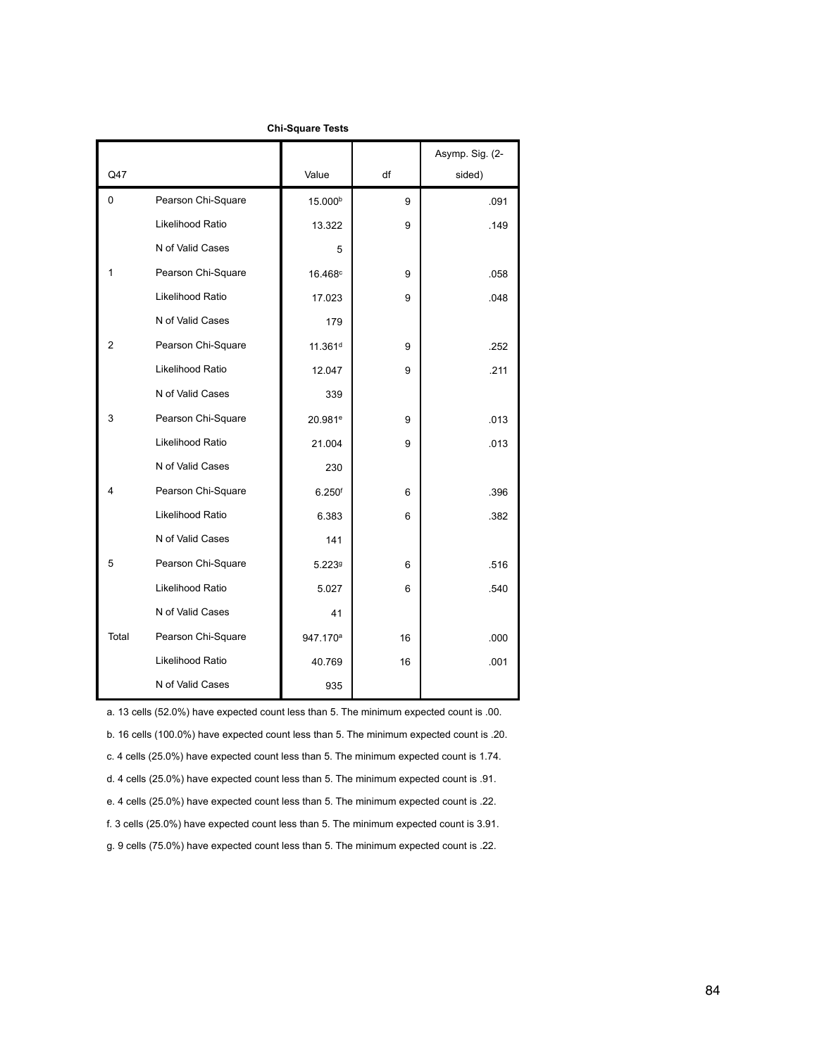**Chi-Square Tests**

| Q47 | | Value | df | Asymp. Sig. (2-sided) |
|---|---|---|---|---|
| 0 | Pearson Chi-Square | 15.000[b] | 9 | .091 |
| | Likelihood Ratio | 13.322 | 9 | .149 |
| | N of Valid Cases | 5 | | |
| 1 | Pearson Chi-Square | 16.468[c] | 9 | .058 |
| | Likelihood Ratio | 17.023 | 9 | .048 |
| | N of Valid Cases | 179 | | |
| 2 | Pearson Chi-Square | 11.361[d] | 9 | .252 |
| | Likelihood Ratio | 12.047 | 9 | .211 |
| | N of Valid Cases | 339 | | |
| 3 | Pearson Chi-Square | 20.981[e] | 9 | .013 |
| | Likelihood Ratio | 21.004 | 9 | .013 |
| | N of Valid Cases | 230 | | |
| 4 | Pearson Chi-Square | 6.250[f] | 6 | .396 |
| | Likelihood Ratio | 6.383 | 6 | .382 |
| | N of Valid Cases | 141 | | |
| 5 | Pearson Chi-Square | 5.223[g] | 6 | .516 |
| | Likelihood Ratio | 5.027 | 6 | .540 |
| | N of Valid Cases | 41 | | |
| Total | Pearson Chi-Square | 947.170[a] | 16 | .000 |
| | Likelihood Ratio | 40.769 | 16 | .001 |
| | N of Valid Cases | 935 | | |

a. 13 cells (52.0%) have expected count less than 5. The minimum expected count is .00.

b. 16 cells (100.0%) have expected count less than 5. The minimum expected count is .20.

c. 4 cells (25.0%) have expected count less than 5. The minimum expected count is 1.74.

d. 4 cells (25.0%) have expected count less than 5. The minimum expected count is .91.

e. 4 cells (25.0%) have expected count less than 5. The minimum expected count is .22.

f. 3 cells (25.0%) have expected count less than 5. The minimum expected count is 3.91.

g. 9 cells (75.0%) have expected count less than 5. The minimum expected count is .22.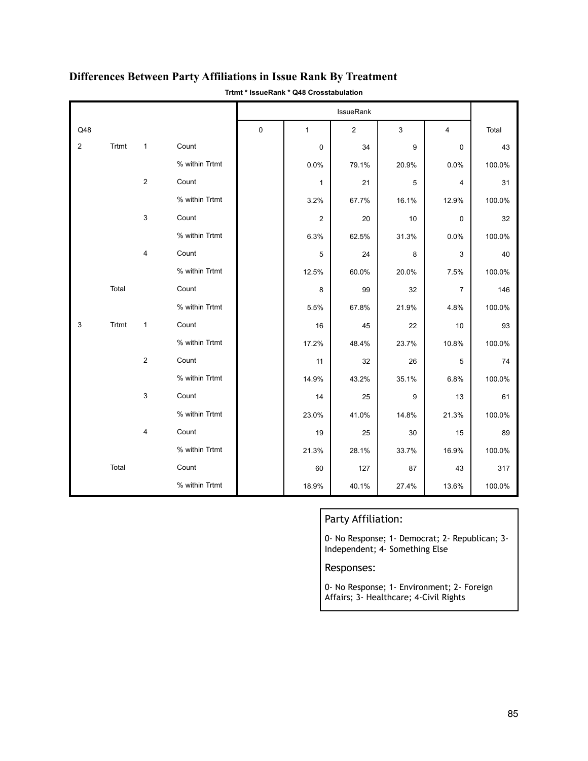## Differences Between Party Affiliations in Issue Rank By Treatment

**Trtmt * IssueRank * Q48 Crosstabulation**

| | | | | IssueRank | | | | | |
|---|---|---|---|---|---|---|---|---|---|
| Q48 | | | | 0 | 1 | 2 | 3 | 4 | Total |
| 2 | Trtmt | 1 | Count | | 0 | 34 | 9 | 0 | 43 |
| | | | % within Trtmt | | 0.0% | 79.1% | 20.9% | 0.0% | 100.0% |
| | | 2 | Count | | 1 | 21 | 5 | 4 | 31 |
| | | | % within Trtmt | | 3.2% | 67.7% | 16.1% | 12.9% | 100.0% |
| | | 3 | Count | | 2 | 20 | 10 | 0 | 32 |
| | | | % within Trtmt | | 6.3% | 62.5% | 31.3% | 0.0% | 100.0% |
| | | 4 | Count | | 5 | 24 | 8 | 3 | 40 |
| | | | % within Trtmt | | 12.5% | 60.0% | 20.0% | 7.5% | 100.0% |
| | Total | | Count | | 8 | 99 | 32 | 7 | 146 |
| | | | % within Trtmt | | 5.5% | 67.8% | 21.9% | 4.8% | 100.0% |
| 3 | Trtmt | 1 | Count | | 16 | 45 | 22 | 10 | 93 |
| | | | % within Trtmt | | 17.2% | 48.4% | 23.7% | 10.8% | 100.0% |
| | | 2 | Count | | 11 | 32 | 26 | 5 | 74 |
| | | | % within Trtmt | | 14.9% | 43.2% | 35.1% | 6.8% | 100.0% |
| | | 3 | Count | | 14 | 25 | 9 | 13 | 61 |
| | | | % within Trtmt | | 23.0% | 41.0% | 14.8% | 21.3% | 100.0% |
| | | 4 | Count | | 19 | 25 | 30 | 15 | 89 |
| | | | % within Trtmt | | 21.3% | 28.1% | 33.7% | 16.9% | 100.0% |
| | Total | | Count | | 60 | 127 | 87 | 43 | 317 |
| | | | % within Trtmt | | 18.9% | 40.1% | 27.4% | 13.6% | 100.0% |

**Party Affiliation:**

0- No Response; 1- Democrat; 2- Republican; 3- Independent; 4- Something Else

**Responses:**

0- No Response; 1- Environment; 2- Foreign Affairs; 3- Healthcare; 4-Civil Rights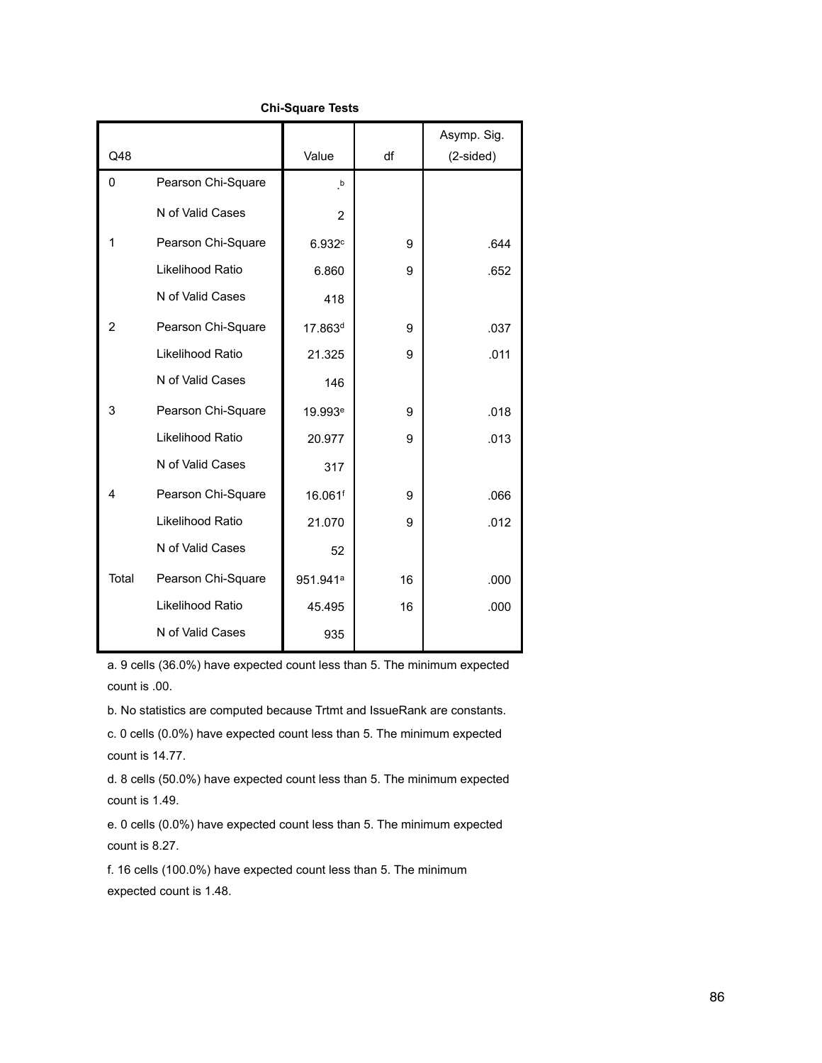**Chi-Square Tests**

| Q48 | | Value | df | Asymp. Sig. (2-sided) |
|---|---|---|---|---|
| 0 | Pearson Chi-Square | .[b] | | |
| | N of Valid Cases | 2 | | |
| 1 | Pearson Chi-Square | 6.932[c] | 9 | .644 |
| | Likelihood Ratio | 6.860 | 9 | .652 |
| | N of Valid Cases | 418 | | |
| 2 | Pearson Chi-Square | 17.863[d] | 9 | .037 |
| | Likelihood Ratio | 21.325 | 9 | .011 |
| | N of Valid Cases | 146 | | |
| 3 | Pearson Chi-Square | 19.993[e] | 9 | .018 |
| | Likelihood Ratio | 20.977 | 9 | .013 |
| | N of Valid Cases | 317 | | |
| 4 | Pearson Chi-Square | 16.061[f] | 9 | .066 |
| | Likelihood Ratio | 21.070 | 9 | .012 |
| | N of Valid Cases | 52 | | |
| Total | Pearson Chi-Square | 951.941[a] | 16 | .000 |
| | Likelihood Ratio | 45.495 | 16 | .000 |
| | N of Valid Cases | 935 | | |

a. 9 cells (36.0%) have expected count less than 5. The minimum expected count is .00.

b. No statistics are computed because Trtmt and IssueRank are constants.

c. 0 cells (0.0%) have expected count less than 5. The minimum expected count is 14.77.

d. 8 cells (50.0%) have expected count less than 5. The minimum expected count is 1.49.

e. 0 cells (0.0%) have expected count less than 5. The minimum expected count is 8.27.

f. 16 cells (100.0%) have expected count less than 5. The minimum expected count is 1.48.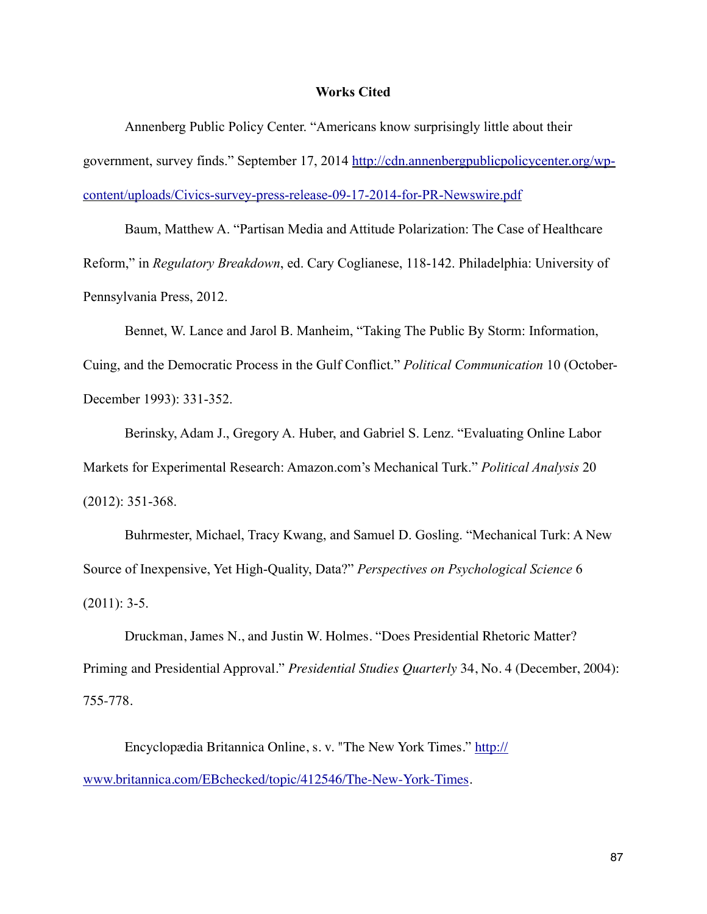**Works Cited**

Annenberg Public Policy Center. "Americans know surprisingly little about their government, survey finds." September 17, 2014 http://cdn.annenbergpublicpolicycenter.org/wp-content/uploads/Civics-survey-press-release-09-17-2014-for-PR-Newswire.pdf

Baum, Matthew A. "Partisan Media and Attitude Polarization: The Case of Healthcare Reform," in *Regulatory Breakdown*, ed. Cary Coglianese, 118-142. Philadelphia: University of Pennsylvania Press, 2012.

Bennet, W. Lance and Jarol B. Manheim, "Taking The Public By Storm: Information, Cuing, and the Democratic Process in the Gulf Conflict." *Political Communication* 10 (October-December 1993): 331-352.

Berinsky, Adam J., Gregory A. Huber, and Gabriel S. Lenz. "Evaluating Online Labor Markets for Experimental Research: Amazon.com's Mechanical Turk." *Political Analysis* 20 (2012): 351-368.

Buhrmester, Michael, Tracy Kwang, and Samuel D. Gosling. "Mechanical Turk: A New Source of Inexpensive, Yet High-Quality, Data?" *Perspectives on Psychological Science* 6 (2011): 3-5.

Druckman, James N., and Justin W. Holmes. "Does Presidential Rhetoric Matter? Priming and Presidential Approval." *Presidential Studies Quarterly* 34, No. 4 (December, 2004): 755-778.

Encyclopædia Britannica Online, s. v. "The New York Times." http://www.britannica.com/EBchecked/topic/412546/The-New-York-Times.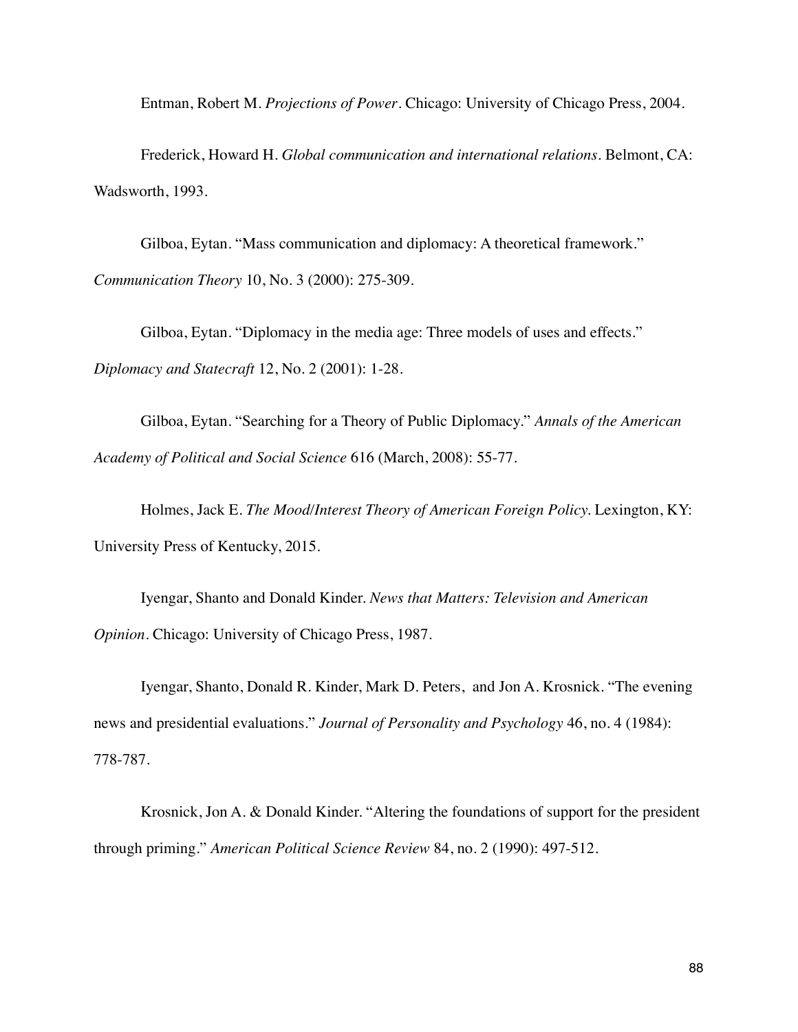Entman, Robert M. *Projections of Power*. Chicago: University of Chicago Press, 2004.

Frederick, Howard H. *Global communication and international relations*. Belmont, CA: Wadsworth, 1993.

Gilboa, Eytan. “Mass communication and diplomacy: A theoretical framework.” *Communication Theory* 10, No. 3 (2000): 275-309.

Gilboa, Eytan. “Diplomacy in the media age: Three models of uses and effects.” *Diplomacy and Statecraft* 12, No. 2 (2001): 1-28.

Gilboa, Eytan. “Searching for a Theory of Public Diplomacy.” *Annals of the American Academy of Political and Social Science* 616 (March, 2008): 55-77.

Holmes, Jack E. *The Mood/Interest Theory of American Foreign Policy.* Lexington, KY: University Press of Kentucky, 2015.

Iyengar, Shanto and Donald Kinder. *News that Matters: Television and American Opinion*. Chicago: University of Chicago Press, 1987.

Iyengar, Shanto, Donald R. Kinder, Mark D. Peters, and Jon A. Krosnick. “The evening news and presidential evaluations.” *Journal of Personality and Psychology* 46, no. 4 (1984): 778-787.

Krosnick, Jon A. & Donald Kinder. “Altering the foundations of support for the president through priming.” *American Political Science Review* 84, no. 2 (1990): 497-512.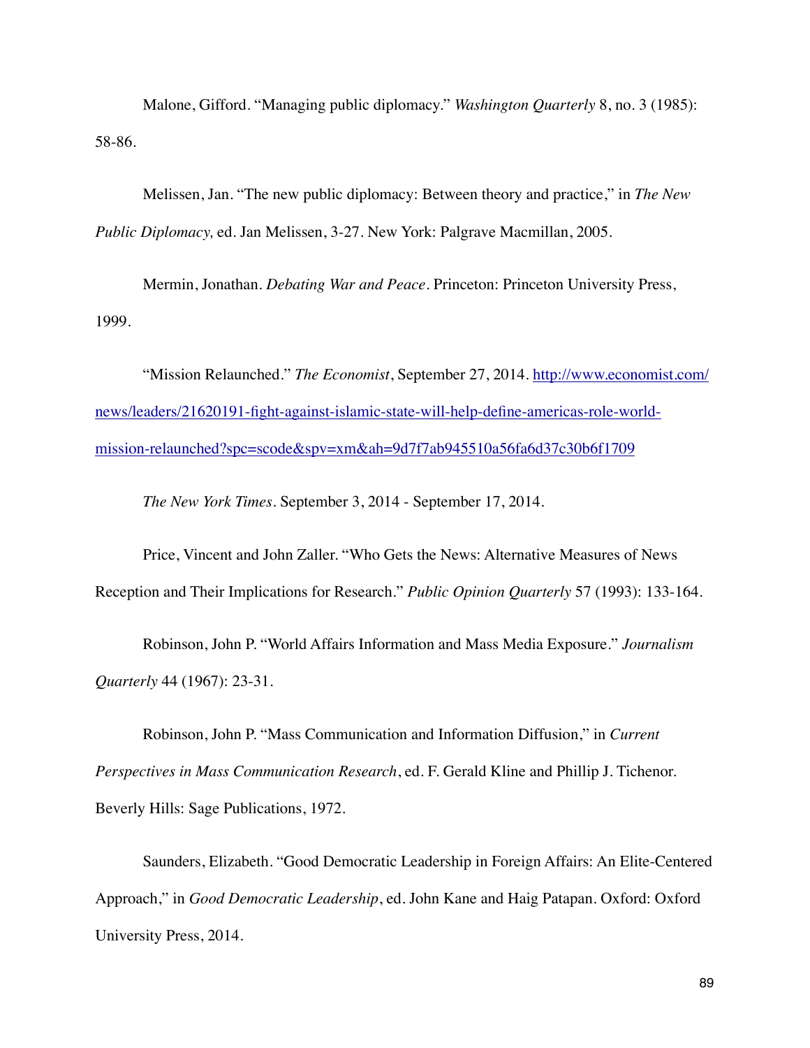Malone, Gifford. “Managing public diplomacy.” *Washington Quarterly* 8, no. 3 (1985): 58-86.

Melissen, Jan. “The new public diplomacy: Between theory and practice,” in *The New Public Diplomacy,* ed. Jan Melissen, 3-27. New York: Palgrave Macmillan, 2005.

Mermin, Jonathan. *Debating War and Peace*. Princeton: Princeton University Press, 1999.

“Mission Relaunched.” *The Economist*, September 27, 2014. [http://www.economist.com/news/leaders/21620191-fight-against-islamic-state-will-help-define-americas-role-world-mission-relaunched?spc=scode&spv=xm&ah=9d7f7ab945510a56fa6d37c30b6f1709](http://www.economist.com/news/leaders/21620191-fight-against-islamic-state-will-help-define-americas-role-world-mission-relaunched?spc=scode&spv=xm&ah=9d7f7ab945510a56fa6d37c30b6f1709)

*The New York Times*. September 3, 2014 - September 17, 2014.

Price, Vincent and John Zaller. “Who Gets the News: Alternative Measures of News Reception and Their Implications for Research.” *Public Opinion Quarterly* 57 (1993): 133-164.

Robinson, John P. “World Affairs Information and Mass Media Exposure.” *Journalism Quarterly* 44 (1967): 23-31.

Robinson, John P. “Mass Communication and Information Diffusion,” in *Current Perspectives in Mass Communication Research*, ed. F. Gerald Kline and Phillip J. Tichenor. Beverly Hills: Sage Publications, 1972.

Saunders, Elizabeth. “Good Democratic Leadership in Foreign Affairs: An Elite-Centered Approach,” in *Good Democratic Leadership*, ed. John Kane and Haig Patapan. Oxford: Oxford University Press, 2014.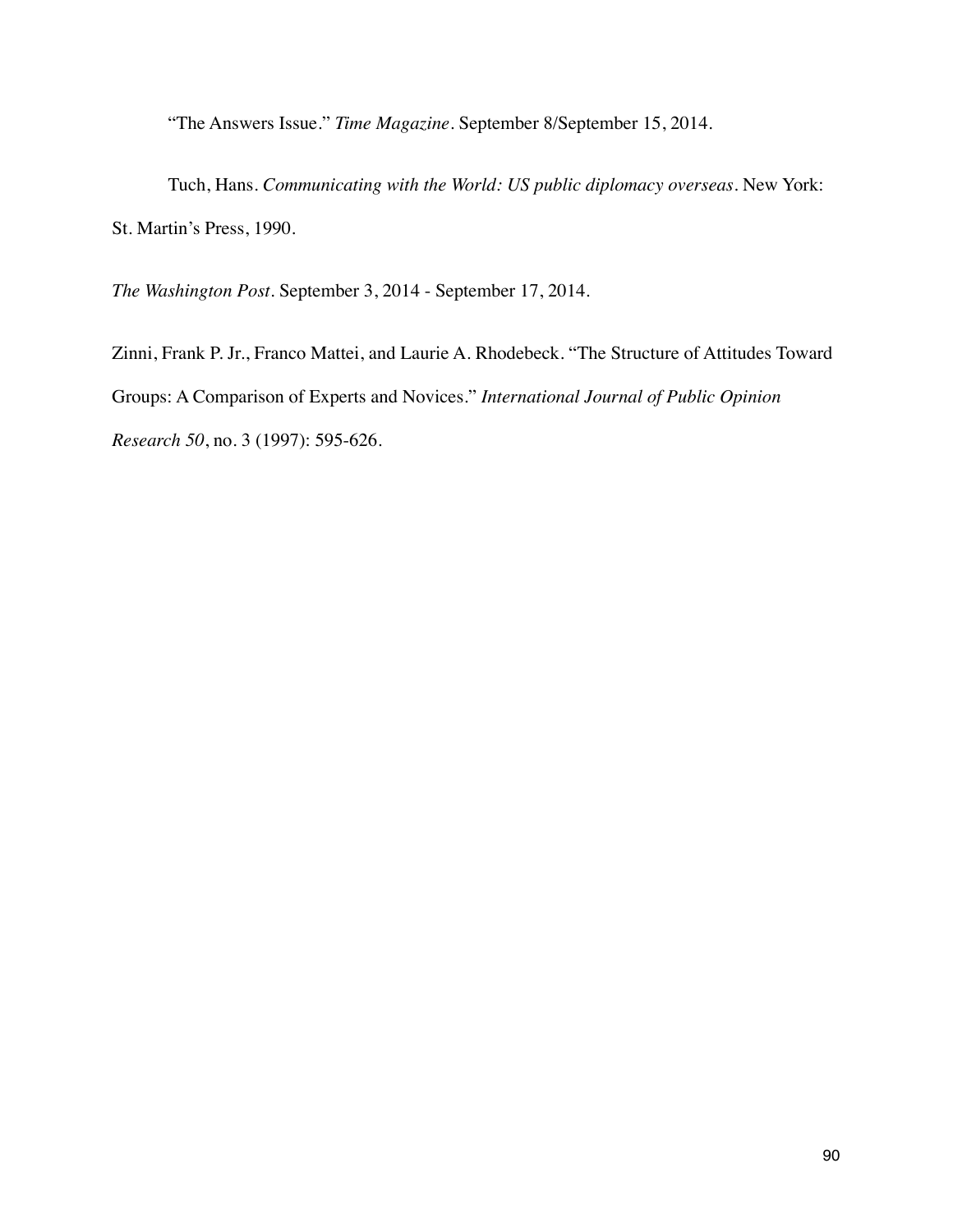“The Answers Issue.” *Time Magazine*. September 8/September 15, 2014.

Tuch, Hans. *Communicating with the World: US public diplomacy overseas*. New York: St. Martin’s Press, 1990.

*The Washington Post*. September 3, 2014 - September 17, 2014.

Zinni, Frank P. Jr., Franco Mattei, and Laurie A. Rhodebeck. “The Structure of Attitudes Toward Groups: A Comparison of Experts and Novices.” *International Journal of Public Opinion Research 50*, no. 3 (1997): 595-626.